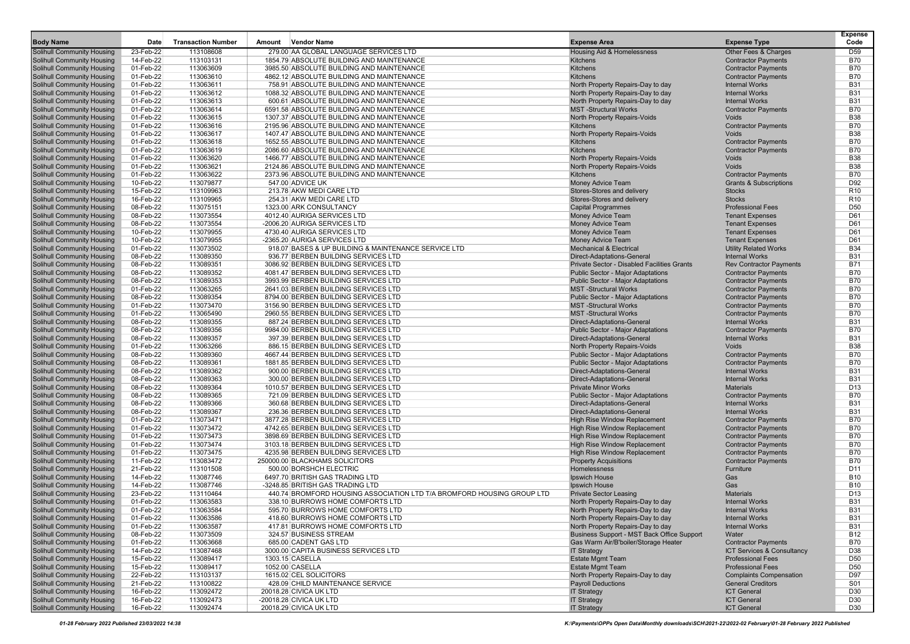| Body Name | Date | Transaction Number | Amount | Vendor Name | Expense Area | Expense Type | Expense Code |
|---|---|---|---|---|---|---|---|
| Solihull Community Housing | 23-Feb-22 | 113108608 | 279.00 | AA GLOBAL LANGUAGE SERVICES LTD | Housing Aid & Homelessness | Other Fees & Charges | D59 |
| Solihull Community Housing | 14-Feb-22 | 113103131 | 1854.79 | ABSOLUTE BUILDING AND MAINTENANCE | Kitchens | Contractor Payments | B70 |
| Solihull Community Housing | 01-Feb-22 | 113063609 | 3985.50 | ABSOLUTE BUILDING AND MAINTENANCE | Kitchens | Contractor Payments | B70 |
| Solihull Community Housing | 01-Feb-22 | 113063610 | 4862.12 | ABSOLUTE BUILDING AND MAINTENANCE | Kitchens | Contractor Payments | B70 |
| Solihull Community Housing | 01-Feb-22 | 113063611 | 758.91 | ABSOLUTE BUILDING AND MAINTENANCE | North Property Repairs-Day to day | Internal Works | B31 |
| Solihull Community Housing | 01-Feb-22 | 113063612 | 1088.32 | ABSOLUTE BUILDING AND MAINTENANCE | North Property Repairs-Day to day | Internal Works | B31 |
| Solihull Community Housing | 01-Feb-22 | 113063613 | 600.61 | ABSOLUTE BUILDING AND MAINTENANCE | North Property Repairs-Day to day | Internal Works | B31 |
| Solihull Community Housing | 01-Feb-22 | 113063614 | 6591.58 | ABSOLUTE BUILDING AND MAINTENANCE | MST -Structural Works | Contractor Payments | B70 |
| Solihull Community Housing | 01-Feb-22 | 113063615 | 1307.37 | ABSOLUTE BUILDING AND MAINTENANCE | North Property Repairs-Voids | Voids | B38 |
| Solihull Community Housing | 01-Feb-22 | 113063616 | 2195.96 | ABSOLUTE BUILDING AND MAINTENANCE | Kitchens | Contractor Payments | B70 |
| Solihull Community Housing | 01-Feb-22 | 113063617 | 1407.47 | ABSOLUTE BUILDING AND MAINTENANCE | North Property Repairs-Voids | Voids | B38 |
| Solihull Community Housing | 01-Feb-22 | 113063618 | 1652.55 | ABSOLUTE BUILDING AND MAINTENANCE | Kitchens | Contractor Payments | B70 |
| Solihull Community Housing | 01-Feb-22 | 113063619 | 2086.60 | ABSOLUTE BUILDING AND MAINTENANCE | Kitchens | Contractor Payments | B70 |
| Solihull Community Housing | 01-Feb-22 | 113063620 | 1466.77 | ABSOLUTE BUILDING AND MAINTENANCE | North Property Repairs-Voids | Voids | B38 |
| Solihull Community Housing | 01-Feb-22 | 113063621 | 2124.86 | ABSOLUTE BUILDING AND MAINTENANCE | North Property Repairs-Voids | Voids | B38 |
| Solihull Community Housing | 01-Feb-22 | 113063622 | 2373.96 | ABSOLUTE BUILDING AND MAINTENANCE | Kitchens | Contractor Payments | B70 |
| Solihull Community Housing | 10-Feb-22 | 113079877 | 547.00 | ADVICE UK | Money Advice Team | Grants & Subscriptions | D92 |
| Solihull Community Housing | 15-Feb-22 | 113109963 | 213.78 | AKW MEDI CARE LTD | Stores-Stores and delivery | Stocks | R10 |
| Solihull Community Housing | 16-Feb-22 | 113109965 | 254.31 | AKW MEDI CARE LTD | Stores-Stores and delivery | Stocks | R10 |
| Solihull Community Housing | 08-Feb-22 | 113075151 | 1323.00 | ARK CONSULTANCY | Capital Programmes | Professional Fees | D50 |
| Solihull Community Housing | 08-Feb-22 | 113073554 | 4012.40 | AURIGA SERVICES LTD | Money Advice Team | Tenant Expenses | D61 |
| Solihull Community Housing | 08-Feb-22 | 113073554 | -2006.20 | AURIGA SERVICES LTD | Money Advice Team | Tenant Expenses | D61 |
| Solihull Community Housing | 10-Feb-22 | 113079955 | 4730.40 | AURIGA SERVICES LTD | Money Advice Team | Tenant Expenses | D61 |
| Solihull Community Housing | 10-Feb-22 | 113079955 | -2365.20 | AURIGA SERVICES LTD | Money Advice Team | Tenant Expenses | D61 |
| Solihull Community Housing | 01-Feb-22 | 113073502 | 918.07 | BASES & UP BUILDING & MAINTENANCE SERVICE LTD | Mechanical & Electrical | Utility Related Works | B34 |
| Solihull Community Housing | 08-Feb-22 | 113089350 | 936.77 | BERBEN BUILDING SERVICES LTD | Direct-Adaptations-General | Internal Works | B31 |
| Solihull Community Housing | 08-Feb-22 | 113089351 | 3086.92 | BERBEN BUILDING SERVICES LTD | Private Sector - Disabled Facilities Grants | Rev Contractor Payments | B71 |
| Solihull Community Housing | 08-Feb-22 | 113089352 | 4081.47 | BERBEN BUILDING SERVICES LTD | Public Sector - Major Adaptations | Contractor Payments | B70 |
| Solihull Community Housing | 08-Feb-22 | 113089353 | 3993.99 | BERBEN BUILDING SERVICES LTD | Public Sector - Major Adaptations | Contractor Payments | B70 |
| Solihull Community Housing | 01-Feb-22 | 113063265 | 2641.03 | BERBEN BUILDING SERVICES LTD | MST -Structural Works | Contractor Payments | B70 |
| Solihull Community Housing | 08-Feb-22 | 113089354 | 8794.00 | BERBEN BUILDING SERVICES LTD | Public Sector - Major Adaptations | Contractor Payments | B70 |
| Solihull Community Housing | 01-Feb-22 | 113073470 | 3156.90 | BERBEN BUILDING SERVICES LTD | MST -Structural Works | Contractor Payments | B70 |
| Solihull Community Housing | 01-Feb-22 | 113065490 | 2960.55 | BERBEN BUILDING SERVICES LTD | MST -Structural Works | Contractor Payments | B70 |
| Solihull Community Housing | 08-Feb-22 | 113089355 | 887.24 | BERBEN BUILDING SERVICES LTD | Direct-Adaptations-General | Internal Works | B31 |
| Solihull Community Housing | 08-Feb-22 | 113089356 | 9984.00 | BERBEN BUILDING SERVICES LTD | Public Sector - Major Adaptations | Contractor Payments | B70 |
| Solihull Community Housing | 08-Feb-22 | 113089357 | 397.39 | BERBEN BUILDING SERVICES LTD | Direct-Adaptations-General | Internal Works | B31 |
| Solihull Community Housing | 01-Feb-22 | 113063266 | 886.15 | BERBEN BUILDING SERVICES LTD | North Property Repairs-Voids | Voids | B38 |
| Solihull Community Housing | 08-Feb-22 | 113089360 | 4667.44 | BERBEN BUILDING SERVICES LTD | Public Sector - Major Adaptations | Contractor Payments | B70 |
| Solihull Community Housing | 08-Feb-22 | 113089361 | 1881.85 | BERBEN BUILDING SERVICES LTD | Public Sector - Major Adaptations | Contractor Payments | B70 |
| Solihull Community Housing | 08-Feb-22 | 113089362 | 900.00 | BERBEN BUILDING SERVICES LTD | Direct-Adaptations-General | Internal Works | B31 |
| Solihull Community Housing | 08-Feb-22 | 113089363 | 300.00 | BERBEN BUILDING SERVICES LTD | Direct-Adaptations-General | Internal Works | B31 |
| Solihull Community Housing | 08-Feb-22 | 113089364 | 1010.57 | BERBEN BUILDING SERVICES LTD | Private Minor Works | Materials | D13 |
| Solihull Community Housing | 08-Feb-22 | 113089365 | 721.09 | BERBEN BUILDING SERVICES LTD | Public Sector - Major Adaptations | Contractor Payments | B70 |
| Solihull Community Housing | 08-Feb-22 | 113089366 | 360.68 | BERBEN BUILDING SERVICES LTD | Direct-Adaptations-General | Internal Works | B31 |
| Solihull Community Housing | 08-Feb-22 | 113089367 | 236.36 | BERBEN BUILDING SERVICES LTD | Direct-Adaptations-General | Internal Works | B31 |
| Solihull Community Housing | 01-Feb-22 | 113073471 | 3877.28 | BERBEN BUILDING SERVICES LTD | High Rise Window Replacement | Contractor Payments | B70 |
| Solihull Community Housing | 01-Feb-22 | 113073472 | 4742.65 | BERBEN BUILDING SERVICES LTD | High Rise Window Replacement | Contractor Payments | B70 |
| Solihull Community Housing | 01-Feb-22 | 113073473 | 3898.69 | BERBEN BUILDING SERVICES LTD | High Rise Window Replacement | Contractor Payments | B70 |
| Solihull Community Housing | 01-Feb-22 | 113073474 | 3103.18 | BERBEN BUILDING SERVICES LTD | High Rise Window Replacement | Contractor Payments | B70 |
| Solihull Community Housing | 01-Feb-22 | 113073475 | 4235.98 | BERBEN BUILDING SERVICES LTD | High Rise Window Replacement | Contractor Payments | B70 |
| Solihull Community Housing | 11-Feb-22 | 113083472 | 250000.00 | BLACKHAMS SOLICITORS | Property Acquisitions | Contractor Payments | B70 |
| Solihull Community Housing | 21-Feb-22 | 113101508 | 500.00 | BORSHCH ELECTRIC | Homelessness | Furniture | D11 |
| Solihull Community Housing | 14-Feb-22 | 113087746 | 6497.70 | BRITISH GAS TRADING LTD | Ipswich House | Gas | B10 |
| Solihull Community Housing | 14-Feb-22 | 113087746 | -3248.85 | BRITISH GAS TRADING LTD | Ipswich House | Gas | B10 |
| Solihull Community Housing | 23-Feb-22 | 113110464 | 440.74 | BROMFORD HOUSING ASSOCIATION LTD T/A BROMFORD HOUSING GROUP LTD | Private Sector Leasing | Materials | D13 |
| Solihull Community Housing | 01-Feb-22 | 113063583 | 338.10 | BURROWS HOME COMFORTS LTD | North Property Repairs-Day to day | Internal Works | B31 |
| Solihull Community Housing | 01-Feb-22 | 113063584 | 595.70 | BURROWS HOME COMFORTS LTD | North Property Repairs-Day to day | Internal Works | B31 |
| Solihull Community Housing | 01-Feb-22 | 113063586 | 418.60 | BURROWS HOME COMFORTS LTD | North Property Repairs-Day to day | Internal Works | B31 |
| Solihull Community Housing | 01-Feb-22 | 113063587 | 417.81 | BURROWS HOME COMFORTS LTD | North Property Repairs-Day to day | Internal Works | B31 |
| Solihull Community Housing | 08-Feb-22 | 113073509 | 324.57 | BUSINESS STREAM | Business Support - MST Back Office Support | Water | B12 |
| Solihull Community Housing | 01-Feb-22 | 113063668 | 685.00 | CADENT GAS LTD | Gas Warm Air/B'boiler/Storage Heater | Contractor Payments | B70 |
| Solihull Community Housing | 14-Feb-22 | 113087468 | 3000.00 | CAPITA BUSINESS SERVICES LTD | IT Strategy | ICT Services & Consultancy | D38 |
| Solihull Community Housing | 15-Feb-22 | 113089417 | 1303.15 | CASELLA | Estate Mgmt Team | Professional Fees | D50 |
| Solihull Community Housing | 15-Feb-22 | 113089417 | 1052.00 | CASELLA | Estate Mgmt Team | Professional Fees | D50 |
| Solihull Community Housing | 22-Feb-22 | 113103137 | 1615.02 | CEL SOLICITORS | North Property Repairs-Day to day | Complaints Compensation | D97 |
| Solihull Community Housing | 21-Feb-22 | 113100822 | 428.09 | CHILD MAINTENANCE SERVICE | Payroll Deductions | General Creditors | S01 |
| Solihull Community Housing | 16-Feb-22 | 113092472 | 20018.28 | CIVICA UK LTD | IT Strategy | ICT General | D30 |
| Solihull Community Housing | 16-Feb-22 | 113092473 | -20018.28 | CIVICA UK LTD | IT Strategy | ICT General | D30 |
| Solihull Community Housing | 16-Feb-22 | 113092474 | 20018.29 | CIVICA UK LTD | IT Strategy | ICT General | D30 |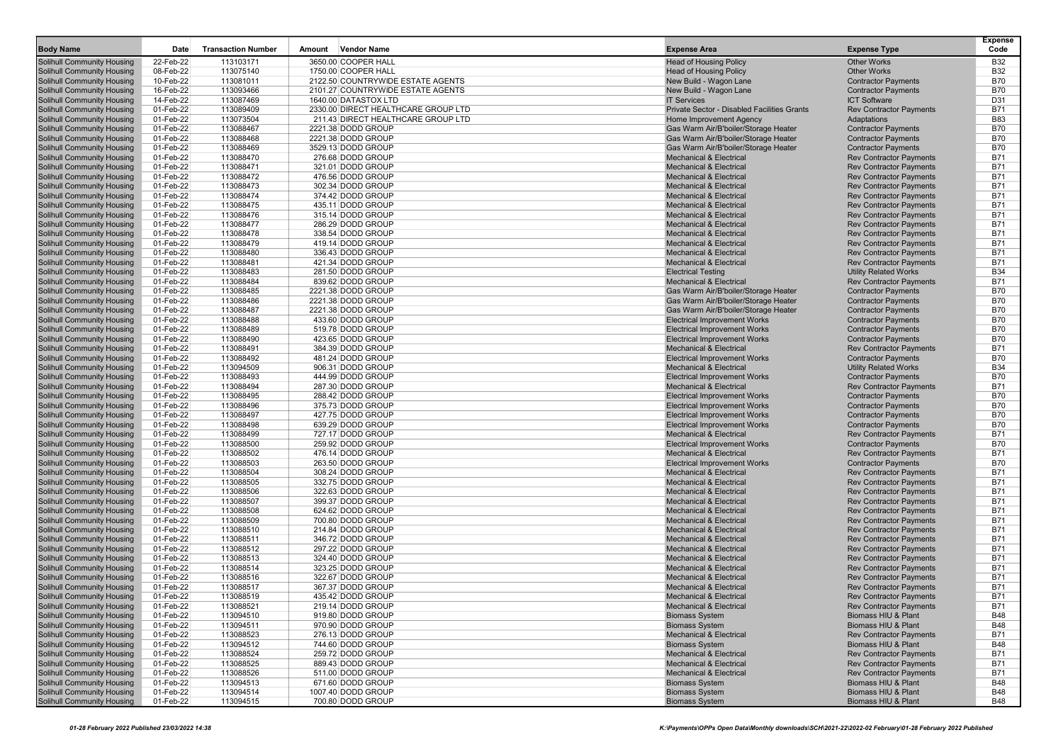| Body Name | Date | Transaction Number | Amount | Vendor Name | Expense Area | Expense Type | Expense Code |
|---|---|---|---|---|---|---|---|
| Solihull Community Housing | 22-Feb-22 | 113103171 | 3650.00 | COOPER HALL | Head of Housing Policy | Other Works | B32 |
| Solihull Community Housing | 08-Feb-22 | 113075140 | 1750.00 | COOPER HALL | Head of Housing Policy | Other Works | B32 |
| Solihull Community Housing | 10-Feb-22 | 113081011 | 2122.50 | COUNTRYWIDE ESTATE AGENTS | New Build - Wagon Lane | Contractor Payments | B70 |
| Solihull Community Housing | 16-Feb-22 | 113093466 | 2101.27 | COUNTRYWIDE ESTATE AGENTS | New Build - Wagon Lane | Contractor Payments | B70 |
| Solihull Community Housing | 14-Feb-22 | 113087469 | 1640.00 | DATASTOX LTD | IT Services | ICT Software | D31 |
| Solihull Community Housing | 01-Feb-22 | 113089409 | 2330.00 | DIRECT HEALTHCARE GROUP LTD | Private Sector - Disabled Facilities Grants | Rev Contractor Payments | B71 |
| Solihull Community Housing | 01-Feb-22 | 113073504 | 211.43 | DIRECT HEALTHCARE GROUP LTD | Home Improvement Agency | Adaptations | B83 |
| Solihull Community Housing | 01-Feb-22 | 113088467 | 2221.38 | DODD GROUP | Gas Warm Air/B'boiler/Storage Heater | Contractor Payments | B70 |
| Solihull Community Housing | 01-Feb-22 | 113088468 | 2221.38 | DODD GROUP | Gas Warm Air/B'boiler/Storage Heater | Contractor Payments | B70 |
| Solihull Community Housing | 01-Feb-22 | 113088469 | 3529.13 | DODD GROUP | Gas Warm Air/B'boiler/Storage Heater | Contractor Payments | B70 |
| Solihull Community Housing | 01-Feb-22 | 113088470 | 276.68 | DODD GROUP | Mechanical & Electrical | Rev Contractor Payments | B71 |
| Solihull Community Housing | 01-Feb-22 | 113088471 | 321.01 | DODD GROUP | Mechanical & Electrical | Rev Contractor Payments | B71 |
| Solihull Community Housing | 01-Feb-22 | 113088472 | 476.56 | DODD GROUP | Mechanical & Electrical | Rev Contractor Payments | B71 |
| Solihull Community Housing | 01-Feb-22 | 113088473 | 302.34 | DODD GROUP | Mechanical & Electrical | Rev Contractor Payments | B71 |
| Solihull Community Housing | 01-Feb-22 | 113088474 | 374.42 | DODD GROUP | Mechanical & Electrical | Rev Contractor Payments | B71 |
| Solihull Community Housing | 01-Feb-22 | 113088475 | 435.11 | DODD GROUP | Mechanical & Electrical | Rev Contractor Payments | B71 |
| Solihull Community Housing | 01-Feb-22 | 113088476 | 315.14 | DODD GROUP | Mechanical & Electrical | Rev Contractor Payments | B71 |
| Solihull Community Housing | 01-Feb-22 | 113088477 | 286.29 | DODD GROUP | Mechanical & Electrical | Rev Contractor Payments | B71 |
| Solihull Community Housing | 01-Feb-22 | 113088478 | 338.54 | DODD GROUP | Mechanical & Electrical | Rev Contractor Payments | B71 |
| Solihull Community Housing | 01-Feb-22 | 113088479 | 419.14 | DODD GROUP | Mechanical & Electrical | Rev Contractor Payments | B71 |
| Solihull Community Housing | 01-Feb-22 | 113088480 | 336.43 | DODD GROUP | Mechanical & Electrical | Rev Contractor Payments | B71 |
| Solihull Community Housing | 01-Feb-22 | 113088481 | 421.34 | DODD GROUP | Mechanical & Electrical | Rev Contractor Payments | B71 |
| Solihull Community Housing | 01-Feb-22 | 113088483 | 281.50 | DODD GROUP | Electrical Testing | Utility Related Works | B34 |
| Solihull Community Housing | 01-Feb-22 | 113088484 | 839.62 | DODD GROUP | Mechanical & Electrical | Rev Contractor Payments | B71 |
| Solihull Community Housing | 01-Feb-22 | 113088485 | 2221.38 | DODD GROUP | Gas Warm Air/B'boiler/Storage Heater | Contractor Payments | B70 |
| Solihull Community Housing | 01-Feb-22 | 113088486 | 2221.38 | DODD GROUP | Gas Warm Air/B'boiler/Storage Heater | Contractor Payments | B70 |
| Solihull Community Housing | 01-Feb-22 | 113088487 | 2221.38 | DODD GROUP | Gas Warm Air/B'boiler/Storage Heater | Contractor Payments | B70 |
| Solihull Community Housing | 01-Feb-22 | 113088488 | 433.60 | DODD GROUP | Electrical Improvement Works | Contractor Payments | B70 |
| Solihull Community Housing | 01-Feb-22 | 113088489 | 519.78 | DODD GROUP | Electrical Improvement Works | Contractor Payments | B70 |
| Solihull Community Housing | 01-Feb-22 | 113088490 | 423.65 | DODD GROUP | Electrical Improvement Works | Contractor Payments | B70 |
| Solihull Community Housing | 01-Feb-22 | 113088491 | 384.39 | DODD GROUP | Mechanical & Electrical | Rev Contractor Payments | B71 |
| Solihull Community Housing | 01-Feb-22 | 113088492 | 481.24 | DODD GROUP | Electrical Improvement Works | Contractor Payments | B70 |
| Solihull Community Housing | 01-Feb-22 | 113094509 | 906.31 | DODD GROUP | Mechanical & Electrical | Utility Related Works | B34 |
| Solihull Community Housing | 01-Feb-22 | 113088493 | 444.99 | DODD GROUP | Electrical Improvement Works | Contractor Payments | B70 |
| Solihull Community Housing | 01-Feb-22 | 113088494 | 287.30 | DODD GROUP | Mechanical & Electrical | Rev Contractor Payments | B71 |
| Solihull Community Housing | 01-Feb-22 | 113088495 | 288.42 | DODD GROUP | Electrical Improvement Works | Contractor Payments | B70 |
| Solihull Community Housing | 01-Feb-22 | 113088496 | 375.73 | DODD GROUP | Electrical Improvement Works | Contractor Payments | B70 |
| Solihull Community Housing | 01-Feb-22 | 113088497 | 427.75 | DODD GROUP | Electrical Improvement Works | Contractor Payments | B70 |
| Solihull Community Housing | 01-Feb-22 | 113088498 | 639.29 | DODD GROUP | Electrical Improvement Works | Contractor Payments | B70 |
| Solihull Community Housing | 01-Feb-22 | 113088499 | 727.17 | DODD GROUP | Mechanical & Electrical | Rev Contractor Payments | B71 |
| Solihull Community Housing | 01-Feb-22 | 113088500 | 259.92 | DODD GROUP | Electrical Improvement Works | Contractor Payments | B70 |
| Solihull Community Housing | 01-Feb-22 | 113088502 | 476.14 | DODD GROUP | Mechanical & Electrical | Rev Contractor Payments | B71 |
| Solihull Community Housing | 01-Feb-22 | 113088503 | 263.50 | DODD GROUP | Electrical Improvement Works | Contractor Payments | B70 |
| Solihull Community Housing | 01-Feb-22 | 113088504 | 308.24 | DODD GROUP | Mechanical & Electrical | Rev Contractor Payments | B71 |
| Solihull Community Housing | 01-Feb-22 | 113088505 | 332.75 | DODD GROUP | Mechanical & Electrical | Rev Contractor Payments | B71 |
| Solihull Community Housing | 01-Feb-22 | 113088506 | 322.63 | DODD GROUP | Mechanical & Electrical | Rev Contractor Payments | B71 |
| Solihull Community Housing | 01-Feb-22 | 113088507 | 399.37 | DODD GROUP | Mechanical & Electrical | Rev Contractor Payments | B71 |
| Solihull Community Housing | 01-Feb-22 | 113088508 | 624.62 | DODD GROUP | Mechanical & Electrical | Rev Contractor Payments | B71 |
| Solihull Community Housing | 01-Feb-22 | 113088509 | 700.80 | DODD GROUP | Mechanical & Electrical | Rev Contractor Payments | B71 |
| Solihull Community Housing | 01-Feb-22 | 113088510 | 214.84 | DODD GROUP | Mechanical & Electrical | Rev Contractor Payments | B71 |
| Solihull Community Housing | 01-Feb-22 | 113088511 | 346.72 | DODD GROUP | Mechanical & Electrical | Rev Contractor Payments | B71 |
| Solihull Community Housing | 01-Feb-22 | 113088512 | 297.22 | DODD GROUP | Mechanical & Electrical | Rev Contractor Payments | B71 |
| Solihull Community Housing | 01-Feb-22 | 113088513 | 324.40 | DODD GROUP | Mechanical & Electrical | Rev Contractor Payments | B71 |
| Solihull Community Housing | 01-Feb-22 | 113088514 | 323.25 | DODD GROUP | Mechanical & Electrical | Rev Contractor Payments | B71 |
| Solihull Community Housing | 01-Feb-22 | 113088516 | 322.67 | DODD GROUP | Mechanical & Electrical | Rev Contractor Payments | B71 |
| Solihull Community Housing | 01-Feb-22 | 113088517 | 367.37 | DODD GROUP | Mechanical & Electrical | Rev Contractor Payments | B71 |
| Solihull Community Housing | 01-Feb-22 | 113088519 | 435.42 | DODD GROUP | Mechanical & Electrical | Rev Contractor Payments | B71 |
| Solihull Community Housing | 01-Feb-22 | 113088521 | 219.14 | DODD GROUP | Mechanical & Electrical | Rev Contractor Payments | B71 |
| Solihull Community Housing | 01-Feb-22 | 113094510 | 919.80 | DODD GROUP | Biomass System | Biomass HIU & Plant | B48 |
| Solihull Community Housing | 01-Feb-22 | 113094511 | 970.90 | DODD GROUP | Biomass System | Biomass HIU & Plant | B48 |
| Solihull Community Housing | 01-Feb-22 | 113088523 | 276.13 | DODD GROUP | Mechanical & Electrical | Rev Contractor Payments | B71 |
| Solihull Community Housing | 01-Feb-22 | 113094512 | 744.60 | DODD GROUP | Biomass System | Biomass HIU & Plant | B48 |
| Solihull Community Housing | 01-Feb-22 | 113088524 | 259.72 | DODD GROUP | Mechanical & Electrical | Rev Contractor Payments | B71 |
| Solihull Community Housing | 01-Feb-22 | 113088525 | 889.43 | DODD GROUP | Mechanical & Electrical | Rev Contractor Payments | B71 |
| Solihull Community Housing | 01-Feb-22 | 113088526 | 511.00 | DODD GROUP | Mechanical & Electrical | Rev Contractor Payments | B71 |
| Solihull Community Housing | 01-Feb-22 | 113094513 | 671.60 | DODD GROUP | Biomass System | Biomass HIU & Plant | B48 |
| Solihull Community Housing | 01-Feb-22 | 113094514 | 1007.40 | DODD GROUP | Biomass System | Biomass HIU & Plant | B48 |
| Solihull Community Housing | 01-Feb-22 | 113094515 | 700.80 | DODD GROUP | Biomass System | Biomass HIU & Plant | B48 |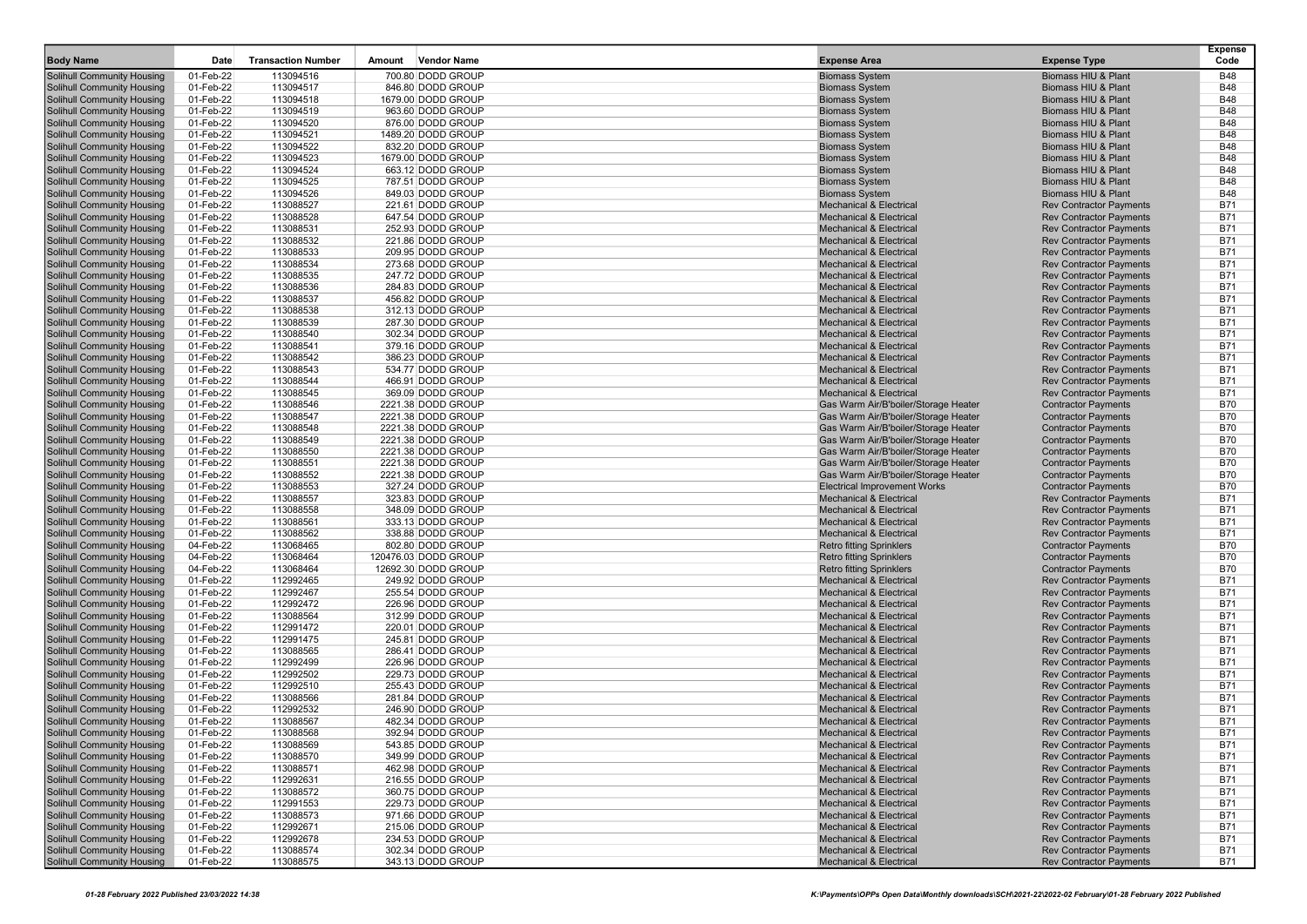| Body Name | Date | Transaction Number | Amount | Vendor Name | Expense Area | Expense Type | Expense Code |
|---|---|---|---|---|---|---|---|
| Solihull Community Housing | 01-Feb-22 | 113094516 | 700.80 | DODD GROUP | Biomass System | Biomass HIU & Plant | B48 |
| Solihull Community Housing | 01-Feb-22 | 113094517 | 846.80 | DODD GROUP | Biomass System | Biomass HIU & Plant | B48 |
| Solihull Community Housing | 01-Feb-22 | 113094518 | 1679.00 | DODD GROUP | Biomass System | Biomass HIU & Plant | B48 |
| Solihull Community Housing | 01-Feb-22 | 113094519 | 963.60 | DODD GROUP | Biomass System | Biomass HIU & Plant | B48 |
| Solihull Community Housing | 01-Feb-22 | 113094520 | 876.00 | DODD GROUP | Biomass System | Biomass HIU & Plant | B48 |
| Solihull Community Housing | 01-Feb-22 | 113094521 | 1489.20 | DODD GROUP | Biomass System | Biomass HIU & Plant | B48 |
| Solihull Community Housing | 01-Feb-22 | 113094522 | 832.20 | DODD GROUP | Biomass System | Biomass HIU & Plant | B48 |
| Solihull Community Housing | 01-Feb-22 | 113094523 | 1679.00 | DODD GROUP | Biomass System | Biomass HIU & Plant | B48 |
| Solihull Community Housing | 01-Feb-22 | 113094524 | 663.12 | DODD GROUP | Biomass System | Biomass HIU & Plant | B48 |
| Solihull Community Housing | 01-Feb-22 | 113094525 | 787.51 | DODD GROUP | Biomass System | Biomass HIU & Plant | B48 |
| Solihull Community Housing | 01-Feb-22 | 113094526 | 849.03 | DODD GROUP | Biomass System | Biomass HIU & Plant | B48 |
| Solihull Community Housing | 01-Feb-22 | 113088527 | 221.61 | DODD GROUP | Mechanical & Electrical | Rev Contractor Payments | B71 |
| Solihull Community Housing | 01-Feb-22 | 113088528 | 647.54 | DODD GROUP | Mechanical & Electrical | Rev Contractor Payments | B71 |
| Solihull Community Housing | 01-Feb-22 | 113088531 | 252.93 | DODD GROUP | Mechanical & Electrical | Rev Contractor Payments | B71 |
| Solihull Community Housing | 01-Feb-22 | 113088532 | 221.86 | DODD GROUP | Mechanical & Electrical | Rev Contractor Payments | B71 |
| Solihull Community Housing | 01-Feb-22 | 113088533 | 209.95 | DODD GROUP | Mechanical & Electrical | Rev Contractor Payments | B71 |
| Solihull Community Housing | 01-Feb-22 | 113088534 | 273.68 | DODD GROUP | Mechanical & Electrical | Rev Contractor Payments | B71 |
| Solihull Community Housing | 01-Feb-22 | 113088535 | 247.72 | DODD GROUP | Mechanical & Electrical | Rev Contractor Payments | B71 |
| Solihull Community Housing | 01-Feb-22 | 113088536 | 284.83 | DODD GROUP | Mechanical & Electrical | Rev Contractor Payments | B71 |
| Solihull Community Housing | 01-Feb-22 | 113088537 | 456.82 | DODD GROUP | Mechanical & Electrical | Rev Contractor Payments | B71 |
| Solihull Community Housing | 01-Feb-22 | 113088538 | 312.13 | DODD GROUP | Mechanical & Electrical | Rev Contractor Payments | B71 |
| Solihull Community Housing | 01-Feb-22 | 113088539 | 287.30 | DODD GROUP | Mechanical & Electrical | Rev Contractor Payments | B71 |
| Solihull Community Housing | 01-Feb-22 | 113088540 | 302.34 | DODD GROUP | Mechanical & Electrical | Rev Contractor Payments | B71 |
| Solihull Community Housing | 01-Feb-22 | 113088541 | 379.16 | DODD GROUP | Mechanical & Electrical | Rev Contractor Payments | B71 |
| Solihull Community Housing | 01-Feb-22 | 113088542 | 386.23 | DODD GROUP | Mechanical & Electrical | Rev Contractor Payments | B71 |
| Solihull Community Housing | 01-Feb-22 | 113088543 | 534.77 | DODD GROUP | Mechanical & Electrical | Rev Contractor Payments | B71 |
| Solihull Community Housing | 01-Feb-22 | 113088544 | 466.91 | DODD GROUP | Mechanical & Electrical | Rev Contractor Payments | B71 |
| Solihull Community Housing | 01-Feb-22 | 113088545 | 369.09 | DODD GROUP | Mechanical & Electrical | Rev Contractor Payments | B71 |
| Solihull Community Housing | 01-Feb-22 | 113088546 | 2221.38 | DODD GROUP | Gas Warm Air/B'boiler/Storage Heater | Contractor Payments | B70 |
| Solihull Community Housing | 01-Feb-22 | 113088547 | 2221.38 | DODD GROUP | Gas Warm Air/B'boiler/Storage Heater | Contractor Payments | B70 |
| Solihull Community Housing | 01-Feb-22 | 113088548 | 2221.38 | DODD GROUP | Gas Warm Air/B'boiler/Storage Heater | Contractor Payments | B70 |
| Solihull Community Housing | 01-Feb-22 | 113088549 | 2221.38 | DODD GROUP | Gas Warm Air/B'boiler/Storage Heater | Contractor Payments | B70 |
| Solihull Community Housing | 01-Feb-22 | 113088550 | 2221.38 | DODD GROUP | Gas Warm Air/B'boiler/Storage Heater | Contractor Payments | B70 |
| Solihull Community Housing | 01-Feb-22 | 113088551 | 2221.38 | DODD GROUP | Gas Warm Air/B'boiler/Storage Heater | Contractor Payments | B70 |
| Solihull Community Housing | 01-Feb-22 | 113088552 | 2221.38 | DODD GROUP | Gas Warm Air/B'boiler/Storage Heater | Contractor Payments | B70 |
| Solihull Community Housing | 01-Feb-22 | 113088553 | 327.24 | DODD GROUP | Electrical Improvement Works | Contractor Payments | B70 |
| Solihull Community Housing | 01-Feb-22 | 113088557 | 323.83 | DODD GROUP | Mechanical & Electrical | Rev Contractor Payments | B71 |
| Solihull Community Housing | 01-Feb-22 | 113088558 | 348.09 | DODD GROUP | Mechanical & Electrical | Rev Contractor Payments | B71 |
| Solihull Community Housing | 01-Feb-22 | 113088561 | 333.13 | DODD GROUP | Mechanical & Electrical | Rev Contractor Payments | B71 |
| Solihull Community Housing | 01-Feb-22 | 113088562 | 338.88 | DODD GROUP | Mechanical & Electrical | Rev Contractor Payments | B71 |
| Solihull Community Housing | 04-Feb-22 | 113068465 | 802.80 | DODD GROUP | Retro fitting Sprinklers | Contractor Payments | B70 |
| Solihull Community Housing | 04-Feb-22 | 113068464 | 120476.03 | DODD GROUP | Retro fitting Sprinklers | Contractor Payments | B70 |
| Solihull Community Housing | 04-Feb-22 | 113068464 | 12692.30 | DODD GROUP | Retro fitting Sprinklers | Contractor Payments | B70 |
| Solihull Community Housing | 01-Feb-22 | 112992465 | 249.92 | DODD GROUP | Mechanical & Electrical | Rev Contractor Payments | B71 |
| Solihull Community Housing | 01-Feb-22 | 112992467 | 255.54 | DODD GROUP | Mechanical & Electrical | Rev Contractor Payments | B71 |
| Solihull Community Housing | 01-Feb-22 | 112992472 | 226.96 | DODD GROUP | Mechanical & Electrical | Rev Contractor Payments | B71 |
| Solihull Community Housing | 01-Feb-22 | 113088564 | 312.99 | DODD GROUP | Mechanical & Electrical | Rev Contractor Payments | B71 |
| Solihull Community Housing | 01-Feb-22 | 112991472 | 220.01 | DODD GROUP | Mechanical & Electrical | Rev Contractor Payments | B71 |
| Solihull Community Housing | 01-Feb-22 | 112991475 | 245.81 | DODD GROUP | Mechanical & Electrical | Rev Contractor Payments | B71 |
| Solihull Community Housing | 01-Feb-22 | 113088565 | 286.41 | DODD GROUP | Mechanical & Electrical | Rev Contractor Payments | B71 |
| Solihull Community Housing | 01-Feb-22 | 112992499 | 226.96 | DODD GROUP | Mechanical & Electrical | Rev Contractor Payments | B71 |
| Solihull Community Housing | 01-Feb-22 | 112992502 | 229.73 | DODD GROUP | Mechanical & Electrical | Rev Contractor Payments | B71 |
| Solihull Community Housing | 01-Feb-22 | 112992510 | 255.43 | DODD GROUP | Mechanical & Electrical | Rev Contractor Payments | B71 |
| Solihull Community Housing | 01-Feb-22 | 113088566 | 281.84 | DODD GROUP | Mechanical & Electrical | Rev Contractor Payments | B71 |
| Solihull Community Housing | 01-Feb-22 | 112992532 | 246.90 | DODD GROUP | Mechanical & Electrical | Rev Contractor Payments | B71 |
| Solihull Community Housing | 01-Feb-22 | 113088567 | 482.34 | DODD GROUP | Mechanical & Electrical | Rev Contractor Payments | B71 |
| Solihull Community Housing | 01-Feb-22 | 113088568 | 392.94 | DODD GROUP | Mechanical & Electrical | Rev Contractor Payments | B71 |
| Solihull Community Housing | 01-Feb-22 | 113088569 | 543.85 | DODD GROUP | Mechanical & Electrical | Rev Contractor Payments | B71 |
| Solihull Community Housing | 01-Feb-22 | 113088570 | 349.99 | DODD GROUP | Mechanical & Electrical | Rev Contractor Payments | B71 |
| Solihull Community Housing | 01-Feb-22 | 113088571 | 462.98 | DODD GROUP | Mechanical & Electrical | Rev Contractor Payments | B71 |
| Solihull Community Housing | 01-Feb-22 | 112992631 | 216.55 | DODD GROUP | Mechanical & Electrical | Rev Contractor Payments | B71 |
| Solihull Community Housing | 01-Feb-22 | 113088572 | 360.75 | DODD GROUP | Mechanical & Electrical | Rev Contractor Payments | B71 |
| Solihull Community Housing | 01-Feb-22 | 112991553 | 229.73 | DODD GROUP | Mechanical & Electrical | Rev Contractor Payments | B71 |
| Solihull Community Housing | 01-Feb-22 | 113088573 | 971.66 | DODD GROUP | Mechanical & Electrical | Rev Contractor Payments | B71 |
| Solihull Community Housing | 01-Feb-22 | 112992671 | 215.06 | DODD GROUP | Mechanical & Electrical | Rev Contractor Payments | B71 |
| Solihull Community Housing | 01-Feb-22 | 112992678 | 234.53 | DODD GROUP | Mechanical & Electrical | Rev Contractor Payments | B71 |
| Solihull Community Housing | 01-Feb-22 | 113088574 | 302.34 | DODD GROUP | Mechanical & Electrical | Rev Contractor Payments | B71 |
| Solihull Community Housing | 01-Feb-22 | 113088575 | 343.13 | DODD GROUP | Mechanical & Electrical | Rev Contractor Payments | B71 |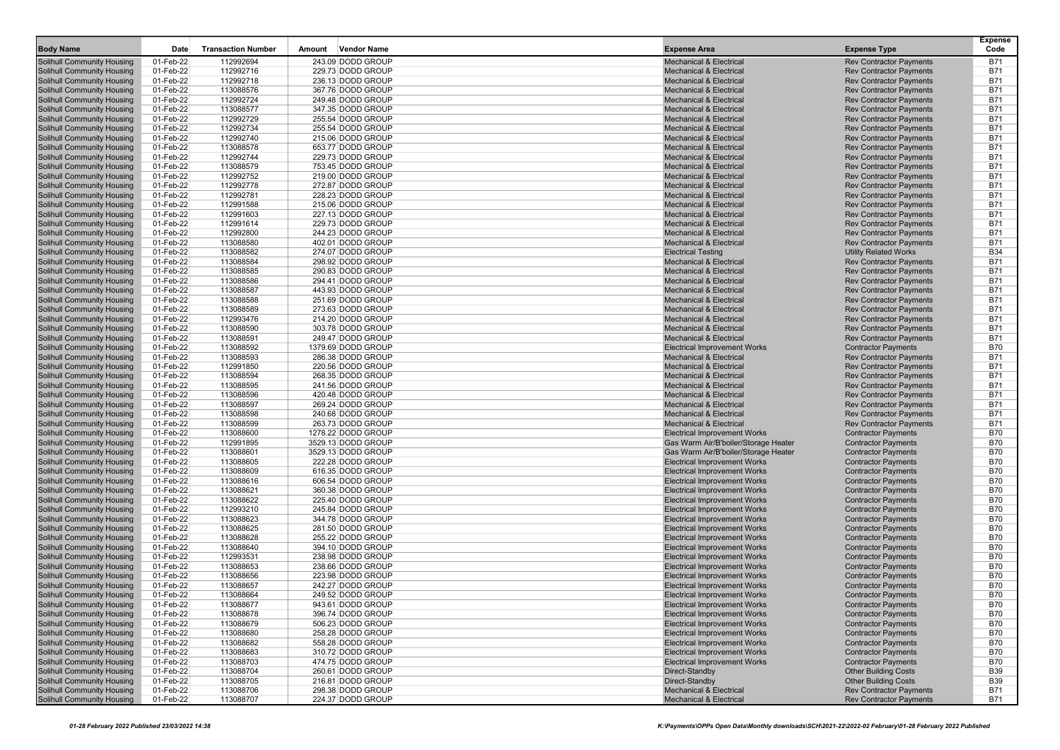| Body Name | Date | Transaction Number | Amount | Vendor Name | Expense Area | Expense Type | Expense Code |
|---|---|---|---|---|---|---|---|
| Solihull Community Housing | 01-Feb-22 | 112992694 | 243.09 | DODD GROUP | Mechanical & Electrical | Rev Contractor Payments | B71 |
| Solihull Community Housing | 01-Feb-22 | 112992716 | 229.73 | DODD GROUP | Mechanical & Electrical | Rev Contractor Payments | B71 |
| Solihull Community Housing | 01-Feb-22 | 112992718 | 236.13 | DODD GROUP | Mechanical & Electrical | Rev Contractor Payments | B71 |
| Solihull Community Housing | 01-Feb-22 | 113088576 | 367.76 | DODD GROUP | Mechanical & Electrical | Rev Contractor Payments | B71 |
| Solihull Community Housing | 01-Feb-22 | 112992724 | 249.48 | DODD GROUP | Mechanical & Electrical | Rev Contractor Payments | B71 |
| Solihull Community Housing | 01-Feb-22 | 113088577 | 347.35 | DODD GROUP | Mechanical & Electrical | Rev Contractor Payments | B71 |
| Solihull Community Housing | 01-Feb-22 | 112992729 | 255.54 | DODD GROUP | Mechanical & Electrical | Rev Contractor Payments | B71 |
| Solihull Community Housing | 01-Feb-22 | 112992734 | 255.54 | DODD GROUP | Mechanical & Electrical | Rev Contractor Payments | B71 |
| Solihull Community Housing | 01-Feb-22 | 112992740 | 215.06 | DODD GROUP | Mechanical & Electrical | Rev Contractor Payments | B71 |
| Solihull Community Housing | 01-Feb-22 | 113088578 | 653.77 | DODD GROUP | Mechanical & Electrical | Rev Contractor Payments | B71 |
| Solihull Community Housing | 01-Feb-22 | 112992744 | 229.73 | DODD GROUP | Mechanical & Electrical | Rev Contractor Payments | B71 |
| Solihull Community Housing | 01-Feb-22 | 113088579 | 753.45 | DODD GROUP | Mechanical & Electrical | Rev Contractor Payments | B71 |
| Solihull Community Housing | 01-Feb-22 | 112992752 | 219.00 | DODD GROUP | Mechanical & Electrical | Rev Contractor Payments | B71 |
| Solihull Community Housing | 01-Feb-22 | 112992778 | 272.87 | DODD GROUP | Mechanical & Electrical | Rev Contractor Payments | B71 |
| Solihull Community Housing | 01-Feb-22 | 112992781 | 228.23 | DODD GROUP | Mechanical & Electrical | Rev Contractor Payments | B71 |
| Solihull Community Housing | 01-Feb-22 | 112991588 | 215.06 | DODD GROUP | Mechanical & Electrical | Rev Contractor Payments | B71 |
| Solihull Community Housing | 01-Feb-22 | 112991603 | 227.13 | DODD GROUP | Mechanical & Electrical | Rev Contractor Payments | B71 |
| Solihull Community Housing | 01-Feb-22 | 112991614 | 229.73 | DODD GROUP | Mechanical & Electrical | Rev Contractor Payments | B71 |
| Solihull Community Housing | 01-Feb-22 | 112992800 | 244.23 | DODD GROUP | Mechanical & Electrical | Rev Contractor Payments | B71 |
| Solihull Community Housing | 01-Feb-22 | 113088580 | 402.01 | DODD GROUP | Mechanical & Electrical | Rev Contractor Payments | B71 |
| Solihull Community Housing | 01-Feb-22 | 113088582 | 274.07 | DODD GROUP | Electrical Testing | Utility Related Works | B34 |
| Solihull Community Housing | 01-Feb-22 | 113088584 | 298.92 | DODD GROUP | Mechanical & Electrical | Rev Contractor Payments | B71 |
| Solihull Community Housing | 01-Feb-22 | 113088585 | 290.83 | DODD GROUP | Mechanical & Electrical | Rev Contractor Payments | B71 |
| Solihull Community Housing | 01-Feb-22 | 113088586 | 294.41 | DODD GROUP | Mechanical & Electrical | Rev Contractor Payments | B71 |
| Solihull Community Housing | 01-Feb-22 | 113088587 | 443.93 | DODD GROUP | Mechanical & Electrical | Rev Contractor Payments | B71 |
| Solihull Community Housing | 01-Feb-22 | 113088588 | 251.69 | DODD GROUP | Mechanical & Electrical | Rev Contractor Payments | B71 |
| Solihull Community Housing | 01-Feb-22 | 113088589 | 273.63 | DODD GROUP | Mechanical & Electrical | Rev Contractor Payments | B71 |
| Solihull Community Housing | 01-Feb-22 | 112993476 | 214.20 | DODD GROUP | Mechanical & Electrical | Rev Contractor Payments | B71 |
| Solihull Community Housing | 01-Feb-22 | 113088590 | 303.78 | DODD GROUP | Mechanical & Electrical | Rev Contractor Payments | B71 |
| Solihull Community Housing | 01-Feb-22 | 113088591 | 249.47 | DODD GROUP | Mechanical & Electrical | Rev Contractor Payments | B71 |
| Solihull Community Housing | 01-Feb-22 | 113088592 | 1379.69 | DODD GROUP | Electrical Improvement Works | Contractor Payments | B70 |
| Solihull Community Housing | 01-Feb-22 | 113088593 | 286.38 | DODD GROUP | Mechanical & Electrical | Rev Contractor Payments | B71 |
| Solihull Community Housing | 01-Feb-22 | 112991850 | 220.56 | DODD GROUP | Mechanical & Electrical | Rev Contractor Payments | B71 |
| Solihull Community Housing | 01-Feb-22 | 113088594 | 268.35 | DODD GROUP | Mechanical & Electrical | Rev Contractor Payments | B71 |
| Solihull Community Housing | 01-Feb-22 | 113088595 | 241.56 | DODD GROUP | Mechanical & Electrical | Rev Contractor Payments | B71 |
| Solihull Community Housing | 01-Feb-22 | 113088596 | 420.48 | DODD GROUP | Mechanical & Electrical | Rev Contractor Payments | B71 |
| Solihull Community Housing | 01-Feb-22 | 113088597 | 269.24 | DODD GROUP | Mechanical & Electrical | Rev Contractor Payments | B71 |
| Solihull Community Housing | 01-Feb-22 | 113088598 | 240.68 | DODD GROUP | Mechanical & Electrical | Rev Contractor Payments | B71 |
| Solihull Community Housing | 01-Feb-22 | 113088599 | 263.73 | DODD GROUP | Mechanical & Electrical | Rev Contractor Payments | B71 |
| Solihull Community Housing | 01-Feb-22 | 113088600 | 1278.22 | DODD GROUP | Electrical Improvement Works | Contractor Payments | B70 |
| Solihull Community Housing | 01-Feb-22 | 112991895 | 3529.13 | DODD GROUP | Gas Warm Air/B'boiler/Storage Heater | Contractor Payments | B70 |
| Solihull Community Housing | 01-Feb-22 | 113088601 | 3529.13 | DODD GROUP | Gas Warm Air/B'boiler/Storage Heater | Contractor Payments | B70 |
| Solihull Community Housing | 01-Feb-22 | 113088605 | 222.28 | DODD GROUP | Electrical Improvement Works | Contractor Payments | B70 |
| Solihull Community Housing | 01-Feb-22 | 113088609 | 616.35 | DODD GROUP | Electrical Improvement Works | Contractor Payments | B70 |
| Solihull Community Housing | 01-Feb-22 | 113088616 | 606.54 | DODD GROUP | Electrical Improvement Works | Contractor Payments | B70 |
| Solihull Community Housing | 01-Feb-22 | 113088621 | 360.38 | DODD GROUP | Electrical Improvement Works | Contractor Payments | B70 |
| Solihull Community Housing | 01-Feb-22 | 113088622 | 225.40 | DODD GROUP | Electrical Improvement Works | Contractor Payments | B70 |
| Solihull Community Housing | 01-Feb-22 | 112993210 | 245.84 | DODD GROUP | Electrical Improvement Works | Contractor Payments | B70 |
| Solihull Community Housing | 01-Feb-22 | 113088623 | 344.78 | DODD GROUP | Electrical Improvement Works | Contractor Payments | B70 |
| Solihull Community Housing | 01-Feb-22 | 113088625 | 281.50 | DODD GROUP | Electrical Improvement Works | Contractor Payments | B70 |
| Solihull Community Housing | 01-Feb-22 | 113088628 | 255.22 | DODD GROUP | Electrical Improvement Works | Contractor Payments | B70 |
| Solihull Community Housing | 01-Feb-22 | 113088640 | 394.10 | DODD GROUP | Electrical Improvement Works | Contractor Payments | B70 |
| Solihull Community Housing | 01-Feb-22 | 112993531 | 238.98 | DODD GROUP | Electrical Improvement Works | Contractor Payments | B70 |
| Solihull Community Housing | 01-Feb-22 | 113088653 | 238.66 | DODD GROUP | Electrical Improvement Works | Contractor Payments | B70 |
| Solihull Community Housing | 01-Feb-22 | 113088656 | 223.98 | DODD GROUP | Electrical Improvement Works | Contractor Payments | B70 |
| Solihull Community Housing | 01-Feb-22 | 113088657 | 242.27 | DODD GROUP | Electrical Improvement Works | Contractor Payments | B70 |
| Solihull Community Housing | 01-Feb-22 | 113088664 | 249.52 | DODD GROUP | Electrical Improvement Works | Contractor Payments | B70 |
| Solihull Community Housing | 01-Feb-22 | 113088677 | 943.61 | DODD GROUP | Electrical Improvement Works | Contractor Payments | B70 |
| Solihull Community Housing | 01-Feb-22 | 113088678 | 396.74 | DODD GROUP | Electrical Improvement Works | Contractor Payments | B70 |
| Solihull Community Housing | 01-Feb-22 | 113088679 | 506.23 | DODD GROUP | Electrical Improvement Works | Contractor Payments | B70 |
| Solihull Community Housing | 01-Feb-22 | 113088680 | 258.28 | DODD GROUP | Electrical Improvement Works | Contractor Payments | B70 |
| Solihull Community Housing | 01-Feb-22 | 113088682 | 558.28 | DODD GROUP | Electrical Improvement Works | Contractor Payments | B70 |
| Solihull Community Housing | 01-Feb-22 | 113088683 | 310.72 | DODD GROUP | Electrical Improvement Works | Contractor Payments | B70 |
| Solihull Community Housing | 01-Feb-22 | 113088703 | 474.75 | DODD GROUP | Electrical Improvement Works | Contractor Payments | B70 |
| Solihull Community Housing | 01-Feb-22 | 113088704 | 260.61 | DODD GROUP | Direct-Standby | Other Building Costs | B39 |
| Solihull Community Housing | 01-Feb-22 | 113088705 | 216.81 | DODD GROUP | Direct-Standby | Other Building Costs | B39 |
| Solihull Community Housing | 01-Feb-22 | 113088706 | 298.38 | DODD GROUP | Mechanical & Electrical | Rev Contractor Payments | B71 |
| Solihull Community Housing | 01-Feb-22 | 113088707 | 224.37 | DODD GROUP | Mechanical & Electrical | Rev Contractor Payments | B71 |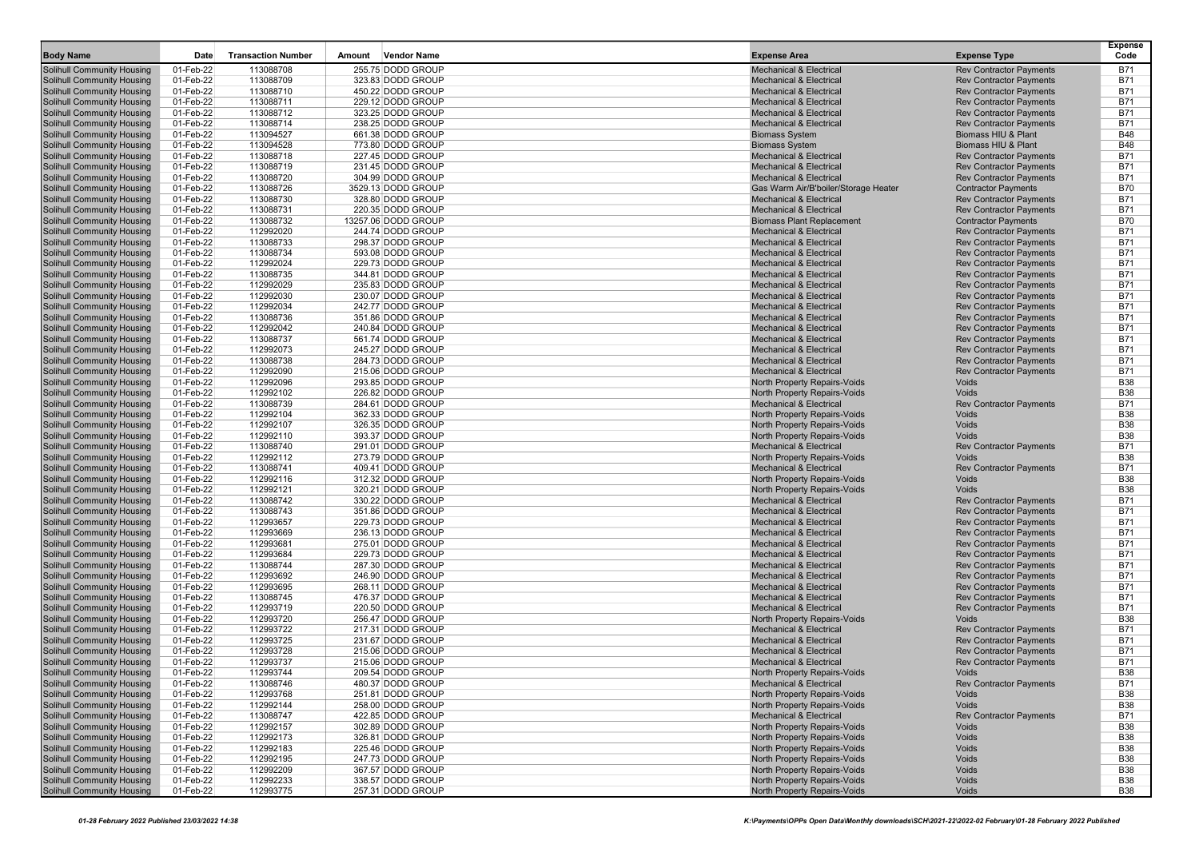| Body Name | Date | Transaction Number | Amount | Vendor Name | Expense Area | Expense Type | Expense Code |
|---|---|---|---|---|---|---|---|
| Solihull Community Housing | 01-Feb-22 | 113088708 | 255.75 | DODD GROUP | Mechanical & Electrical | Rev Contractor Payments | B71 |
| Solihull Community Housing | 01-Feb-22 | 113088709 | 323.83 | DODD GROUP | Mechanical & Electrical | Rev Contractor Payments | B71 |
| Solihull Community Housing | 01-Feb-22 | 113088710 | 450.22 | DODD GROUP | Mechanical & Electrical | Rev Contractor Payments | B71 |
| Solihull Community Housing | 01-Feb-22 | 113088711 | 229.12 | DODD GROUP | Mechanical & Electrical | Rev Contractor Payments | B71 |
| Solihull Community Housing | 01-Feb-22 | 113088712 | 323.25 | DODD GROUP | Mechanical & Electrical | Rev Contractor Payments | B71 |
| Solihull Community Housing | 01-Feb-22 | 113088714 | 238.25 | DODD GROUP | Mechanical & Electrical | Rev Contractor Payments | B71 |
| Solihull Community Housing | 01-Feb-22 | 113094527 | 661.38 | DODD GROUP | Biomass System | Biomass HIU & Plant | B48 |
| Solihull Community Housing | 01-Feb-22 | 113094528 | 773.80 | DODD GROUP | Biomass System | Biomass HIU & Plant | B48 |
| Solihull Community Housing | 01-Feb-22 | 113088718 | 227.45 | DODD GROUP | Mechanical & Electrical | Rev Contractor Payments | B71 |
| Solihull Community Housing | 01-Feb-22 | 113088719 | 231.45 | DODD GROUP | Mechanical & Electrical | Rev Contractor Payments | B71 |
| Solihull Community Housing | 01-Feb-22 | 113088720 | 304.99 | DODD GROUP | Mechanical & Electrical | Rev Contractor Payments | B71 |
| Solihull Community Housing | 01-Feb-22 | 113088726 | 3529.13 | DODD GROUP | Gas Warm Air/B'boiler/Storage Heater | Contractor Payments | B70 |
| Solihull Community Housing | 01-Feb-22 | 113088730 | 328.80 | DODD GROUP | Mechanical & Electrical | Rev Contractor Payments | B71 |
| Solihull Community Housing | 01-Feb-22 | 113088731 | 220.35 | DODD GROUP | Mechanical & Electrical | Rev Contractor Payments | B71 |
| Solihull Community Housing | 01-Feb-22 | 113088732 | 13257.06 | DODD GROUP | Biomass Plant Replacement | Contractor Payments | B70 |
| Solihull Community Housing | 01-Feb-22 | 112992020 | 244.74 | DODD GROUP | Mechanical & Electrical | Rev Contractor Payments | B71 |
| Solihull Community Housing | 01-Feb-22 | 113088733 | 298.37 | DODD GROUP | Mechanical & Electrical | Rev Contractor Payments | B71 |
| Solihull Community Housing | 01-Feb-22 | 113088734 | 593.08 | DODD GROUP | Mechanical & Electrical | Rev Contractor Payments | B71 |
| Solihull Community Housing | 01-Feb-22 | 112992024 | 229.73 | DODD GROUP | Mechanical & Electrical | Rev Contractor Payments | B71 |
| Solihull Community Housing | 01-Feb-22 | 113088735 | 344.81 | DODD GROUP | Mechanical & Electrical | Rev Contractor Payments | B71 |
| Solihull Community Housing | 01-Feb-22 | 112992029 | 235.83 | DODD GROUP | Mechanical & Electrical | Rev Contractor Payments | B71 |
| Solihull Community Housing | 01-Feb-22 | 112992030 | 230.07 | DODD GROUP | Mechanical & Electrical | Rev Contractor Payments | B71 |
| Solihull Community Housing | 01-Feb-22 | 112992034 | 242.77 | DODD GROUP | Mechanical & Electrical | Rev Contractor Payments | B71 |
| Solihull Community Housing | 01-Feb-22 | 113088736 | 351.86 | DODD GROUP | Mechanical & Electrical | Rev Contractor Payments | B71 |
| Solihull Community Housing | 01-Feb-22 | 112992042 | 240.84 | DODD GROUP | Mechanical & Electrical | Rev Contractor Payments | B71 |
| Solihull Community Housing | 01-Feb-22 | 113088737 | 561.74 | DODD GROUP | Mechanical & Electrical | Rev Contractor Payments | B71 |
| Solihull Community Housing | 01-Feb-22 | 112992073 | 245.27 | DODD GROUP | Mechanical & Electrical | Rev Contractor Payments | B71 |
| Solihull Community Housing | 01-Feb-22 | 113088738 | 284.73 | DODD GROUP | Mechanical & Electrical | Rev Contractor Payments | B71 |
| Solihull Community Housing | 01-Feb-22 | 112992090 | 215.06 | DODD GROUP | Mechanical & Electrical | Rev Contractor Payments | B71 |
| Solihull Community Housing | 01-Feb-22 | 112992096 | 293.85 | DODD GROUP | North Property Repairs-Voids | Voids | B38 |
| Solihull Community Housing | 01-Feb-22 | 112992102 | 226.82 | DODD GROUP | North Property Repairs-Voids | Voids | B38 |
| Solihull Community Housing | 01-Feb-22 | 113088739 | 284.61 | DODD GROUP | Mechanical & Electrical | Rev Contractor Payments | B71 |
| Solihull Community Housing | 01-Feb-22 | 112992104 | 362.33 | DODD GROUP | North Property Repairs-Voids | Voids | B38 |
| Solihull Community Housing | 01-Feb-22 | 112992107 | 326.35 | DODD GROUP | North Property Repairs-Voids | Voids | B38 |
| Solihull Community Housing | 01-Feb-22 | 112992110 | 393.37 | DODD GROUP | North Property Repairs-Voids | Voids | B38 |
| Solihull Community Housing | 01-Feb-22 | 113088740 | 291.01 | DODD GROUP | Mechanical & Electrical | Rev Contractor Payments | B71 |
| Solihull Community Housing | 01-Feb-22 | 112992112 | 273.79 | DODD GROUP | North Property Repairs-Voids | Voids | B38 |
| Solihull Community Housing | 01-Feb-22 | 113088741 | 409.41 | DODD GROUP | Mechanical & Electrical | Rev Contractor Payments | B71 |
| Solihull Community Housing | 01-Feb-22 | 112992116 | 312.32 | DODD GROUP | North Property Repairs-Voids | Voids | B38 |
| Solihull Community Housing | 01-Feb-22 | 112992121 | 320.21 | DODD GROUP | North Property Repairs-Voids | Voids | B38 |
| Solihull Community Housing | 01-Feb-22 | 113088742 | 330.22 | DODD GROUP | Mechanical & Electrical | Rev Contractor Payments | B71 |
| Solihull Community Housing | 01-Feb-22 | 113088743 | 351.86 | DODD GROUP | Mechanical & Electrical | Rev Contractor Payments | B71 |
| Solihull Community Housing | 01-Feb-22 | 112993657 | 229.73 | DODD GROUP | Mechanical & Electrical | Rev Contractor Payments | B71 |
| Solihull Community Housing | 01-Feb-22 | 112993669 | 236.13 | DODD GROUP | Mechanical & Electrical | Rev Contractor Payments | B71 |
| Solihull Community Housing | 01-Feb-22 | 112993681 | 275.01 | DODD GROUP | Mechanical & Electrical | Rev Contractor Payments | B71 |
| Solihull Community Housing | 01-Feb-22 | 112993684 | 229.73 | DODD GROUP | Mechanical & Electrical | Rev Contractor Payments | B71 |
| Solihull Community Housing | 01-Feb-22 | 113088744 | 287.30 | DODD GROUP | Mechanical & Electrical | Rev Contractor Payments | B71 |
| Solihull Community Housing | 01-Feb-22 | 112993692 | 246.90 | DODD GROUP | Mechanical & Electrical | Rev Contractor Payments | B71 |
| Solihull Community Housing | 01-Feb-22 | 112993695 | 268.11 | DODD GROUP | Mechanical & Electrical | Rev Contractor Payments | B71 |
| Solihull Community Housing | 01-Feb-22 | 113088745 | 476.37 | DODD GROUP | Mechanical & Electrical | Rev Contractor Payments | B71 |
| Solihull Community Housing | 01-Feb-22 | 112993719 | 220.50 | DODD GROUP | Mechanical & Electrical | Rev Contractor Payments | B71 |
| Solihull Community Housing | 01-Feb-22 | 112993720 | 256.47 | DODD GROUP | North Property Repairs-Voids | Voids | B38 |
| Solihull Community Housing | 01-Feb-22 | 112993722 | 217.31 | DODD GROUP | Mechanical & Electrical | Rev Contractor Payments | B71 |
| Solihull Community Housing | 01-Feb-22 | 112993725 | 231.67 | DODD GROUP | Mechanical & Electrical | Rev Contractor Payments | B71 |
| Solihull Community Housing | 01-Feb-22 | 112993728 | 215.06 | DODD GROUP | Mechanical & Electrical | Rev Contractor Payments | B71 |
| Solihull Community Housing | 01-Feb-22 | 112993737 | 215.06 | DODD GROUP | Mechanical & Electrical | Rev Contractor Payments | B71 |
| Solihull Community Housing | 01-Feb-22 | 112993744 | 209.54 | DODD GROUP | North Property Repairs-Voids | Voids | B38 |
| Solihull Community Housing | 01-Feb-22 | 113088746 | 480.37 | DODD GROUP | Mechanical & Electrical | Rev Contractor Payments | B71 |
| Solihull Community Housing | 01-Feb-22 | 112993768 | 251.81 | DODD GROUP | North Property Repairs-Voids | Voids | B38 |
| Solihull Community Housing | 01-Feb-22 | 112992144 | 258.00 | DODD GROUP | North Property Repairs-Voids | Voids | B38 |
| Solihull Community Housing | 01-Feb-22 | 113088747 | 422.85 | DODD GROUP | Mechanical & Electrical | Rev Contractor Payments | B71 |
| Solihull Community Housing | 01-Feb-22 | 112992157 | 302.89 | DODD GROUP | North Property Repairs-Voids | Voids | B38 |
| Solihull Community Housing | 01-Feb-22 | 112992173 | 326.81 | DODD GROUP | North Property Repairs-Voids | Voids | B38 |
| Solihull Community Housing | 01-Feb-22 | 112992183 | 225.46 | DODD GROUP | North Property Repairs-Voids | Voids | B38 |
| Solihull Community Housing | 01-Feb-22 | 112992195 | 247.73 | DODD GROUP | North Property Repairs-Voids | Voids | B38 |
| Solihull Community Housing | 01-Feb-22 | 112992209 | 367.57 | DODD GROUP | North Property Repairs-Voids | Voids | B38 |
| Solihull Community Housing | 01-Feb-22 | 112992233 | 338.57 | DODD GROUP | North Property Repairs-Voids | Voids | B38 |
| Solihull Community Housing | 01-Feb-22 | 112993775 | 257.31 | DODD GROUP | North Property Repairs-Voids | Voids | B38 |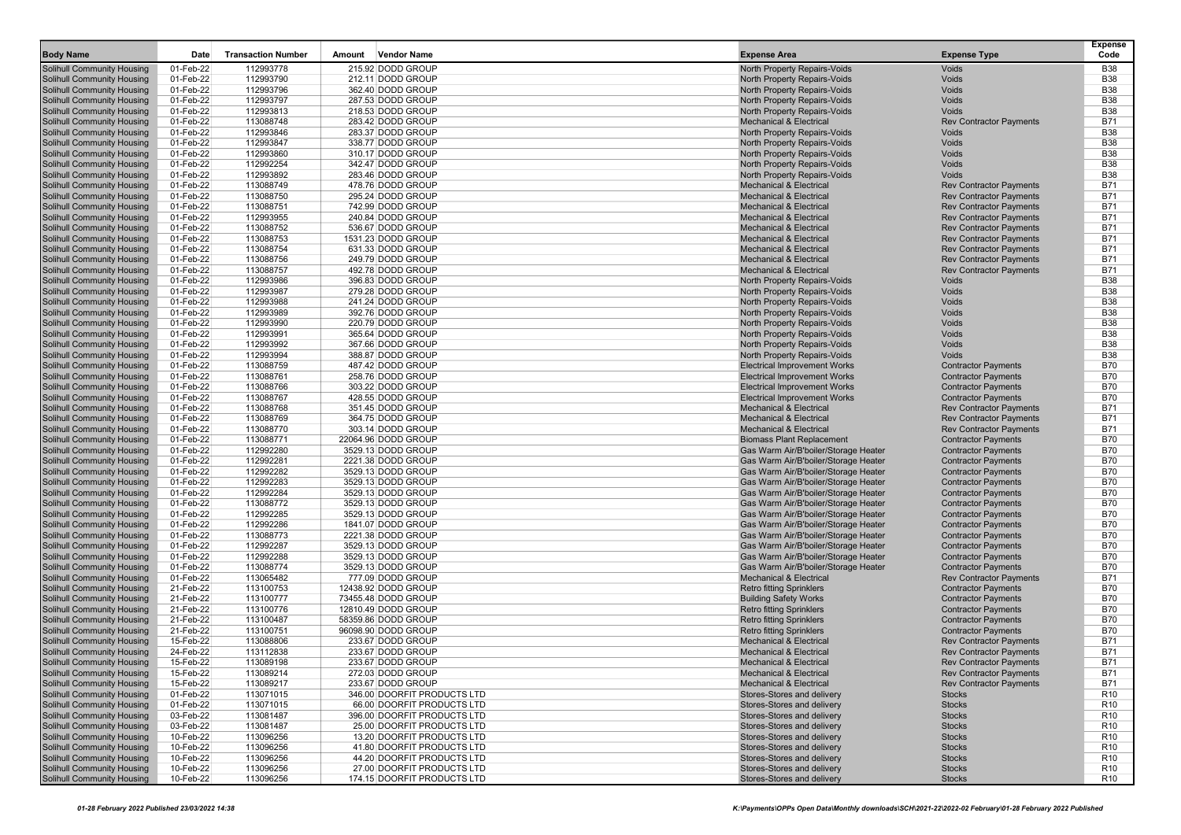| Body Name | Date | Transaction Number | Amount | Vendor Name | Expense Area | Expense Type | Expense Code |
|---|---|---|---|---|---|---|---|
| Solihull Community Housing | 01-Feb-22 | 112993778 | 215.92 | DODD GROUP | North Property Repairs-Voids | Voids | B38 |
| Solihull Community Housing | 01-Feb-22 | 112993790 | 212.11 | DODD GROUP | North Property Repairs-Voids | Voids | B38 |
| Solihull Community Housing | 01-Feb-22 | 112993796 | 362.40 | DODD GROUP | North Property Repairs-Voids | Voids | B38 |
| Solihull Community Housing | 01-Feb-22 | 112993797 | 287.53 | DODD GROUP | North Property Repairs-Voids | Voids | B38 |
| Solihull Community Housing | 01-Feb-22 | 112993813 | 218.53 | DODD GROUP | North Property Repairs-Voids | Voids | B38 |
| Solihull Community Housing | 01-Feb-22 | 113088748 | 283.42 | DODD GROUP | Mechanical & Electrical | Rev Contractor Payments | B71 |
| Solihull Community Housing | 01-Feb-22 | 112993846 | 283.37 | DODD GROUP | North Property Repairs-Voids | Voids | B38 |
| Solihull Community Housing | 01-Feb-22 | 112993847 | 338.77 | DODD GROUP | North Property Repairs-Voids | Voids | B38 |
| Solihull Community Housing | 01-Feb-22 | 112993860 | 310.17 | DODD GROUP | North Property Repairs-Voids | Voids | B38 |
| Solihull Community Housing | 01-Feb-22 | 112992254 | 342.47 | DODD GROUP | North Property Repairs-Voids | Voids | B38 |
| Solihull Community Housing | 01-Feb-22 | 112993892 | 283.46 | DODD GROUP | North Property Repairs-Voids | Voids | B38 |
| Solihull Community Housing | 01-Feb-22 | 113088749 | 478.76 | DODD GROUP | Mechanical & Electrical | Rev Contractor Payments | B71 |
| Solihull Community Housing | 01-Feb-22 | 113088750 | 295.24 | DODD GROUP | Mechanical & Electrical | Rev Contractor Payments | B71 |
| Solihull Community Housing | 01-Feb-22 | 113088751 | 742.99 | DODD GROUP | Mechanical & Electrical | Rev Contractor Payments | B71 |
| Solihull Community Housing | 01-Feb-22 | 112993955 | 240.84 | DODD GROUP | Mechanical & Electrical | Rev Contractor Payments | B71 |
| Solihull Community Housing | 01-Feb-22 | 113088752 | 536.67 | DODD GROUP | Mechanical & Electrical | Rev Contractor Payments | B71 |
| Solihull Community Housing | 01-Feb-22 | 113088753 | 1531.23 | DODD GROUP | Mechanical & Electrical | Rev Contractor Payments | B71 |
| Solihull Community Housing | 01-Feb-22 | 113088754 | 631.33 | DODD GROUP | Mechanical & Electrical | Rev Contractor Payments | B71 |
| Solihull Community Housing | 01-Feb-22 | 113088756 | 249.79 | DODD GROUP | Mechanical & Electrical | Rev Contractor Payments | B71 |
| Solihull Community Housing | 01-Feb-22 | 113088757 | 492.78 | DODD GROUP | Mechanical & Electrical | Rev Contractor Payments | B71 |
| Solihull Community Housing | 01-Feb-22 | 112993986 | 396.83 | DODD GROUP | North Property Repairs-Voids | Voids | B38 |
| Solihull Community Housing | 01-Feb-22 | 112993987 | 279.28 | DODD GROUP | North Property Repairs-Voids | Voids | B38 |
| Solihull Community Housing | 01-Feb-22 | 112993988 | 241.24 | DODD GROUP | North Property Repairs-Voids | Voids | B38 |
| Solihull Community Housing | 01-Feb-22 | 112993989 | 392.76 | DODD GROUP | North Property Repairs-Voids | Voids | B38 |
| Solihull Community Housing | 01-Feb-22 | 112993990 | 220.79 | DODD GROUP | North Property Repairs-Voids | Voids | B38 |
| Solihull Community Housing | 01-Feb-22 | 112993991 | 365.64 | DODD GROUP | North Property Repairs-Voids | Voids | B38 |
| Solihull Community Housing | 01-Feb-22 | 112993992 | 367.66 | DODD GROUP | North Property Repairs-Voids | Voids | B38 |
| Solihull Community Housing | 01-Feb-22 | 112993994 | 388.87 | DODD GROUP | North Property Repairs-Voids | Voids | B38 |
| Solihull Community Housing | 01-Feb-22 | 113088759 | 487.42 | DODD GROUP | Electrical Improvement Works | Contractor Payments | B70 |
| Solihull Community Housing | 01-Feb-22 | 113088761 | 258.76 | DODD GROUP | Electrical Improvement Works | Contractor Payments | B70 |
| Solihull Community Housing | 01-Feb-22 | 113088766 | 303.22 | DODD GROUP | Electrical Improvement Works | Contractor Payments | B70 |
| Solihull Community Housing | 01-Feb-22 | 113088767 | 428.55 | DODD GROUP | Electrical Improvement Works | Contractor Payments | B70 |
| Solihull Community Housing | 01-Feb-22 | 113088768 | 351.45 | DODD GROUP | Mechanical & Electrical | Rev Contractor Payments | B71 |
| Solihull Community Housing | 01-Feb-22 | 113088769 | 364.75 | DODD GROUP | Mechanical & Electrical | Rev Contractor Payments | B71 |
| Solihull Community Housing | 01-Feb-22 | 113088770 | 303.14 | DODD GROUP | Mechanical & Electrical | Rev Contractor Payments | B71 |
| Solihull Community Housing | 01-Feb-22 | 113088771 | 22064.96 | DODD GROUP | Biomass Plant Replacement | Contractor Payments | B70 |
| Solihull Community Housing | 01-Feb-22 | 112992280 | 3529.13 | DODD GROUP | Gas Warm Air/B'boiler/Storage Heater | Contractor Payments | B70 |
| Solihull Community Housing | 01-Feb-22 | 112992281 | 2221.38 | DODD GROUP | Gas Warm Air/B'boiler/Storage Heater | Contractor Payments | B70 |
| Solihull Community Housing | 01-Feb-22 | 112992282 | 3529.13 | DODD GROUP | Gas Warm Air/B'boiler/Storage Heater | Contractor Payments | B70 |
| Solihull Community Housing | 01-Feb-22 | 112992283 | 3529.13 | DODD GROUP | Gas Warm Air/B'boiler/Storage Heater | Contractor Payments | B70 |
| Solihull Community Housing | 01-Feb-22 | 112992284 | 3529.13 | DODD GROUP | Gas Warm Air/B'boiler/Storage Heater | Contractor Payments | B70 |
| Solihull Community Housing | 01-Feb-22 | 113088772 | 3529.13 | DODD GROUP | Gas Warm Air/B'boiler/Storage Heater | Contractor Payments | B70 |
| Solihull Community Housing | 01-Feb-22 | 112992285 | 3529.13 | DODD GROUP | Gas Warm Air/B'boiler/Storage Heater | Contractor Payments | B70 |
| Solihull Community Housing | 01-Feb-22 | 112992286 | 1841.07 | DODD GROUP | Gas Warm Air/B'boiler/Storage Heater | Contractor Payments | B70 |
| Solihull Community Housing | 01-Feb-22 | 113088773 | 2221.38 | DODD GROUP | Gas Warm Air/B'boiler/Storage Heater | Contractor Payments | B70 |
| Solihull Community Housing | 01-Feb-22 | 112992287 | 3529.13 | DODD GROUP | Gas Warm Air/B'boiler/Storage Heater | Contractor Payments | B70 |
| Solihull Community Housing | 01-Feb-22 | 112992288 | 3529.13 | DODD GROUP | Gas Warm Air/B'boiler/Storage Heater | Contractor Payments | B70 |
| Solihull Community Housing | 01-Feb-22 | 113088774 | 3529.13 | DODD GROUP | Gas Warm Air/B'boiler/Storage Heater | Contractor Payments | B70 |
| Solihull Community Housing | 01-Feb-22 | 113065482 | 777.09 | DODD GROUP | Mechanical & Electrical | Rev Contractor Payments | B71 |
| Solihull Community Housing | 21-Feb-22 | 113100753 | 12438.92 | DODD GROUP | Retro fitting Sprinklers | Contractor Payments | B70 |
| Solihull Community Housing | 21-Feb-22 | 113100777 | 73455.48 | DODD GROUP | Building Safety Works | Contractor Payments | B70 |
| Solihull Community Housing | 21-Feb-22 | 113100776 | 12810.49 | DODD GROUP | Retro fitting Sprinklers | Contractor Payments | B70 |
| Solihull Community Housing | 21-Feb-22 | 113100487 | 58359.86 | DODD GROUP | Retro fitting Sprinklers | Contractor Payments | B70 |
| Solihull Community Housing | 21-Feb-22 | 113100751 | 96098.90 | DODD GROUP | Retro fitting Sprinklers | Contractor Payments | B70 |
| Solihull Community Housing | 15-Feb-22 | 113088806 | 233.67 | DODD GROUP | Mechanical & Electrical | Rev Contractor Payments | B71 |
| Solihull Community Housing | 24-Feb-22 | 113112838 | 233.67 | DODD GROUP | Mechanical & Electrical | Rev Contractor Payments | B71 |
| Solihull Community Housing | 15-Feb-22 | 113089198 | 233.67 | DODD GROUP | Mechanical & Electrical | Rev Contractor Payments | B71 |
| Solihull Community Housing | 15-Feb-22 | 113089214 | 272.03 | DODD GROUP | Mechanical & Electrical | Rev Contractor Payments | B71 |
| Solihull Community Housing | 15-Feb-22 | 113089217 | 233.67 | DODD GROUP | Mechanical & Electrical | Rev Contractor Payments | B71 |
| Solihull Community Housing | 01-Feb-22 | 113071015 | 346.00 | DOORFIT PRODUCTS LTD | Stores-Stores and delivery | Stocks | R10 |
| Solihull Community Housing | 01-Feb-22 | 113071015 | 66.00 | DOORFIT PRODUCTS LTD | Stores-Stores and delivery | Stocks | R10 |
| Solihull Community Housing | 03-Feb-22 | 113081487 | 396.00 | DOORFIT PRODUCTS LTD | Stores-Stores and delivery | Stocks | R10 |
| Solihull Community Housing | 03-Feb-22 | 113081487 | 25.00 | DOORFIT PRODUCTS LTD | Stores-Stores and delivery | Stocks | R10 |
| Solihull Community Housing | 10-Feb-22 | 113096256 | 13.20 | DOORFIT PRODUCTS LTD | Stores-Stores and delivery | Stocks | R10 |
| Solihull Community Housing | 10-Feb-22 | 113096256 | 41.80 | DOORFIT PRODUCTS LTD | Stores-Stores and delivery | Stocks | R10 |
| Solihull Community Housing | 10-Feb-22 | 113096256 | 44.20 | DOORFIT PRODUCTS LTD | Stores-Stores and delivery | Stocks | R10 |
| Solihull Community Housing | 10-Feb-22 | 113096256 | 27.00 | DOORFIT PRODUCTS LTD | Stores-Stores and delivery | Stocks | R10 |
| Solihull Community Housing | 10-Feb-22 | 113096256 | 174.15 | DOORFIT PRODUCTS LTD | Stores-Stores and delivery | Stocks | R10 |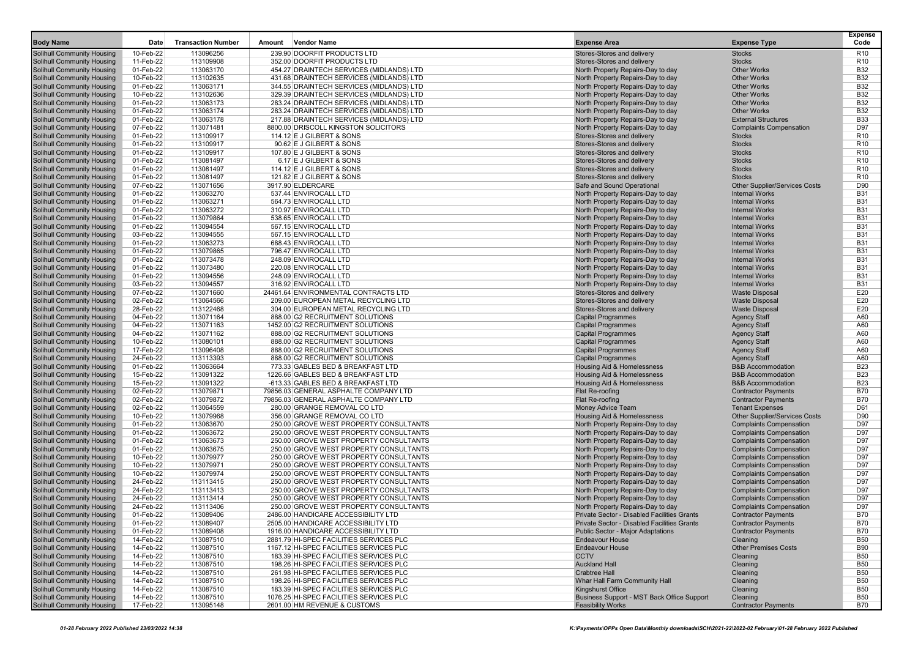| Body Name | Date | Transaction Number | Amount | Vendor Name | Expense Area | Expense Type | Expense Code |
|---|---|---|---|---|---|---|---|
| Solihull Community Housing | 10-Feb-22 | 113096256 | 239.90 | DOORFIT PRODUCTS LTD | Stores-Stores and delivery | Stocks | R10 |
| Solihull Community Housing | 11-Feb-22 | 113109908 | 352.00 | DOORFIT PRODUCTS LTD | Stores-Stores and delivery | Stocks | R10 |
| Solihull Community Housing | 01-Feb-22 | 113063170 | 454.27 | DRAINTECH SERVICES (MIDLANDS) LTD | North Property Repairs-Day to day | Other Works | B32 |
| Solihull Community Housing | 10-Feb-22 | 113102635 | 431.68 | DRAINTECH SERVICES (MIDLANDS) LTD | North Property Repairs-Day to day | Other Works | B32 |
| Solihull Community Housing | 01-Feb-22 | 113063171 | 344.55 | DRAINTECH SERVICES (MIDLANDS) LTD | North Property Repairs-Day to day | Other Works | B32 |
| Solihull Community Housing | 10-Feb-22 | 113102636 | 329.39 | DRAINTECH SERVICES (MIDLANDS) LTD | North Property Repairs-Day to day | Other Works | B32 |
| Solihull Community Housing | 01-Feb-22 | 113063173 | 283.24 | DRAINTECH SERVICES (MIDLANDS) LTD | North Property Repairs-Day to day | Other Works | B32 |
| Solihull Community Housing | 01-Feb-22 | 113063174 | 283.24 | DRAINTECH SERVICES (MIDLANDS) LTD | North Property Repairs-Day to day | Other Works | B32 |
| Solihull Community Housing | 01-Feb-22 | 113063178 | 217.88 | DRAINTECH SERVICES (MIDLANDS) LTD | North Property Repairs-Day to day | External Structures | B33 |
| Solihull Community Housing | 07-Feb-22 | 113071481 | 8800.00 | DRISCOLL KINGSTON SOLICITORS | North Property Repairs-Day to day | Complaints Compensation | D97 |
| Solihull Community Housing | 01-Feb-22 | 113109917 | 114.12 | E J GILBERT & SONS | Stores-Stores and delivery | Stocks | R10 |
| Solihull Community Housing | 01-Feb-22 | 113109917 | 90.62 | E J GILBERT & SONS | Stores-Stores and delivery | Stocks | R10 |
| Solihull Community Housing | 01-Feb-22 | 113109917 | 107.80 | E J GILBERT & SONS | Stores-Stores and delivery | Stocks | R10 |
| Solihull Community Housing | 01-Feb-22 | 113081497 | 6.17 | E J GILBERT & SONS | Stores-Stores and delivery | Stocks | R10 |
| Solihull Community Housing | 01-Feb-22 | 113081497 | 114.12 | E J GILBERT & SONS | Stores-Stores and delivery | Stocks | R10 |
| Solihull Community Housing | 01-Feb-22 | 113081497 | 121.82 | E J GILBERT & SONS | Stores-Stores and delivery | Stocks | R10 |
| Solihull Community Housing | 07-Feb-22 | 113071656 | 3917.90 | ELDERCARE | Safe and Sound Operational | Other Supplier/Services Costs | D90 |
| Solihull Community Housing | 01-Feb-22 | 113063270 | 537.44 | ENVIROCALL LTD | North Property Repairs-Day to day | Internal Works | B31 |
| Solihull Community Housing | 01-Feb-22 | 113063271 | 564.73 | ENVIROCALL LTD | North Property Repairs-Day to day | Internal Works | B31 |
| Solihull Community Housing | 01-Feb-22 | 113063272 | 310.97 | ENVIROCALL LTD | North Property Repairs-Day to day | Internal Works | B31 |
| Solihull Community Housing | 01-Feb-22 | 113079864 | 538.65 | ENVIROCALL LTD | North Property Repairs-Day to day | Internal Works | B31 |
| Solihull Community Housing | 01-Feb-22 | 113094554 | 567.15 | ENVIROCALL LTD | North Property Repairs-Day to day | Internal Works | B31 |
| Solihull Community Housing | 03-Feb-22 | 113094555 | 567.15 | ENVIROCALL LTD | North Property Repairs-Day to day | Internal Works | B31 |
| Solihull Community Housing | 01-Feb-22 | 113063273 | 688.43 | ENVIROCALL LTD | North Property Repairs-Day to day | Internal Works | B31 |
| Solihull Community Housing | 01-Feb-22 | 113079865 | 796.47 | ENVIROCALL LTD | North Property Repairs-Day to day | Internal Works | B31 |
| Solihull Community Housing | 01-Feb-22 | 113073478 | 248.09 | ENVIROCALL LTD | North Property Repairs-Day to day | Internal Works | B31 |
| Solihull Community Housing | 01-Feb-22 | 113073480 | 220.08 | ENVIROCALL LTD | North Property Repairs-Day to day | Internal Works | B31 |
| Solihull Community Housing | 01-Feb-22 | 113094556 | 248.09 | ENVIROCALL LTD | North Property Repairs-Day to day | Internal Works | B31 |
| Solihull Community Housing | 03-Feb-22 | 113094557 | 316.92 | ENVIROCALL LTD | North Property Repairs-Day to day | Internal Works | B31 |
| Solihull Community Housing | 07-Feb-22 | 113071660 | 24461.64 | ENVIRONMENTAL CONTRACTS LTD | Stores-Stores and delivery | Waste Disposal | E20 |
| Solihull Community Housing | 02-Feb-22 | 113064566 | 209.00 | EUROPEAN METAL RECYCLING LTD | Stores-Stores and delivery | Waste Disposal | E20 |
| Solihull Community Housing | 28-Feb-22 | 113122468 | 304.00 | EUROPEAN METAL RECYCLING LTD | Stores-Stores and delivery | Waste Disposal | E20 |
| Solihull Community Housing | 04-Feb-22 | 113071164 | 888.00 | G2 RECRUITMENT SOLUTIONS | Capital Programmes | Agency Staff | A60 |
| Solihull Community Housing | 04-Feb-22 | 113071163 | 1452.00 | G2 RECRUITMENT SOLUTIONS | Capital Programmes | Agency Staff | A60 |
| Solihull Community Housing | 04-Feb-22 | 113071162 | 888.00 | G2 RECRUITMENT SOLUTIONS | Capital Programmes | Agency Staff | A60 |
| Solihull Community Housing | 10-Feb-22 | 113080101 | 888.00 | G2 RECRUITMENT SOLUTIONS | Capital Programmes | Agency Staff | A60 |
| Solihull Community Housing | 17-Feb-22 | 113096408 | 888.00 | G2 RECRUITMENT SOLUTIONS | Capital Programmes | Agency Staff | A60 |
| Solihull Community Housing | 24-Feb-22 | 113113393 | 888.00 | G2 RECRUITMENT SOLUTIONS | Capital Programmes | Agency Staff | A60 |
| Solihull Community Housing | 01-Feb-22 | 113063664 | 773.33 | GABLES BED & BREAKFAST LTD | Housing Aid & Homelessness | B&B Accommodation | B23 |
| Solihull Community Housing | 15-Feb-22 | 113091322 | 1226.66 | GABLES BED & BREAKFAST LTD | Housing Aid & Homelessness | B&B Accommodation | B23 |
| Solihull Community Housing | 15-Feb-22 | 113091322 | -613.33 | GABLES BED & BREAKFAST LTD | Housing Aid & Homelessness | B&B Accommodation | B23 |
| Solihull Community Housing | 02-Feb-22 | 113079871 | 79856.03 | GENERAL ASPHALTE COMPANY LTD | Flat Re-roofing | Contractor Payments | B70 |
| Solihull Community Housing | 02-Feb-22 | 113079872 | 79856.03 | GENERAL ASPHALTE COMPANY LTD | Flat Re-roofing | Contractor Payments | B70 |
| Solihull Community Housing | 02-Feb-22 | 113064559 | 280.00 | GRANGE REMOVAL CO LTD | Money Advice Team | Tenant Expenses | D61 |
| Solihull Community Housing | 10-Feb-22 | 113079968 | 356.00 | GRANGE REMOVAL CO LTD | Housing Aid & Homelessness | Other Supplier/Services Costs | D90 |
| Solihull Community Housing | 01-Feb-22 | 113063670 | 250.00 | GROVE WEST PROPERTY CONSULTANTS | North Property Repairs-Day to day | Complaints Compensation | D97 |
| Solihull Community Housing | 01-Feb-22 | 113063672 | 250.00 | GROVE WEST PROPERTY CONSULTANTS | North Property Repairs-Day to day | Complaints Compensation | D97 |
| Solihull Community Housing | 01-Feb-22 | 113063673 | 250.00 | GROVE WEST PROPERTY CONSULTANTS | North Property Repairs-Day to day | Complaints Compensation | D97 |
| Solihull Community Housing | 01-Feb-22 | 113063675 | 250.00 | GROVE WEST PROPERTY CONSULTANTS | North Property Repairs-Day to day | Complaints Compensation | D97 |
| Solihull Community Housing | 10-Feb-22 | 113079977 | 250.00 | GROVE WEST PROPERTY CONSULTANTS | North Property Repairs-Day to day | Complaints Compensation | D97 |
| Solihull Community Housing | 10-Feb-22 | 113079971 | 250.00 | GROVE WEST PROPERTY CONSULTANTS | North Property Repairs-Day to day | Complaints Compensation | D97 |
| Solihull Community Housing | 10-Feb-22 | 113079974 | 250.00 | GROVE WEST PROPERTY CONSULTANTS | North Property Repairs-Day to day | Complaints Compensation | D97 |
| Solihull Community Housing | 24-Feb-22 | 113113415 | 250.00 | GROVE WEST PROPERTY CONSULTANTS | North Property Repairs-Day to day | Complaints Compensation | D97 |
| Solihull Community Housing | 24-Feb-22 | 113113413 | 250.00 | GROVE WEST PROPERTY CONSULTANTS | North Property Repairs-Day to day | Complaints Compensation | D97 |
| Solihull Community Housing | 24-Feb-22 | 113113414 | 250.00 | GROVE WEST PROPERTY CONSULTANTS | North Property Repairs-Day to day | Complaints Compensation | D97 |
| Solihull Community Housing | 24-Feb-22 | 113113406 | 250.00 | GROVE WEST PROPERTY CONSULTANTS | North Property Repairs-Day to day | Complaints Compensation | D97 |
| Solihull Community Housing | 01-Feb-22 | 113089406 | 2486.00 | HANDICARE ACCESSIBILITY LTD | Private Sector - Disabled Facilities Grants | Contractor Payments | B70 |
| Solihull Community Housing | 01-Feb-22 | 113089407 | 2505.00 | HANDICARE ACCESSIBILITY LTD | Private Sector - Disabled Facilities Grants | Contractor Payments | B70 |
| Solihull Community Housing | 01-Feb-22 | 113089408 | 1916.00 | HANDICARE ACCESSIBILITY LTD | Public Sector - Major Adaptations | Contractor Payments | B70 |
| Solihull Community Housing | 14-Feb-22 | 113087510 | 2881.79 | HI-SPEC FACILITIES SERVICES PLC | Endeavour House | Cleaning | B50 |
| Solihull Community Housing | 14-Feb-22 | 113087510 | 1167.12 | HI-SPEC FACILITIES SERVICES PLC | Endeavour House | Other Premises Costs | B90 |
| Solihull Community Housing | 14-Feb-22 | 113087510 | 183.39 | HI-SPEC FACILITIES SERVICES PLC | CCTV | Cleaning | B50 |
| Solihull Community Housing | 14-Feb-22 | 113087510 | 198.26 | HI-SPEC FACILITIES SERVICES PLC | Auckland Hall | Cleaning | B50 |
| Solihull Community Housing | 14-Feb-22 | 113087510 | 261.98 | HI-SPEC FACILITIES SERVICES PLC | Crabtree Hall | Cleaning | B50 |
| Solihull Community Housing | 14-Feb-22 | 113087510 | 198.26 | HI-SPEC FACILITIES SERVICES PLC | Whar Hall Farm Community Hall | Cleaning | B50 |
| Solihull Community Housing | 14-Feb-22 | 113087510 | 183.39 | HI-SPEC FACILITIES SERVICES PLC | Kingshurst Office | Cleaning | B50 |
| Solihull Community Housing | 14-Feb-22 | 113087510 | 1076.25 | HI-SPEC FACILITIES SERVICES PLC | Business Support - MST Back Office Support | Cleaning | B50 |
| Solihull Community Housing | 17-Feb-22 | 113095148 | 2601.00 | HM REVENUE & CUSTOMS | Feasibility Works | Contractor Payments | B70 |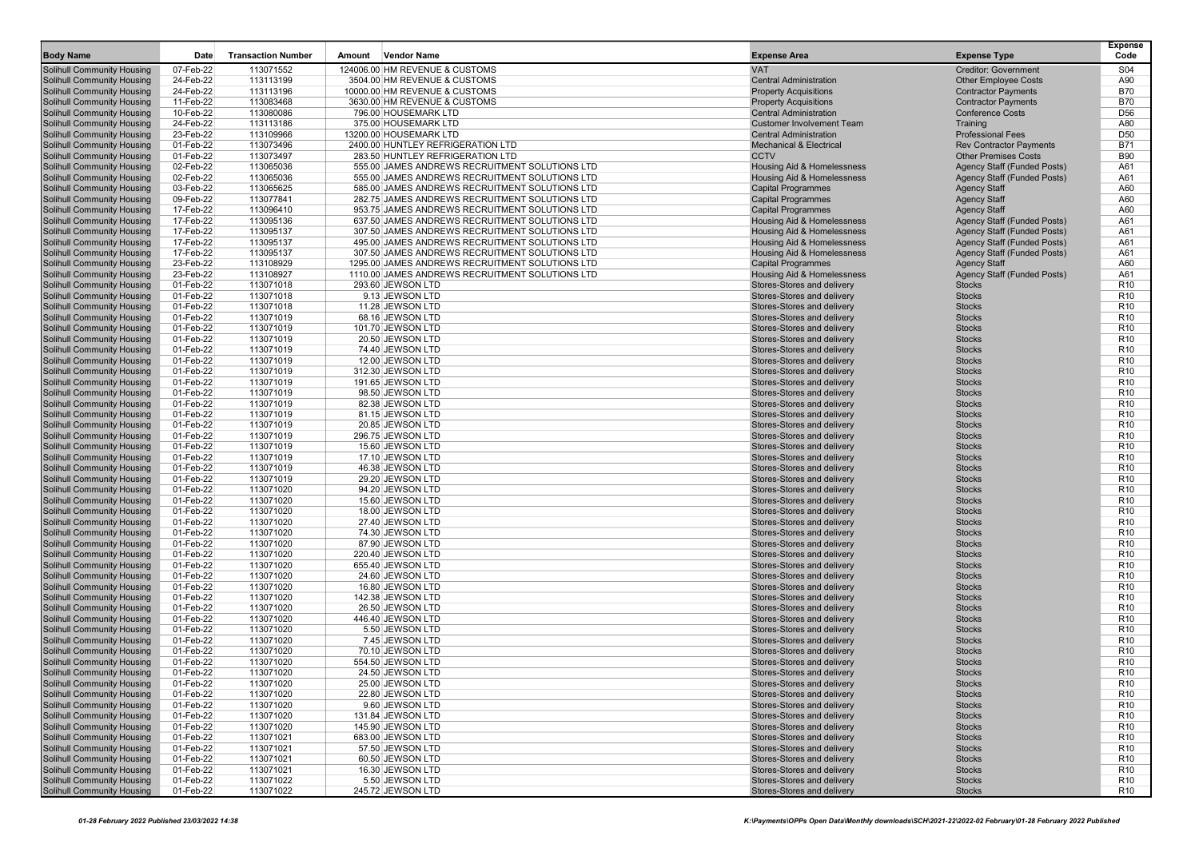| Body Name | Date | Transaction Number | Amount | Vendor Name | Expense Area | Expense Type | Expense Code |
|---|---|---|---|---|---|---|---|
| Solihull Community Housing | 07-Feb-22 | 113071552 | 124006.00 | HM REVENUE & CUSTOMS | VAT | Creditor: Government | S04 |
| Solihull Community Housing | 24-Feb-22 | 113113199 | 3504.00 | HM REVENUE & CUSTOMS | Central Administration | Other Employee Costs | A90 |
| Solihull Community Housing | 24-Feb-22 | 113113196 | 10000.00 | HM REVENUE & CUSTOMS | Property Acquisitions | Contractor Payments | B70 |
| Solihull Community Housing | 11-Feb-22 | 113083468 | 3630.00 | HM REVENUE & CUSTOMS | Property Acquisitions | Contractor Payments | B70 |
| Solihull Community Housing | 10-Feb-22 | 113080086 | 796.00 | HOUSEMARK LTD | Central Administration | Conference Costs | D56 |
| Solihull Community Housing | 24-Feb-22 | 113113186 | 375.00 | HOUSEMARK LTD | Customer Involvement Team | Training | A80 |
| Solihull Community Housing | 23-Feb-22 | 113109966 | 13200.00 | HOUSEMARK LTD | Central Administration | Professional Fees | D50 |
| Solihull Community Housing | 01-Feb-22 | 113073496 | 2400.00 | HUNTLEY REFRIGERATION LTD | Mechanical & Electrical | Rev Contractor Payments | B71 |
| Solihull Community Housing | 01-Feb-22 | 113073497 | 283.50 | HUNTLEY REFRIGERATION LTD | CCTV | Other Premises Costs | B90 |
| Solihull Community Housing | 02-Feb-22 | 113065036 | 555.00 | JAMES ANDREWS RECRUITMENT SOLUTIONS LTD | Housing Aid & Homelessness | Agency Staff (Funded Posts) | A61 |
| Solihull Community Housing | 02-Feb-22 | 113065036 | 555.00 | JAMES ANDREWS RECRUITMENT SOLUTIONS LTD | Housing Aid & Homelessness | Agency Staff (Funded Posts) | A61 |
| Solihull Community Housing | 03-Feb-22 | 113065625 | 585.00 | JAMES ANDREWS RECRUITMENT SOLUTIONS LTD | Capital Programmes | Agency Staff | A60 |
| Solihull Community Housing | 09-Feb-22 | 113077841 | 282.75 | JAMES ANDREWS RECRUITMENT SOLUTIONS LTD | Capital Programmes | Agency Staff | A60 |
| Solihull Community Housing | 17-Feb-22 | 113096410 | 953.75 | JAMES ANDREWS RECRUITMENT SOLUTIONS LTD | Capital Programmes | Agency Staff | A60 |
| Solihull Community Housing | 17-Feb-22 | 113095136 | 637.50 | JAMES ANDREWS RECRUITMENT SOLUTIONS LTD | Housing Aid & Homelessness | Agency Staff (Funded Posts) | A61 |
| Solihull Community Housing | 17-Feb-22 | 113095137 | 307.50 | JAMES ANDREWS RECRUITMENT SOLUTIONS LTD | Housing Aid & Homelessness | Agency Staff (Funded Posts) | A61 |
| Solihull Community Housing | 17-Feb-22 | 113095137 | 495.00 | JAMES ANDREWS RECRUITMENT SOLUTIONS LTD | Housing Aid & Homelessness | Agency Staff (Funded Posts) | A61 |
| Solihull Community Housing | 17-Feb-22 | 113095137 | 307.50 | JAMES ANDREWS RECRUITMENT SOLUTIONS LTD | Housing Aid & Homelessness | Agency Staff (Funded Posts) | A61 |
| Solihull Community Housing | 23-Feb-22 | 113108929 | 1295.00 | JAMES ANDREWS RECRUITMENT SOLUTIONS LTD | Capital Programmes | Agency Staff | A60 |
| Solihull Community Housing | 23-Feb-22 | 113108927 | 1110.00 | JAMES ANDREWS RECRUITMENT SOLUTIONS LTD | Housing Aid & Homelessness | Agency Staff (Funded Posts) | A61 |
| Solihull Community Housing | 01-Feb-22 | 113071018 | 293.60 | JEWSON LTD | Stores-Stores and delivery | Stocks | R10 |
| Solihull Community Housing | 01-Feb-22 | 113071018 | 9.13 | JEWSON LTD | Stores-Stores and delivery | Stocks | R10 |
| Solihull Community Housing | 01-Feb-22 | 113071018 | 11.28 | JEWSON LTD | Stores-Stores and delivery | Stocks | R10 |
| Solihull Community Housing | 01-Feb-22 | 113071019 | 68.16 | JEWSON LTD | Stores-Stores and delivery | Stocks | R10 |
| Solihull Community Housing | 01-Feb-22 | 113071019 | 101.70 | JEWSON LTD | Stores-Stores and delivery | Stocks | R10 |
| Solihull Community Housing | 01-Feb-22 | 113071019 | 20.50 | JEWSON LTD | Stores-Stores and delivery | Stocks | R10 |
| Solihull Community Housing | 01-Feb-22 | 113071019 | 74.40 | JEWSON LTD | Stores-Stores and delivery | Stocks | R10 |
| Solihull Community Housing | 01-Feb-22 | 113071019 | 12.00 | JEWSON LTD | Stores-Stores and delivery | Stocks | R10 |
| Solihull Community Housing | 01-Feb-22 | 113071019 | 312.30 | JEWSON LTD | Stores-Stores and delivery | Stocks | R10 |
| Solihull Community Housing | 01-Feb-22 | 113071019 | 191.65 | JEWSON LTD | Stores-Stores and delivery | Stocks | R10 |
| Solihull Community Housing | 01-Feb-22 | 113071019 | 98.50 | JEWSON LTD | Stores-Stores and delivery | Stocks | R10 |
| Solihull Community Housing | 01-Feb-22 | 113071019 | 82.38 | JEWSON LTD | Stores-Stores and delivery | Stocks | R10 |
| Solihull Community Housing | 01-Feb-22 | 113071019 | 81.15 | JEWSON LTD | Stores-Stores and delivery | Stocks | R10 |
| Solihull Community Housing | 01-Feb-22 | 113071019 | 20.85 | JEWSON LTD | Stores-Stores and delivery | Stocks | R10 |
| Solihull Community Housing | 01-Feb-22 | 113071019 | 296.75 | JEWSON LTD | Stores-Stores and delivery | Stocks | R10 |
| Solihull Community Housing | 01-Feb-22 | 113071019 | 15.60 | JEWSON LTD | Stores-Stores and delivery | Stocks | R10 |
| Solihull Community Housing | 01-Feb-22 | 113071019 | 17.10 | JEWSON LTD | Stores-Stores and delivery | Stocks | R10 |
| Solihull Community Housing | 01-Feb-22 | 113071019 | 46.38 | JEWSON LTD | Stores-Stores and delivery | Stocks | R10 |
| Solihull Community Housing | 01-Feb-22 | 113071019 | 29.20 | JEWSON LTD | Stores-Stores and delivery | Stocks | R10 |
| Solihull Community Housing | 01-Feb-22 | 113071020 | 94.20 | JEWSON LTD | Stores-Stores and delivery | Stocks | R10 |
| Solihull Community Housing | 01-Feb-22 | 113071020 | 15.60 | JEWSON LTD | Stores-Stores and delivery | Stocks | R10 |
| Solihull Community Housing | 01-Feb-22 | 113071020 | 18.00 | JEWSON LTD | Stores-Stores and delivery | Stocks | R10 |
| Solihull Community Housing | 01-Feb-22 | 113071020 | 27.40 | JEWSON LTD | Stores-Stores and delivery | Stocks | R10 |
| Solihull Community Housing | 01-Feb-22 | 113071020 | 74.30 | JEWSON LTD | Stores-Stores and delivery | Stocks | R10 |
| Solihull Community Housing | 01-Feb-22 | 113071020 | 87.90 | JEWSON LTD | Stores-Stores and delivery | Stocks | R10 |
| Solihull Community Housing | 01-Feb-22 | 113071020 | 220.40 | JEWSON LTD | Stores-Stores and delivery | Stocks | R10 |
| Solihull Community Housing | 01-Feb-22 | 113071020 | 655.40 | JEWSON LTD | Stores-Stores and delivery | Stocks | R10 |
| Solihull Community Housing | 01-Feb-22 | 113071020 | 24.60 | JEWSON LTD | Stores-Stores and delivery | Stocks | R10 |
| Solihull Community Housing | 01-Feb-22 | 113071020 | 16.80 | JEWSON LTD | Stores-Stores and delivery | Stocks | R10 |
| Solihull Community Housing | 01-Feb-22 | 113071020 | 142.38 | JEWSON LTD | Stores-Stores and delivery | Stocks | R10 |
| Solihull Community Housing | 01-Feb-22 | 113071020 | 26.50 | JEWSON LTD | Stores-Stores and delivery | Stocks | R10 |
| Solihull Community Housing | 01-Feb-22 | 113071020 | 446.40 | JEWSON LTD | Stores-Stores and delivery | Stocks | R10 |
| Solihull Community Housing | 01-Feb-22 | 113071020 | 5.50 | JEWSON LTD | Stores-Stores and delivery | Stocks | R10 |
| Solihull Community Housing | 01-Feb-22 | 113071020 | 7.45 | JEWSON LTD | Stores-Stores and delivery | Stocks | R10 |
| Solihull Community Housing | 01-Feb-22 | 113071020 | 70.10 | JEWSON LTD | Stores-Stores and delivery | Stocks | R10 |
| Solihull Community Housing | 01-Feb-22 | 113071020 | 554.50 | JEWSON LTD | Stores-Stores and delivery | Stocks | R10 |
| Solihull Community Housing | 01-Feb-22 | 113071020 | 24.50 | JEWSON LTD | Stores-Stores and delivery | Stocks | R10 |
| Solihull Community Housing | 01-Feb-22 | 113071020 | 25.00 | JEWSON LTD | Stores-Stores and delivery | Stocks | R10 |
| Solihull Community Housing | 01-Feb-22 | 113071020 | 22.80 | JEWSON LTD | Stores-Stores and delivery | Stocks | R10 |
| Solihull Community Housing | 01-Feb-22 | 113071020 | 9.60 | JEWSON LTD | Stores-Stores and delivery | Stocks | R10 |
| Solihull Community Housing | 01-Feb-22 | 113071020 | 131.84 | JEWSON LTD | Stores-Stores and delivery | Stocks | R10 |
| Solihull Community Housing | 01-Feb-22 | 113071020 | 145.90 | JEWSON LTD | Stores-Stores and delivery | Stocks | R10 |
| Solihull Community Housing | 01-Feb-22 | 113071021 | 683.00 | JEWSON LTD | Stores-Stores and delivery | Stocks | R10 |
| Solihull Community Housing | 01-Feb-22 | 113071021 | 57.50 | JEWSON LTD | Stores-Stores and delivery | Stocks | R10 |
| Solihull Community Housing | 01-Feb-22 | 113071021 | 60.50 | JEWSON LTD | Stores-Stores and delivery | Stocks | R10 |
| Solihull Community Housing | 01-Feb-22 | 113071021 | 16.30 | JEWSON LTD | Stores-Stores and delivery | Stocks | R10 |
| Solihull Community Housing | 01-Feb-22 | 113071022 | 5.50 | JEWSON LTD | Stores-Stores and delivery | Stocks | R10 |
| Solihull Community Housing | 01-Feb-22 | 113071022 | 245.72 | JEWSON LTD | Stores-Stores and delivery | Stocks | R10 |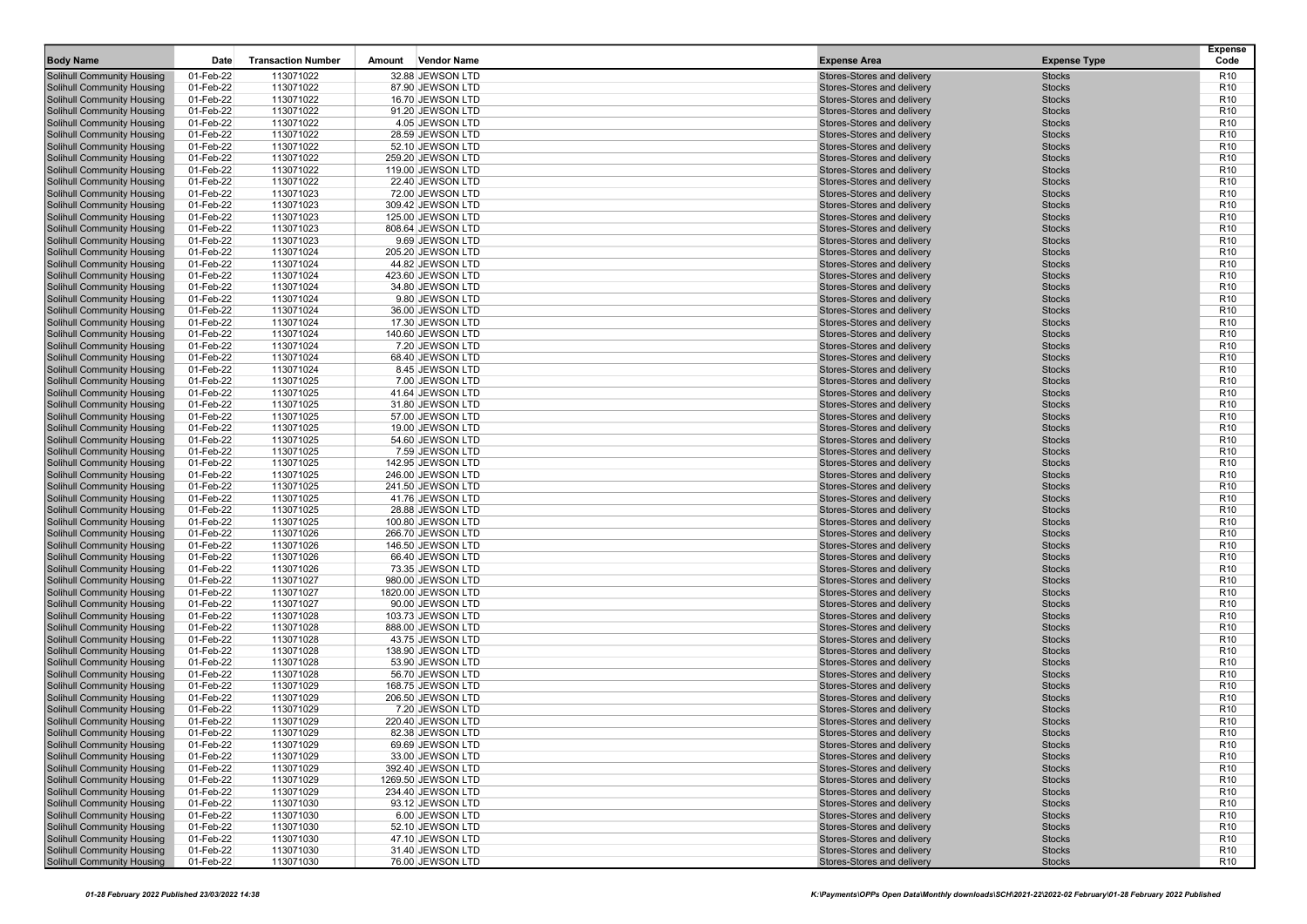| Body Name | Date | Transaction Number | Amount | Vendor Name | Expense Area | Expense Type | Expense Code |
|---|---|---|---|---|---|---|---|
| Solihull Community Housing | 01-Feb-22 | 113071022 | 32.88 | JEWSON LTD | Stores-Stores and delivery | Stocks | R10 |
| Solihull Community Housing | 01-Feb-22 | 113071022 | 87.90 | JEWSON LTD | Stores-Stores and delivery | Stocks | R10 |
| Solihull Community Housing | 01-Feb-22 | 113071022 | 16.70 | JEWSON LTD | Stores-Stores and delivery | Stocks | R10 |
| Solihull Community Housing | 01-Feb-22 | 113071022 | 91.20 | JEWSON LTD | Stores-Stores and delivery | Stocks | R10 |
| Solihull Community Housing | 01-Feb-22 | 113071022 | 4.05 | JEWSON LTD | Stores-Stores and delivery | Stocks | R10 |
| Solihull Community Housing | 01-Feb-22 | 113071022 | 28.59 | JEWSON LTD | Stores-Stores and delivery | Stocks | R10 |
| Solihull Community Housing | 01-Feb-22 | 113071022 | 52.10 | JEWSON LTD | Stores-Stores and delivery | Stocks | R10 |
| Solihull Community Housing | 01-Feb-22 | 113071022 | 259.20 | JEWSON LTD | Stores-Stores and delivery | Stocks | R10 |
| Solihull Community Housing | 01-Feb-22 | 113071022 | 119.00 | JEWSON LTD | Stores-Stores and delivery | Stocks | R10 |
| Solihull Community Housing | 01-Feb-22 | 113071022 | 22.40 | JEWSON LTD | Stores-Stores and delivery | Stocks | R10 |
| Solihull Community Housing | 01-Feb-22 | 113071023 | 72.00 | JEWSON LTD | Stores-Stores and delivery | Stocks | R10 |
| Solihull Community Housing | 01-Feb-22 | 113071023 | 309.42 | JEWSON LTD | Stores-Stores and delivery | Stocks | R10 |
| Solihull Community Housing | 01-Feb-22 | 113071023 | 125.00 | JEWSON LTD | Stores-Stores and delivery | Stocks | R10 |
| Solihull Community Housing | 01-Feb-22 | 113071023 | 808.64 | JEWSON LTD | Stores-Stores and delivery | Stocks | R10 |
| Solihull Community Housing | 01-Feb-22 | 113071023 | 9.69 | JEWSON LTD | Stores-Stores and delivery | Stocks | R10 |
| Solihull Community Housing | 01-Feb-22 | 113071024 | 205.20 | JEWSON LTD | Stores-Stores and delivery | Stocks | R10 |
| Solihull Community Housing | 01-Feb-22 | 113071024 | 44.82 | JEWSON LTD | Stores-Stores and delivery | Stocks | R10 |
| Solihull Community Housing | 01-Feb-22 | 113071024 | 423.60 | JEWSON LTD | Stores-Stores and delivery | Stocks | R10 |
| Solihull Community Housing | 01-Feb-22 | 113071024 | 34.80 | JEWSON LTD | Stores-Stores and delivery | Stocks | R10 |
| Solihull Community Housing | 01-Feb-22 | 113071024 | 9.80 | JEWSON LTD | Stores-Stores and delivery | Stocks | R10 |
| Solihull Community Housing | 01-Feb-22 | 113071024 | 36.00 | JEWSON LTD | Stores-Stores and delivery | Stocks | R10 |
| Solihull Community Housing | 01-Feb-22 | 113071024 | 17.30 | JEWSON LTD | Stores-Stores and delivery | Stocks | R10 |
| Solihull Community Housing | 01-Feb-22 | 113071024 | 140.60 | JEWSON LTD | Stores-Stores and delivery | Stocks | R10 |
| Solihull Community Housing | 01-Feb-22 | 113071024 | 7.20 | JEWSON LTD | Stores-Stores and delivery | Stocks | R10 |
| Solihull Community Housing | 01-Feb-22 | 113071024 | 68.40 | JEWSON LTD | Stores-Stores and delivery | Stocks | R10 |
| Solihull Community Housing | 01-Feb-22 | 113071024 | 8.45 | JEWSON LTD | Stores-Stores and delivery | Stocks | R10 |
| Solihull Community Housing | 01-Feb-22 | 113071025 | 7.00 | JEWSON LTD | Stores-Stores and delivery | Stocks | R10 |
| Solihull Community Housing | 01-Feb-22 | 113071025 | 41.64 | JEWSON LTD | Stores-Stores and delivery | Stocks | R10 |
| Solihull Community Housing | 01-Feb-22 | 113071025 | 31.80 | JEWSON LTD | Stores-Stores and delivery | Stocks | R10 |
| Solihull Community Housing | 01-Feb-22 | 113071025 | 57.00 | JEWSON LTD | Stores-Stores and delivery | Stocks | R10 |
| Solihull Community Housing | 01-Feb-22 | 113071025 | 19.00 | JEWSON LTD | Stores-Stores and delivery | Stocks | R10 |
| Solihull Community Housing | 01-Feb-22 | 113071025 | 54.60 | JEWSON LTD | Stores-Stores and delivery | Stocks | R10 |
| Solihull Community Housing | 01-Feb-22 | 113071025 | 7.59 | JEWSON LTD | Stores-Stores and delivery | Stocks | R10 |
| Solihull Community Housing | 01-Feb-22 | 113071025 | 142.95 | JEWSON LTD | Stores-Stores and delivery | Stocks | R10 |
| Solihull Community Housing | 01-Feb-22 | 113071025 | 246.00 | JEWSON LTD | Stores-Stores and delivery | Stocks | R10 |
| Solihull Community Housing | 01-Feb-22 | 113071025 | 241.50 | JEWSON LTD | Stores-Stores and delivery | Stocks | R10 |
| Solihull Community Housing | 01-Feb-22 | 113071025 | 41.76 | JEWSON LTD | Stores-Stores and delivery | Stocks | R10 |
| Solihull Community Housing | 01-Feb-22 | 113071025 | 28.88 | JEWSON LTD | Stores-Stores and delivery | Stocks | R10 |
| Solihull Community Housing | 01-Feb-22 | 113071025 | 100.80 | JEWSON LTD | Stores-Stores and delivery | Stocks | R10 |
| Solihull Community Housing | 01-Feb-22 | 113071026 | 266.70 | JEWSON LTD | Stores-Stores and delivery | Stocks | R10 |
| Solihull Community Housing | 01-Feb-22 | 113071026 | 146.50 | JEWSON LTD | Stores-Stores and delivery | Stocks | R10 |
| Solihull Community Housing | 01-Feb-22 | 113071026 | 66.40 | JEWSON LTD | Stores-Stores and delivery | Stocks | R10 |
| Solihull Community Housing | 01-Feb-22 | 113071026 | 73.35 | JEWSON LTD | Stores-Stores and delivery | Stocks | R10 |
| Solihull Community Housing | 01-Feb-22 | 113071027 | 980.00 | JEWSON LTD | Stores-Stores and delivery | Stocks | R10 |
| Solihull Community Housing | 01-Feb-22 | 113071027 | 1820.00 | JEWSON LTD | Stores-Stores and delivery | Stocks | R10 |
| Solihull Community Housing | 01-Feb-22 | 113071027 | 90.00 | JEWSON LTD | Stores-Stores and delivery | Stocks | R10 |
| Solihull Community Housing | 01-Feb-22 | 113071028 | 103.73 | JEWSON LTD | Stores-Stores and delivery | Stocks | R10 |
| Solihull Community Housing | 01-Feb-22 | 113071028 | 888.00 | JEWSON LTD | Stores-Stores and delivery | Stocks | R10 |
| Solihull Community Housing | 01-Feb-22 | 113071028 | 43.75 | JEWSON LTD | Stores-Stores and delivery | Stocks | R10 |
| Solihull Community Housing | 01-Feb-22 | 113071028 | 138.90 | JEWSON LTD | Stores-Stores and delivery | Stocks | R10 |
| Solihull Community Housing | 01-Feb-22 | 113071028 | 53.90 | JEWSON LTD | Stores-Stores and delivery | Stocks | R10 |
| Solihull Community Housing | 01-Feb-22 | 113071028 | 56.70 | JEWSON LTD | Stores-Stores and delivery | Stocks | R10 |
| Solihull Community Housing | 01-Feb-22 | 113071029 | 168.75 | JEWSON LTD | Stores-Stores and delivery | Stocks | R10 |
| Solihull Community Housing | 01-Feb-22 | 113071029 | 206.50 | JEWSON LTD | Stores-Stores and delivery | Stocks | R10 |
| Solihull Community Housing | 01-Feb-22 | 113071029 | 7.20 | JEWSON LTD | Stores-Stores and delivery | Stocks | R10 |
| Solihull Community Housing | 01-Feb-22 | 113071029 | 220.40 | JEWSON LTD | Stores-Stores and delivery | Stocks | R10 |
| Solihull Community Housing | 01-Feb-22 | 113071029 | 82.38 | JEWSON LTD | Stores-Stores and delivery | Stocks | R10 |
| Solihull Community Housing | 01-Feb-22 | 113071029 | 69.69 | JEWSON LTD | Stores-Stores and delivery | Stocks | R10 |
| Solihull Community Housing | 01-Feb-22 | 113071029 | 33.00 | JEWSON LTD | Stores-Stores and delivery | Stocks | R10 |
| Solihull Community Housing | 01-Feb-22 | 113071029 | 392.40 | JEWSON LTD | Stores-Stores and delivery | Stocks | R10 |
| Solihull Community Housing | 01-Feb-22 | 113071029 | 1269.50 | JEWSON LTD | Stores-Stores and delivery | Stocks | R10 |
| Solihull Community Housing | 01-Feb-22 | 113071029 | 234.40 | JEWSON LTD | Stores-Stores and delivery | Stocks | R10 |
| Solihull Community Housing | 01-Feb-22 | 113071030 | 93.12 | JEWSON LTD | Stores-Stores and delivery | Stocks | R10 |
| Solihull Community Housing | 01-Feb-22 | 113071030 | 6.00 | JEWSON LTD | Stores-Stores and delivery | Stocks | R10 |
| Solihull Community Housing | 01-Feb-22 | 113071030 | 52.10 | JEWSON LTD | Stores-Stores and delivery | Stocks | R10 |
| Solihull Community Housing | 01-Feb-22 | 113071030 | 47.10 | JEWSON LTD | Stores-Stores and delivery | Stocks | R10 |
| Solihull Community Housing | 01-Feb-22 | 113071030 | 31.40 | JEWSON LTD | Stores-Stores and delivery | Stocks | R10 |
| Solihull Community Housing | 01-Feb-22 | 113071030 | 76.00 | JEWSON LTD | Stores-Stores and delivery | Stocks | R10 |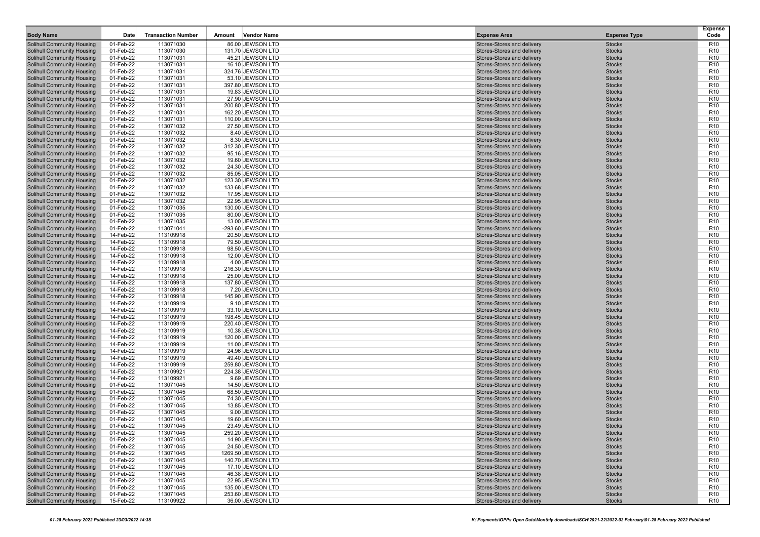| Body Name | Date | Transaction Number | Amount | Vendor Name | Expense Area | Expense Type | Expense Code |
|---|---|---|---|---|---|---|---|
| Solihull Community Housing | 01-Feb-22 | 113071030 | 86.00 | JEWSON LTD | Stores-Stores and delivery | Stocks | R10 |
| Solihull Community Housing | 01-Feb-22 | 113071030 | 131.70 | JEWSON LTD | Stores-Stores and delivery | Stocks | R10 |
| Solihull Community Housing | 01-Feb-22 | 113071031 | 45.21 | JEWSON LTD | Stores-Stores and delivery | Stocks | R10 |
| Solihull Community Housing | 01-Feb-22 | 113071031 | 16.10 | JEWSON LTD | Stores-Stores and delivery | Stocks | R10 |
| Solihull Community Housing | 01-Feb-22 | 113071031 | 324.76 | JEWSON LTD | Stores-Stores and delivery | Stocks | R10 |
| Solihull Community Housing | 01-Feb-22 | 113071031 | 53.10 | JEWSON LTD | Stores-Stores and delivery | Stocks | R10 |
| Solihull Community Housing | 01-Feb-22 | 113071031 | 397.80 | JEWSON LTD | Stores-Stores and delivery | Stocks | R10 |
| Solihull Community Housing | 01-Feb-22 | 113071031 | 19.83 | JEWSON LTD | Stores-Stores and delivery | Stocks | R10 |
| Solihull Community Housing | 01-Feb-22 | 113071031 | 27.90 | JEWSON LTD | Stores-Stores and delivery | Stocks | R10 |
| Solihull Community Housing | 01-Feb-22 | 113071031 | 200.80 | JEWSON LTD | Stores-Stores and delivery | Stocks | R10 |
| Solihull Community Housing | 01-Feb-22 | 113071031 | 162.20 | JEWSON LTD | Stores-Stores and delivery | Stocks | R10 |
| Solihull Community Housing | 01-Feb-22 | 113071031 | 110.00 | JEWSON LTD | Stores-Stores and delivery | Stocks | R10 |
| Solihull Community Housing | 01-Feb-22 | 113071032 | 27.50 | JEWSON LTD | Stores-Stores and delivery | Stocks | R10 |
| Solihull Community Housing | 01-Feb-22 | 113071032 | 8.40 | JEWSON LTD | Stores-Stores and delivery | Stocks | R10 |
| Solihull Community Housing | 01-Feb-22 | 113071032 | 8.30 | JEWSON LTD | Stores-Stores and delivery | Stocks | R10 |
| Solihull Community Housing | 01-Feb-22 | 113071032 | 312.30 | JEWSON LTD | Stores-Stores and delivery | Stocks | R10 |
| Solihull Community Housing | 01-Feb-22 | 113071032 | 95.16 | JEWSON LTD | Stores-Stores and delivery | Stocks | R10 |
| Solihull Community Housing | 01-Feb-22 | 113071032 | 19.60 | JEWSON LTD | Stores-Stores and delivery | Stocks | R10 |
| Solihull Community Housing | 01-Feb-22 | 113071032 | 24.30 | JEWSON LTD | Stores-Stores and delivery | Stocks | R10 |
| Solihull Community Housing | 01-Feb-22 | 113071032 | 85.05 | JEWSON LTD | Stores-Stores and delivery | Stocks | R10 |
| Solihull Community Housing | 01-Feb-22 | 113071032 | 123.30 | JEWSON LTD | Stores-Stores and delivery | Stocks | R10 |
| Solihull Community Housing | 01-Feb-22 | 113071032 | 133.68 | JEWSON LTD | Stores-Stores and delivery | Stocks | R10 |
| Solihull Community Housing | 01-Feb-22 | 113071032 | 17.95 | JEWSON LTD | Stores-Stores and delivery | Stocks | R10 |
| Solihull Community Housing | 01-Feb-22 | 113071032 | 22.95 | JEWSON LTD | Stores-Stores and delivery | Stocks | R10 |
| Solihull Community Housing | 01-Feb-22 | 113071035 | 130.00 | JEWSON LTD | Stores-Stores and delivery | Stocks | R10 |
| Solihull Community Housing | 01-Feb-22 | 113071035 | 80.00 | JEWSON LTD | Stores-Stores and delivery | Stocks | R10 |
| Solihull Community Housing | 01-Feb-22 | 113071035 | 13.00 | JEWSON LTD | Stores-Stores and delivery | Stocks | R10 |
| Solihull Community Housing | 01-Feb-22 | 113071041 | -293.60 | JEWSON LTD | Stores-Stores and delivery | Stocks | R10 |
| Solihull Community Housing | 14-Feb-22 | 113109918 | 20.50 | JEWSON LTD | Stores-Stores and delivery | Stocks | R10 |
| Solihull Community Housing | 14-Feb-22 | 113109918 | 79.50 | JEWSON LTD | Stores-Stores and delivery | Stocks | R10 |
| Solihull Community Housing | 14-Feb-22 | 113109918 | 98.50 | JEWSON LTD | Stores-Stores and delivery | Stocks | R10 |
| Solihull Community Housing | 14-Feb-22 | 113109918 | 12.00 | JEWSON LTD | Stores-Stores and delivery | Stocks | R10 |
| Solihull Community Housing | 14-Feb-22 | 113109918 | 4.00 | JEWSON LTD | Stores-Stores and delivery | Stocks | R10 |
| Solihull Community Housing | 14-Feb-22 | 113109918 | 216.30 | JEWSON LTD | Stores-Stores and delivery | Stocks | R10 |
| Solihull Community Housing | 14-Feb-22 | 113109918 | 25.00 | JEWSON LTD | Stores-Stores and delivery | Stocks | R10 |
| Solihull Community Housing | 14-Feb-22 | 113109918 | 137.80 | JEWSON LTD | Stores-Stores and delivery | Stocks | R10 |
| Solihull Community Housing | 14-Feb-22 | 113109918 | 7.20 | JEWSON LTD | Stores-Stores and delivery | Stocks | R10 |
| Solihull Community Housing | 14-Feb-22 | 113109918 | 145.90 | JEWSON LTD | Stores-Stores and delivery | Stocks | R10 |
| Solihull Community Housing | 14-Feb-22 | 113109919 | 9.10 | JEWSON LTD | Stores-Stores and delivery | Stocks | R10 |
| Solihull Community Housing | 14-Feb-22 | 113109919 | 33.10 | JEWSON LTD | Stores-Stores and delivery | Stocks | R10 |
| Solihull Community Housing | 14-Feb-22 | 113109919 | 198.45 | JEWSON LTD | Stores-Stores and delivery | Stocks | R10 |
| Solihull Community Housing | 14-Feb-22 | 113109919 | 220.40 | JEWSON LTD | Stores-Stores and delivery | Stocks | R10 |
| Solihull Community Housing | 14-Feb-22 | 113109919 | 10.38 | JEWSON LTD | Stores-Stores and delivery | Stocks | R10 |
| Solihull Community Housing | 14-Feb-22 | 113109919 | 120.00 | JEWSON LTD | Stores-Stores and delivery | Stocks | R10 |
| Solihull Community Housing | 14-Feb-22 | 113109919 | 11.00 | JEWSON LTD | Stores-Stores and delivery | Stocks | R10 |
| Solihull Community Housing | 14-Feb-22 | 113109919 | 24.96 | JEWSON LTD | Stores-Stores and delivery | Stocks | R10 |
| Solihull Community Housing | 14-Feb-22 | 113109919 | 49.40 | JEWSON LTD | Stores-Stores and delivery | Stocks | R10 |
| Solihull Community Housing | 14-Feb-22 | 113109919 | 259.80 | JEWSON LTD | Stores-Stores and delivery | Stocks | R10 |
| Solihull Community Housing | 14-Feb-22 | 113109921 | 224.38 | JEWSON LTD | Stores-Stores and delivery | Stocks | R10 |
| Solihull Community Housing | 14-Feb-22 | 113109921 | 9.69 | JEWSON LTD | Stores-Stores and delivery | Stocks | R10 |
| Solihull Community Housing | 01-Feb-22 | 113071045 | 14.50 | JEWSON LTD | Stores-Stores and delivery | Stocks | R10 |
| Solihull Community Housing | 01-Feb-22 | 113071045 | 68.50 | JEWSON LTD | Stores-Stores and delivery | Stocks | R10 |
| Solihull Community Housing | 01-Feb-22 | 113071045 | 74.30 | JEWSON LTD | Stores-Stores and delivery | Stocks | R10 |
| Solihull Community Housing | 01-Feb-22 | 113071045 | 13.85 | JEWSON LTD | Stores-Stores and delivery | Stocks | R10 |
| Solihull Community Housing | 01-Feb-22 | 113071045 | 9.00 | JEWSON LTD | Stores-Stores and delivery | Stocks | R10 |
| Solihull Community Housing | 01-Feb-22 | 113071045 | 19.60 | JEWSON LTD | Stores-Stores and delivery | Stocks | R10 |
| Solihull Community Housing | 01-Feb-22 | 113071045 | 23.49 | JEWSON LTD | Stores-Stores and delivery | Stocks | R10 |
| Solihull Community Housing | 01-Feb-22 | 113071045 | 259.20 | JEWSON LTD | Stores-Stores and delivery | Stocks | R10 |
| Solihull Community Housing | 01-Feb-22 | 113071045 | 14.90 | JEWSON LTD | Stores-Stores and delivery | Stocks | R10 |
| Solihull Community Housing | 01-Feb-22 | 113071045 | 24.50 | JEWSON LTD | Stores-Stores and delivery | Stocks | R10 |
| Solihull Community Housing | 01-Feb-22 | 113071045 | 1269.50 | JEWSON LTD | Stores-Stores and delivery | Stocks | R10 |
| Solihull Community Housing | 01-Feb-22 | 113071045 | 140.70 | JEWSON LTD | Stores-Stores and delivery | Stocks | R10 |
| Solihull Community Housing | 01-Feb-22 | 113071045 | 17.10 | JEWSON LTD | Stores-Stores and delivery | Stocks | R10 |
| Solihull Community Housing | 01-Feb-22 | 113071045 | 46.38 | JEWSON LTD | Stores-Stores and delivery | Stocks | R10 |
| Solihull Community Housing | 01-Feb-22 | 113071045 | 22.95 | JEWSON LTD | Stores-Stores and delivery | Stocks | R10 |
| Solihull Community Housing | 01-Feb-22 | 113071045 | 135.00 | JEWSON LTD | Stores-Stores and delivery | Stocks | R10 |
| Solihull Community Housing | 01-Feb-22 | 113071045 | 253.60 | JEWSON LTD | Stores-Stores and delivery | Stocks | R10 |
| Solihull Community Housing | 15-Feb-22 | 113109922 | 36.00 | JEWSON LTD | Stores-Stores and delivery | Stocks | R10 |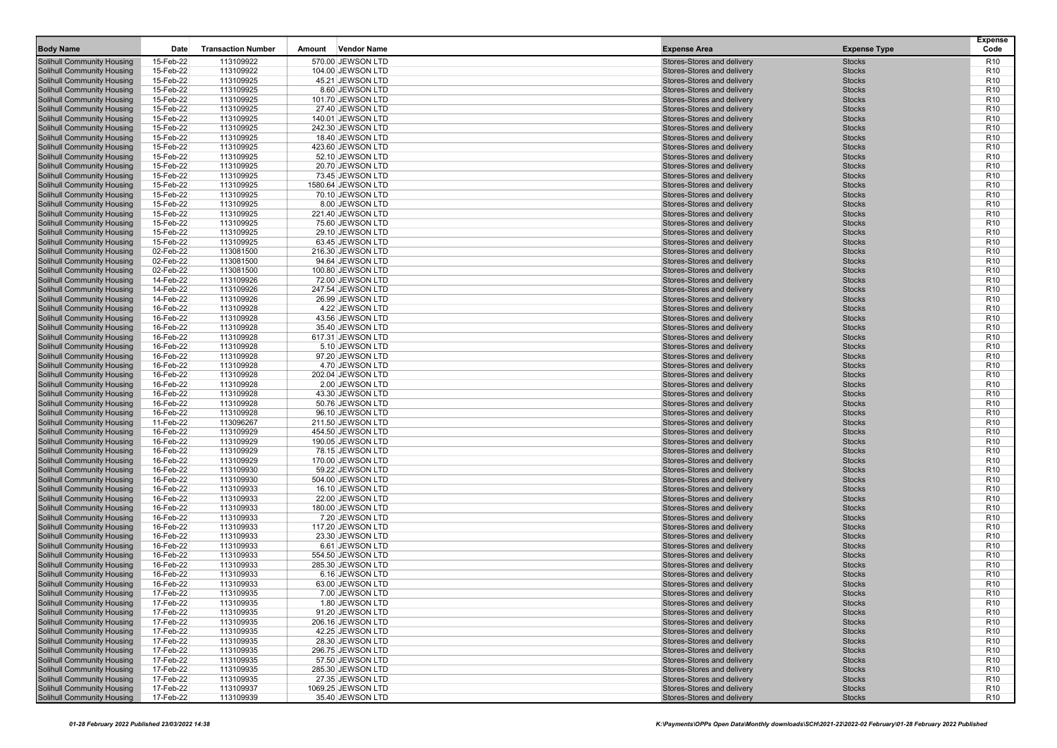| Body Name | Date | Transaction Number | Amount | Vendor Name | Expense Area | Expense Type | Expense Code |
|---|---|---|---|---|---|---|---|
| Solihull Community Housing | 15-Feb-22 | 113109922 | 570.00 | JEWSON LTD | Stores-Stores and delivery | Stocks | R10 |
| Solihull Community Housing | 15-Feb-22 | 113109922 | 104.00 | JEWSON LTD | Stores-Stores and delivery | Stocks | R10 |
| Solihull Community Housing | 15-Feb-22 | 113109925 | 45.21 | JEWSON LTD | Stores-Stores and delivery | Stocks | R10 |
| Solihull Community Housing | 15-Feb-22 | 113109925 | 8.60 | JEWSON LTD | Stores-Stores and delivery | Stocks | R10 |
| Solihull Community Housing | 15-Feb-22 | 113109925 | 101.70 | JEWSON LTD | Stores-Stores and delivery | Stocks | R10 |
| Solihull Community Housing | 15-Feb-22 | 113109925 | 27.40 | JEWSON LTD | Stores-Stores and delivery | Stocks | R10 |
| Solihull Community Housing | 15-Feb-22 | 113109925 | 140.01 | JEWSON LTD | Stores-Stores and delivery | Stocks | R10 |
| Solihull Community Housing | 15-Feb-22 | 113109925 | 242.30 | JEWSON LTD | Stores-Stores and delivery | Stocks | R10 |
| Solihull Community Housing | 15-Feb-22 | 113109925 | 18.40 | JEWSON LTD | Stores-Stores and delivery | Stocks | R10 |
| Solihull Community Housing | 15-Feb-22 | 113109925 | 423.60 | JEWSON LTD | Stores-Stores and delivery | Stocks | R10 |
| Solihull Community Housing | 15-Feb-22 | 113109925 | 52.10 | JEWSON LTD | Stores-Stores and delivery | Stocks | R10 |
| Solihull Community Housing | 15-Feb-22 | 113109925 | 20.70 | JEWSON LTD | Stores-Stores and delivery | Stocks | R10 |
| Solihull Community Housing | 15-Feb-22 | 113109925 | 73.45 | JEWSON LTD | Stores-Stores and delivery | Stocks | R10 |
| Solihull Community Housing | 15-Feb-22 | 113109925 | 1580.64 | JEWSON LTD | Stores-Stores and delivery | Stocks | R10 |
| Solihull Community Housing | 15-Feb-22 | 113109925 | 70.10 | JEWSON LTD | Stores-Stores and delivery | Stocks | R10 |
| Solihull Community Housing | 15-Feb-22 | 113109925 | 8.00 | JEWSON LTD | Stores-Stores and delivery | Stocks | R10 |
| Solihull Community Housing | 15-Feb-22 | 113109925 | 221.40 | JEWSON LTD | Stores-Stores and delivery | Stocks | R10 |
| Solihull Community Housing | 15-Feb-22 | 113109925 | 75.60 | JEWSON LTD | Stores-Stores and delivery | Stocks | R10 |
| Solihull Community Housing | 15-Feb-22 | 113109925 | 29.10 | JEWSON LTD | Stores-Stores and delivery | Stocks | R10 |
| Solihull Community Housing | 15-Feb-22 | 113109925 | 63.45 | JEWSON LTD | Stores-Stores and delivery | Stocks | R10 |
| Solihull Community Housing | 02-Feb-22 | 113081500 | 216.30 | JEWSON LTD | Stores-Stores and delivery | Stocks | R10 |
| Solihull Community Housing | 02-Feb-22 | 113081500 | 94.64 | JEWSON LTD | Stores-Stores and delivery | Stocks | R10 |
| Solihull Community Housing | 02-Feb-22 | 113081500 | 100.80 | JEWSON LTD | Stores-Stores and delivery | Stocks | R10 |
| Solihull Community Housing | 14-Feb-22 | 113109926 | 72.00 | JEWSON LTD | Stores-Stores and delivery | Stocks | R10 |
| Solihull Community Housing | 14-Feb-22 | 113109926 | 247.54 | JEWSON LTD | Stores-Stores and delivery | Stocks | R10 |
| Solihull Community Housing | 14-Feb-22 | 113109926 | 26.99 | JEWSON LTD | Stores-Stores and delivery | Stocks | R10 |
| Solihull Community Housing | 16-Feb-22 | 113109928 | 4.22 | JEWSON LTD | Stores-Stores and delivery | Stocks | R10 |
| Solihull Community Housing | 16-Feb-22 | 113109928 | 43.56 | JEWSON LTD | Stores-Stores and delivery | Stocks | R10 |
| Solihull Community Housing | 16-Feb-22 | 113109928 | 35.40 | JEWSON LTD | Stores-Stores and delivery | Stocks | R10 |
| Solihull Community Housing | 16-Feb-22 | 113109928 | 617.31 | JEWSON LTD | Stores-Stores and delivery | Stocks | R10 |
| Solihull Community Housing | 16-Feb-22 | 113109928 | 5.10 | JEWSON LTD | Stores-Stores and delivery | Stocks | R10 |
| Solihull Community Housing | 16-Feb-22 | 113109928 | 97.20 | JEWSON LTD | Stores-Stores and delivery | Stocks | R10 |
| Solihull Community Housing | 16-Feb-22 | 113109928 | 4.70 | JEWSON LTD | Stores-Stores and delivery | Stocks | R10 |
| Solihull Community Housing | 16-Feb-22 | 113109928 | 202.04 | JEWSON LTD | Stores-Stores and delivery | Stocks | R10 |
| Solihull Community Housing | 16-Feb-22 | 113109928 | 2.00 | JEWSON LTD | Stores-Stores and delivery | Stocks | R10 |
| Solihull Community Housing | 16-Feb-22 | 113109928 | 43.30 | JEWSON LTD | Stores-Stores and delivery | Stocks | R10 |
| Solihull Community Housing | 16-Feb-22 | 113109928 | 50.76 | JEWSON LTD | Stores-Stores and delivery | Stocks | R10 |
| Solihull Community Housing | 16-Feb-22 | 113109928 | 96.10 | JEWSON LTD | Stores-Stores and delivery | Stocks | R10 |
| Solihull Community Housing | 11-Feb-22 | 113096267 | 211.50 | JEWSON LTD | Stores-Stores and delivery | Stocks | R10 |
| Solihull Community Housing | 16-Feb-22 | 113109929 | 454.50 | JEWSON LTD | Stores-Stores and delivery | Stocks | R10 |
| Solihull Community Housing | 16-Feb-22 | 113109929 | 190.05 | JEWSON LTD | Stores-Stores and delivery | Stocks | R10 |
| Solihull Community Housing | 16-Feb-22 | 113109929 | 78.15 | JEWSON LTD | Stores-Stores and delivery | Stocks | R10 |
| Solihull Community Housing | 16-Feb-22 | 113109929 | 170.00 | JEWSON LTD | Stores-Stores and delivery | Stocks | R10 |
| Solihull Community Housing | 16-Feb-22 | 113109930 | 59.22 | JEWSON LTD | Stores-Stores and delivery | Stocks | R10 |
| Solihull Community Housing | 16-Feb-22 | 113109930 | 504.00 | JEWSON LTD | Stores-Stores and delivery | Stocks | R10 |
| Solihull Community Housing | 16-Feb-22 | 113109933 | 16.10 | JEWSON LTD | Stores-Stores and delivery | Stocks | R10 |
| Solihull Community Housing | 16-Feb-22 | 113109933 | 22.00 | JEWSON LTD | Stores-Stores and delivery | Stocks | R10 |
| Solihull Community Housing | 16-Feb-22 | 113109933 | 180.00 | JEWSON LTD | Stores-Stores and delivery | Stocks | R10 |
| Solihull Community Housing | 16-Feb-22 | 113109933 | 7.20 | JEWSON LTD | Stores-Stores and delivery | Stocks | R10 |
| Solihull Community Housing | 16-Feb-22 | 113109933 | 117.20 | JEWSON LTD | Stores-Stores and delivery | Stocks | R10 |
| Solihull Community Housing | 16-Feb-22 | 113109933 | 23.30 | JEWSON LTD | Stores-Stores and delivery | Stocks | R10 |
| Solihull Community Housing | 16-Feb-22 | 113109933 | 6.61 | JEWSON LTD | Stores-Stores and delivery | Stocks | R10 |
| Solihull Community Housing | 16-Feb-22 | 113109933 | 554.50 | JEWSON LTD | Stores-Stores and delivery | Stocks | R10 |
| Solihull Community Housing | 16-Feb-22 | 113109933 | 285.30 | JEWSON LTD | Stores-Stores and delivery | Stocks | R10 |
| Solihull Community Housing | 16-Feb-22 | 113109933 | 6.16 | JEWSON LTD | Stores-Stores and delivery | Stocks | R10 |
| Solihull Community Housing | 16-Feb-22 | 113109933 | 63.00 | JEWSON LTD | Stores-Stores and delivery | Stocks | R10 |
| Solihull Community Housing | 17-Feb-22 | 113109935 | 7.00 | JEWSON LTD | Stores-Stores and delivery | Stocks | R10 |
| Solihull Community Housing | 17-Feb-22 | 113109935 | 1.80 | JEWSON LTD | Stores-Stores and delivery | Stocks | R10 |
| Solihull Community Housing | 17-Feb-22 | 113109935 | 91.20 | JEWSON LTD | Stores-Stores and delivery | Stocks | R10 |
| Solihull Community Housing | 17-Feb-22 | 113109935 | 206.16 | JEWSON LTD | Stores-Stores and delivery | Stocks | R10 |
| Solihull Community Housing | 17-Feb-22 | 113109935 | 42.25 | JEWSON LTD | Stores-Stores and delivery | Stocks | R10 |
| Solihull Community Housing | 17-Feb-22 | 113109935 | 28.30 | JEWSON LTD | Stores-Stores and delivery | Stocks | R10 |
| Solihull Community Housing | 17-Feb-22 | 113109935 | 296.75 | JEWSON LTD | Stores-Stores and delivery | Stocks | R10 |
| Solihull Community Housing | 17-Feb-22 | 113109935 | 57.50 | JEWSON LTD | Stores-Stores and delivery | Stocks | R10 |
| Solihull Community Housing | 17-Feb-22 | 113109935 | 285.30 | JEWSON LTD | Stores-Stores and delivery | Stocks | R10 |
| Solihull Community Housing | 17-Feb-22 | 113109935 | 27.35 | JEWSON LTD | Stores-Stores and delivery | Stocks | R10 |
| Solihull Community Housing | 17-Feb-22 | 113109937 | 1069.25 | JEWSON LTD | Stores-Stores and delivery | Stocks | R10 |
| Solihull Community Housing | 17-Feb-22 | 113109939 | 35.40 | JEWSON LTD | Stores-Stores and delivery | Stocks | R10 |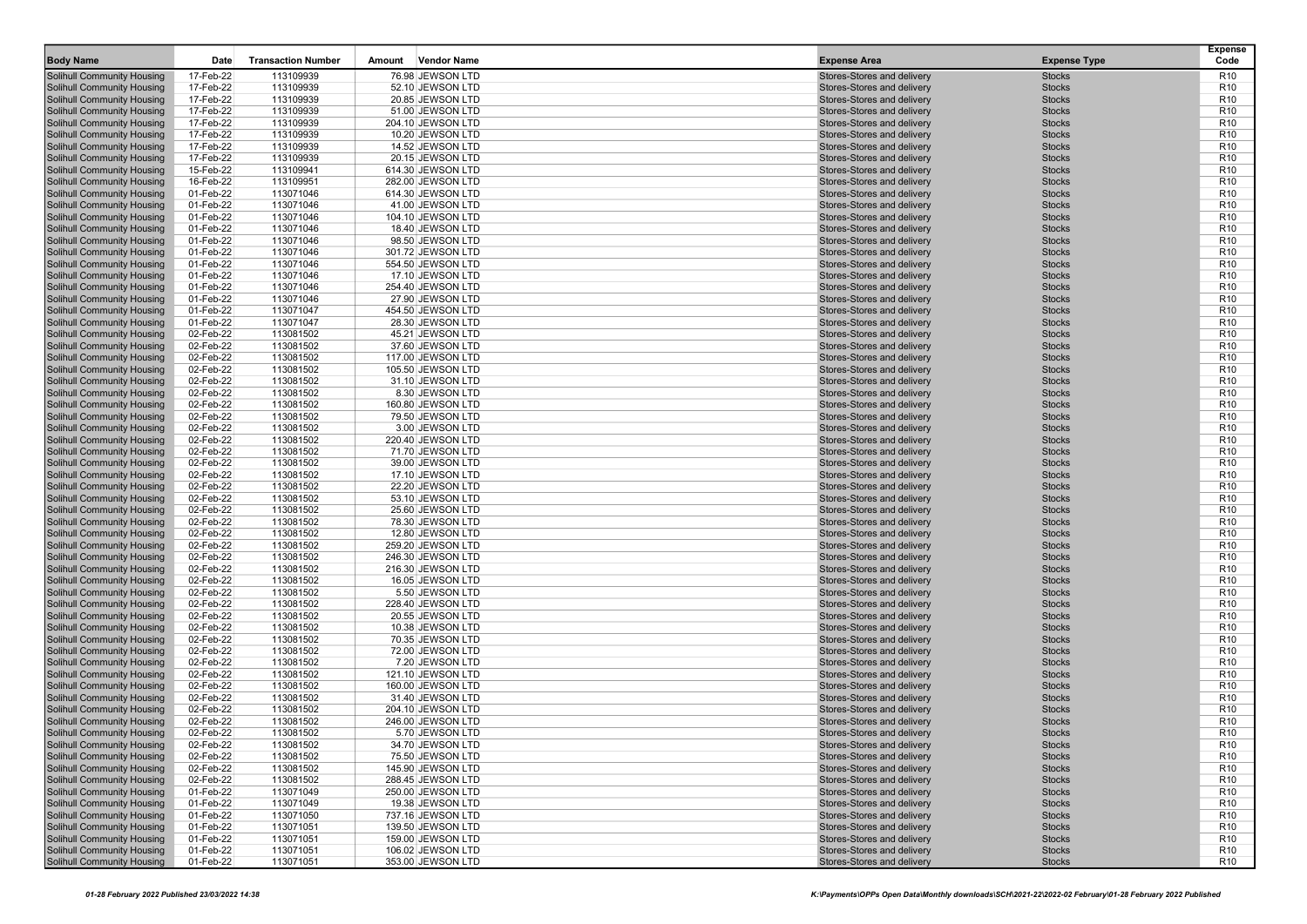| Body Name | Date | Transaction Number | Amount | Vendor Name | Expense Area | Expense Type | Expense Code |
|---|---|---|---|---|---|---|---|
| Solihull Community Housing | 17-Feb-22 | 113109939 | 76.98 | JEWSON LTD | Stores-Stores and delivery | Stocks | R10 |
| Solihull Community Housing | 17-Feb-22 | 113109939 | 52.10 | JEWSON LTD | Stores-Stores and delivery | Stocks | R10 |
| Solihull Community Housing | 17-Feb-22 | 113109939 | 20.85 | JEWSON LTD | Stores-Stores and delivery | Stocks | R10 |
| Solihull Community Housing | 17-Feb-22 | 113109939 | 51.00 | JEWSON LTD | Stores-Stores and delivery | Stocks | R10 |
| Solihull Community Housing | 17-Feb-22 | 113109939 | 204.10 | JEWSON LTD | Stores-Stores and delivery | Stocks | R10 |
| Solihull Community Housing | 17-Feb-22 | 113109939 | 10.20 | JEWSON LTD | Stores-Stores and delivery | Stocks | R10 |
| Solihull Community Housing | 17-Feb-22 | 113109939 | 14.52 | JEWSON LTD | Stores-Stores and delivery | Stocks | R10 |
| Solihull Community Housing | 17-Feb-22 | 113109939 | 20.15 | JEWSON LTD | Stores-Stores and delivery | Stocks | R10 |
| Solihull Community Housing | 15-Feb-22 | 113109941 | 614.30 | JEWSON LTD | Stores-Stores and delivery | Stocks | R10 |
| Solihull Community Housing | 16-Feb-22 | 113109951 | 282.00 | JEWSON LTD | Stores-Stores and delivery | Stocks | R10 |
| Solihull Community Housing | 01-Feb-22 | 113071046 | 614.30 | JEWSON LTD | Stores-Stores and delivery | Stocks | R10 |
| Solihull Community Housing | 01-Feb-22 | 113071046 | 41.00 | JEWSON LTD | Stores-Stores and delivery | Stocks | R10 |
| Solihull Community Housing | 01-Feb-22 | 113071046 | 104.10 | JEWSON LTD | Stores-Stores and delivery | Stocks | R10 |
| Solihull Community Housing | 01-Feb-22 | 113071046 | 18.40 | JEWSON LTD | Stores-Stores and delivery | Stocks | R10 |
| Solihull Community Housing | 01-Feb-22 | 113071046 | 98.50 | JEWSON LTD | Stores-Stores and delivery | Stocks | R10 |
| Solihull Community Housing | 01-Feb-22 | 113071046 | 301.72 | JEWSON LTD | Stores-Stores and delivery | Stocks | R10 |
| Solihull Community Housing | 01-Feb-22 | 113071046 | 554.50 | JEWSON LTD | Stores-Stores and delivery | Stocks | R10 |
| Solihull Community Housing | 01-Feb-22 | 113071046 | 17.10 | JEWSON LTD | Stores-Stores and delivery | Stocks | R10 |
| Solihull Community Housing | 01-Feb-22 | 113071046 | 254.40 | JEWSON LTD | Stores-Stores and delivery | Stocks | R10 |
| Solihull Community Housing | 01-Feb-22 | 113071046 | 27.90 | JEWSON LTD | Stores-Stores and delivery | Stocks | R10 |
| Solihull Community Housing | 01-Feb-22 | 113071047 | 454.50 | JEWSON LTD | Stores-Stores and delivery | Stocks | R10 |
| Solihull Community Housing | 01-Feb-22 | 113071047 | 28.30 | JEWSON LTD | Stores-Stores and delivery | Stocks | R10 |
| Solihull Community Housing | 02-Feb-22 | 113081502 | 45.21 | JEWSON LTD | Stores-Stores and delivery | Stocks | R10 |
| Solihull Community Housing | 02-Feb-22 | 113081502 | 37.60 | JEWSON LTD | Stores-Stores and delivery | Stocks | R10 |
| Solihull Community Housing | 02-Feb-22 | 113081502 | 117.00 | JEWSON LTD | Stores-Stores and delivery | Stocks | R10 |
| Solihull Community Housing | 02-Feb-22 | 113081502 | 105.50 | JEWSON LTD | Stores-Stores and delivery | Stocks | R10 |
| Solihull Community Housing | 02-Feb-22 | 113081502 | 31.10 | JEWSON LTD | Stores-Stores and delivery | Stocks | R10 |
| Solihull Community Housing | 02-Feb-22 | 113081502 | 8.30 | JEWSON LTD | Stores-Stores and delivery | Stocks | R10 |
| Solihull Community Housing | 02-Feb-22 | 113081502 | 160.80 | JEWSON LTD | Stores-Stores and delivery | Stocks | R10 |
| Solihull Community Housing | 02-Feb-22 | 113081502 | 79.50 | JEWSON LTD | Stores-Stores and delivery | Stocks | R10 |
| Solihull Community Housing | 02-Feb-22 | 113081502 | 3.00 | JEWSON LTD | Stores-Stores and delivery | Stocks | R10 |
| Solihull Community Housing | 02-Feb-22 | 113081502 | 220.40 | JEWSON LTD | Stores-Stores and delivery | Stocks | R10 |
| Solihull Community Housing | 02-Feb-22 | 113081502 | 71.70 | JEWSON LTD | Stores-Stores and delivery | Stocks | R10 |
| Solihull Community Housing | 02-Feb-22 | 113081502 | 39.00 | JEWSON LTD | Stores-Stores and delivery | Stocks | R10 |
| Solihull Community Housing | 02-Feb-22 | 113081502 | 17.10 | JEWSON LTD | Stores-Stores and delivery | Stocks | R10 |
| Solihull Community Housing | 02-Feb-22 | 113081502 | 22.20 | JEWSON LTD | Stores-Stores and delivery | Stocks | R10 |
| Solihull Community Housing | 02-Feb-22 | 113081502 | 53.10 | JEWSON LTD | Stores-Stores and delivery | Stocks | R10 |
| Solihull Community Housing | 02-Feb-22 | 113081502 | 25.60 | JEWSON LTD | Stores-Stores and delivery | Stocks | R10 |
| Solihull Community Housing | 02-Feb-22 | 113081502 | 78.30 | JEWSON LTD | Stores-Stores and delivery | Stocks | R10 |
| Solihull Community Housing | 02-Feb-22 | 113081502 | 12.80 | JEWSON LTD | Stores-Stores and delivery | Stocks | R10 |
| Solihull Community Housing | 02-Feb-22 | 113081502 | 259.20 | JEWSON LTD | Stores-Stores and delivery | Stocks | R10 |
| Solihull Community Housing | 02-Feb-22 | 113081502 | 246.30 | JEWSON LTD | Stores-Stores and delivery | Stocks | R10 |
| Solihull Community Housing | 02-Feb-22 | 113081502 | 216.30 | JEWSON LTD | Stores-Stores and delivery | Stocks | R10 |
| Solihull Community Housing | 02-Feb-22 | 113081502 | 16.05 | JEWSON LTD | Stores-Stores and delivery | Stocks | R10 |
| Solihull Community Housing | 02-Feb-22 | 113081502 | 5.50 | JEWSON LTD | Stores-Stores and delivery | Stocks | R10 |
| Solihull Community Housing | 02-Feb-22 | 113081502 | 228.40 | JEWSON LTD | Stores-Stores and delivery | Stocks | R10 |
| Solihull Community Housing | 02-Feb-22 | 113081502 | 20.55 | JEWSON LTD | Stores-Stores and delivery | Stocks | R10 |
| Solihull Community Housing | 02-Feb-22 | 113081502 | 10.38 | JEWSON LTD | Stores-Stores and delivery | Stocks | R10 |
| Solihull Community Housing | 02-Feb-22 | 113081502 | 70.35 | JEWSON LTD | Stores-Stores and delivery | Stocks | R10 |
| Solihull Community Housing | 02-Feb-22 | 113081502 | 72.00 | JEWSON LTD | Stores-Stores and delivery | Stocks | R10 |
| Solihull Community Housing | 02-Feb-22 | 113081502 | 7.20 | JEWSON LTD | Stores-Stores and delivery | Stocks | R10 |
| Solihull Community Housing | 02-Feb-22 | 113081502 | 121.10 | JEWSON LTD | Stores-Stores and delivery | Stocks | R10 |
| Solihull Community Housing | 02-Feb-22 | 113081502 | 160.00 | JEWSON LTD | Stores-Stores and delivery | Stocks | R10 |
| Solihull Community Housing | 02-Feb-22 | 113081502 | 31.40 | JEWSON LTD | Stores-Stores and delivery | Stocks | R10 |
| Solihull Community Housing | 02-Feb-22 | 113081502 | 204.10 | JEWSON LTD | Stores-Stores and delivery | Stocks | R10 |
| Solihull Community Housing | 02-Feb-22 | 113081502 | 246.00 | JEWSON LTD | Stores-Stores and delivery | Stocks | R10 |
| Solihull Community Housing | 02-Feb-22 | 113081502 | 5.70 | JEWSON LTD | Stores-Stores and delivery | Stocks | R10 |
| Solihull Community Housing | 02-Feb-22 | 113081502 | 34.70 | JEWSON LTD | Stores-Stores and delivery | Stocks | R10 |
| Solihull Community Housing | 02-Feb-22 | 113081502 | 75.50 | JEWSON LTD | Stores-Stores and delivery | Stocks | R10 |
| Solihull Community Housing | 02-Feb-22 | 113081502 | 145.90 | JEWSON LTD | Stores-Stores and delivery | Stocks | R10 |
| Solihull Community Housing | 02-Feb-22 | 113081502 | 288.45 | JEWSON LTD | Stores-Stores and delivery | Stocks | R10 |
| Solihull Community Housing | 01-Feb-22 | 113071049 | 250.00 | JEWSON LTD | Stores-Stores and delivery | Stocks | R10 |
| Solihull Community Housing | 01-Feb-22 | 113071049 | 19.38 | JEWSON LTD | Stores-Stores and delivery | Stocks | R10 |
| Solihull Community Housing | 01-Feb-22 | 113071050 | 737.16 | JEWSON LTD | Stores-Stores and delivery | Stocks | R10 |
| Solihull Community Housing | 01-Feb-22 | 113071051 | 139.50 | JEWSON LTD | Stores-Stores and delivery | Stocks | R10 |
| Solihull Community Housing | 01-Feb-22 | 113071051 | 159.00 | JEWSON LTD | Stores-Stores and delivery | Stocks | R10 |
| Solihull Community Housing | 01-Feb-22 | 113071051 | 106.02 | JEWSON LTD | Stores-Stores and delivery | Stocks | R10 |
| Solihull Community Housing | 01-Feb-22 | 113071051 | 353.00 | JEWSON LTD | Stores-Stores and delivery | Stocks | R10 |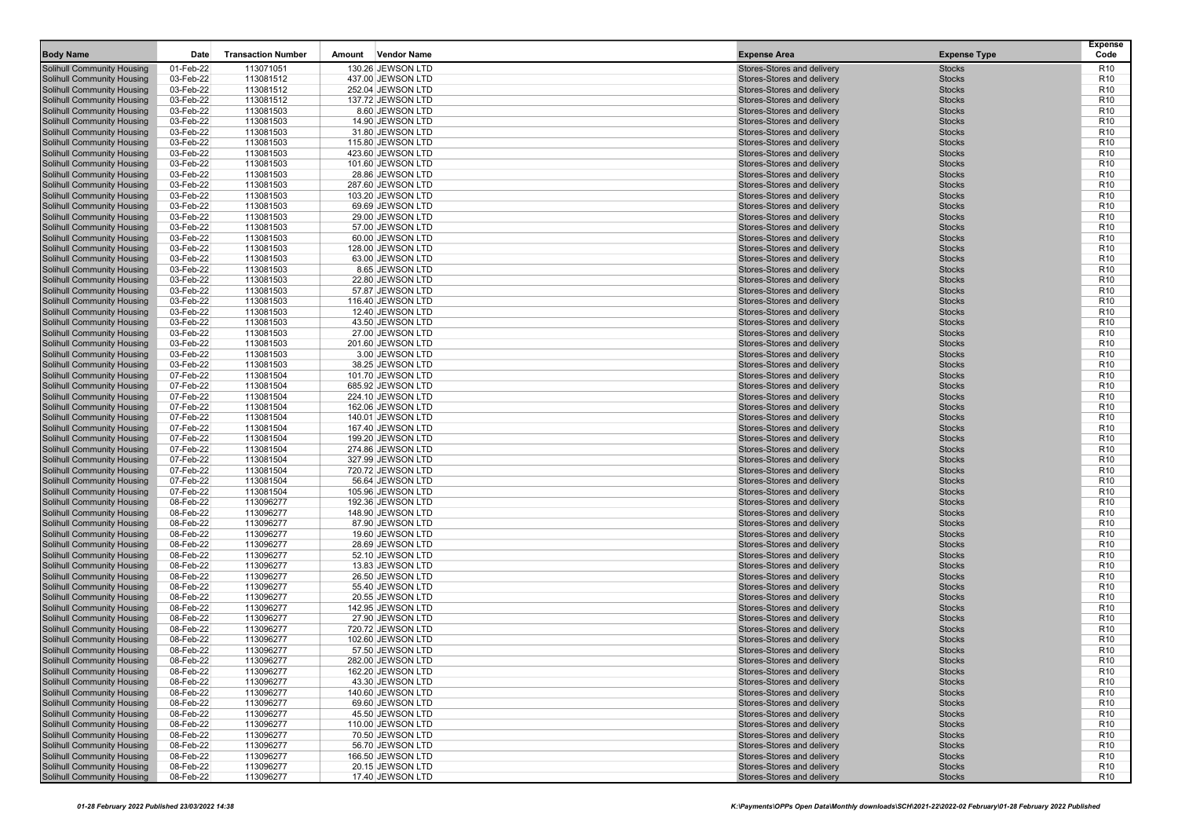| Body Name | Date | Transaction Number | Amount | Vendor Name | Expense Area | Expense Type | Expense Code |
|---|---|---|---|---|---|---|---|
| Solihull Community Housing | 01-Feb-22 | 113071051 | 130.26 | JEWSON LTD | Stores-Stores and delivery | Stocks | R10 |
| Solihull Community Housing | 03-Feb-22 | 113081512 | 437.00 | JEWSON LTD | Stores-Stores and delivery | Stocks | R10 |
| Solihull Community Housing | 03-Feb-22 | 113081512 | 252.04 | JEWSON LTD | Stores-Stores and delivery | Stocks | R10 |
| Solihull Community Housing | 03-Feb-22 | 113081512 | 137.72 | JEWSON LTD | Stores-Stores and delivery | Stocks | R10 |
| Solihull Community Housing | 03-Feb-22 | 113081503 | 8.60 | JEWSON LTD | Stores-Stores and delivery | Stocks | R10 |
| Solihull Community Housing | 03-Feb-22 | 113081503 | 14.90 | JEWSON LTD | Stores-Stores and delivery | Stocks | R10 |
| Solihull Community Housing | 03-Feb-22 | 113081503 | 31.80 | JEWSON LTD | Stores-Stores and delivery | Stocks | R10 |
| Solihull Community Housing | 03-Feb-22 | 113081503 | 115.80 | JEWSON LTD | Stores-Stores and delivery | Stocks | R10 |
| Solihull Community Housing | 03-Feb-22 | 113081503 | 423.60 | JEWSON LTD | Stores-Stores and delivery | Stocks | R10 |
| Solihull Community Housing | 03-Feb-22 | 113081503 | 101.60 | JEWSON LTD | Stores-Stores and delivery | Stocks | R10 |
| Solihull Community Housing | 03-Feb-22 | 113081503 | 28.86 | JEWSON LTD | Stores-Stores and delivery | Stocks | R10 |
| Solihull Community Housing | 03-Feb-22 | 113081503 | 287.60 | JEWSON LTD | Stores-Stores and delivery | Stocks | R10 |
| Solihull Community Housing | 03-Feb-22 | 113081503 | 103.20 | JEWSON LTD | Stores-Stores and delivery | Stocks | R10 |
| Solihull Community Housing | 03-Feb-22 | 113081503 | 69.69 | JEWSON LTD | Stores-Stores and delivery | Stocks | R10 |
| Solihull Community Housing | 03-Feb-22 | 113081503 | 29.00 | JEWSON LTD | Stores-Stores and delivery | Stocks | R10 |
| Solihull Community Housing | 03-Feb-22 | 113081503 | 57.00 | JEWSON LTD | Stores-Stores and delivery | Stocks | R10 |
| Solihull Community Housing | 03-Feb-22 | 113081503 | 60.00 | JEWSON LTD | Stores-Stores and delivery | Stocks | R10 |
| Solihull Community Housing | 03-Feb-22 | 113081503 | 128.00 | JEWSON LTD | Stores-Stores and delivery | Stocks | R10 |
| Solihull Community Housing | 03-Feb-22 | 113081503 | 63.00 | JEWSON LTD | Stores-Stores and delivery | Stocks | R10 |
| Solihull Community Housing | 03-Feb-22 | 113081503 | 8.65 | JEWSON LTD | Stores-Stores and delivery | Stocks | R10 |
| Solihull Community Housing | 03-Feb-22 | 113081503 | 22.80 | JEWSON LTD | Stores-Stores and delivery | Stocks | R10 |
| Solihull Community Housing | 03-Feb-22 | 113081503 | 57.87 | JEWSON LTD | Stores-Stores and delivery | Stocks | R10 |
| Solihull Community Housing | 03-Feb-22 | 113081503 | 116.40 | JEWSON LTD | Stores-Stores and delivery | Stocks | R10 |
| Solihull Community Housing | 03-Feb-22 | 113081503 | 12.40 | JEWSON LTD | Stores-Stores and delivery | Stocks | R10 |
| Solihull Community Housing | 03-Feb-22 | 113081503 | 43.50 | JEWSON LTD | Stores-Stores and delivery | Stocks | R10 |
| Solihull Community Housing | 03-Feb-22 | 113081503 | 27.00 | JEWSON LTD | Stores-Stores and delivery | Stocks | R10 |
| Solihull Community Housing | 03-Feb-22 | 113081503 | 201.60 | JEWSON LTD | Stores-Stores and delivery | Stocks | R10 |
| Solihull Community Housing | 03-Feb-22 | 113081503 | 3.00 | JEWSON LTD | Stores-Stores and delivery | Stocks | R10 |
| Solihull Community Housing | 03-Feb-22 | 113081503 | 38.25 | JEWSON LTD | Stores-Stores and delivery | Stocks | R10 |
| Solihull Community Housing | 07-Feb-22 | 113081504 | 101.70 | JEWSON LTD | Stores-Stores and delivery | Stocks | R10 |
| Solihull Community Housing | 07-Feb-22 | 113081504 | 685.92 | JEWSON LTD | Stores-Stores and delivery | Stocks | R10 |
| Solihull Community Housing | 07-Feb-22 | 113081504 | 224.10 | JEWSON LTD | Stores-Stores and delivery | Stocks | R10 |
| Solihull Community Housing | 07-Feb-22 | 113081504 | 162.06 | JEWSON LTD | Stores-Stores and delivery | Stocks | R10 |
| Solihull Community Housing | 07-Feb-22 | 113081504 | 140.01 | JEWSON LTD | Stores-Stores and delivery | Stocks | R10 |
| Solihull Community Housing | 07-Feb-22 | 113081504 | 167.40 | JEWSON LTD | Stores-Stores and delivery | Stocks | R10 |
| Solihull Community Housing | 07-Feb-22 | 113081504 | 199.20 | JEWSON LTD | Stores-Stores and delivery | Stocks | R10 |
| Solihull Community Housing | 07-Feb-22 | 113081504 | 274.86 | JEWSON LTD | Stores-Stores and delivery | Stocks | R10 |
| Solihull Community Housing | 07-Feb-22 | 113081504 | 327.99 | JEWSON LTD | Stores-Stores and delivery | Stocks | R10 |
| Solihull Community Housing | 07-Feb-22 | 113081504 | 720.72 | JEWSON LTD | Stores-Stores and delivery | Stocks | R10 |
| Solihull Community Housing | 07-Feb-22 | 113081504 | 56.64 | JEWSON LTD | Stores-Stores and delivery | Stocks | R10 |
| Solihull Community Housing | 07-Feb-22 | 113081504 | 105.96 | JEWSON LTD | Stores-Stores and delivery | Stocks | R10 |
| Solihull Community Housing | 08-Feb-22 | 113096277 | 192.36 | JEWSON LTD | Stores-Stores and delivery | Stocks | R10 |
| Solihull Community Housing | 08-Feb-22 | 113096277 | 148.90 | JEWSON LTD | Stores-Stores and delivery | Stocks | R10 |
| Solihull Community Housing | 08-Feb-22 | 113096277 | 87.90 | JEWSON LTD | Stores-Stores and delivery | Stocks | R10 |
| Solihull Community Housing | 08-Feb-22 | 113096277 | 19.60 | JEWSON LTD | Stores-Stores and delivery | Stocks | R10 |
| Solihull Community Housing | 08-Feb-22 | 113096277 | 28.69 | JEWSON LTD | Stores-Stores and delivery | Stocks | R10 |
| Solihull Community Housing | 08-Feb-22 | 113096277 | 52.10 | JEWSON LTD | Stores-Stores and delivery | Stocks | R10 |
| Solihull Community Housing | 08-Feb-22 | 113096277 | 13.83 | JEWSON LTD | Stores-Stores and delivery | Stocks | R10 |
| Solihull Community Housing | 08-Feb-22 | 113096277 | 26.50 | JEWSON LTD | Stores-Stores and delivery | Stocks | R10 |
| Solihull Community Housing | 08-Feb-22 | 113096277 | 55.40 | JEWSON LTD | Stores-Stores and delivery | Stocks | R10 |
| Solihull Community Housing | 08-Feb-22 | 113096277 | 20.55 | JEWSON LTD | Stores-Stores and delivery | Stocks | R10 |
| Solihull Community Housing | 08-Feb-22 | 113096277 | 142.95 | JEWSON LTD | Stores-Stores and delivery | Stocks | R10 |
| Solihull Community Housing | 08-Feb-22 | 113096277 | 27.90 | JEWSON LTD | Stores-Stores and delivery | Stocks | R10 |
| Solihull Community Housing | 08-Feb-22 | 113096277 | 720.72 | JEWSON LTD | Stores-Stores and delivery | Stocks | R10 |
| Solihull Community Housing | 08-Feb-22 | 113096277 | 102.60 | JEWSON LTD | Stores-Stores and delivery | Stocks | R10 |
| Solihull Community Housing | 08-Feb-22 | 113096277 | 57.50 | JEWSON LTD | Stores-Stores and delivery | Stocks | R10 |
| Solihull Community Housing | 08-Feb-22 | 113096277 | 282.00 | JEWSON LTD | Stores-Stores and delivery | Stocks | R10 |
| Solihull Community Housing | 08-Feb-22 | 113096277 | 162.20 | JEWSON LTD | Stores-Stores and delivery | Stocks | R10 |
| Solihull Community Housing | 08-Feb-22 | 113096277 | 43.30 | JEWSON LTD | Stores-Stores and delivery | Stocks | R10 |
| Solihull Community Housing | 08-Feb-22 | 113096277 | 140.60 | JEWSON LTD | Stores-Stores and delivery | Stocks | R10 |
| Solihull Community Housing | 08-Feb-22 | 113096277 | 69.60 | JEWSON LTD | Stores-Stores and delivery | Stocks | R10 |
| Solihull Community Housing | 08-Feb-22 | 113096277 | 45.50 | JEWSON LTD | Stores-Stores and delivery | Stocks | R10 |
| Solihull Community Housing | 08-Feb-22 | 113096277 | 110.00 | JEWSON LTD | Stores-Stores and delivery | Stocks | R10 |
| Solihull Community Housing | 08-Feb-22 | 113096277 | 70.50 | JEWSON LTD | Stores-Stores and delivery | Stocks | R10 |
| Solihull Community Housing | 08-Feb-22 | 113096277 | 56.70 | JEWSON LTD | Stores-Stores and delivery | Stocks | R10 |
| Solihull Community Housing | 08-Feb-22 | 113096277 | 166.50 | JEWSON LTD | Stores-Stores and delivery | Stocks | R10 |
| Solihull Community Housing | 08-Feb-22 | 113096277 | 20.15 | JEWSON LTD | Stores-Stores and delivery | Stocks | R10 |
| Solihull Community Housing | 08-Feb-22 | 113096277 | 17.40 | JEWSON LTD | Stores-Stores and delivery | Stocks | R10 |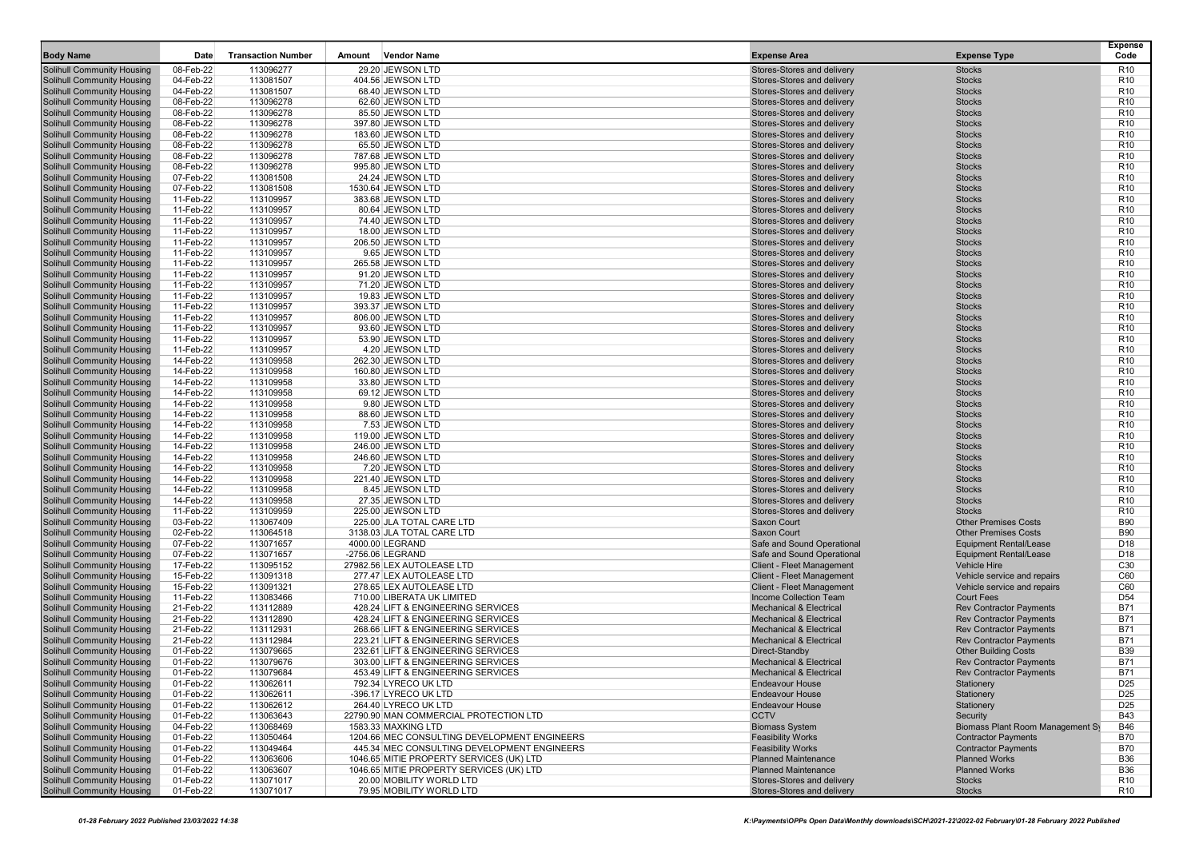| Body Name | Date | Transaction Number | Amount | Vendor Name | Expense Area | Expense Type | Expense Code |
|---|---|---|---|---|---|---|---|
| Solihull Community Housing | 08-Feb-22 | 113096277 | 29.20 | JEWSON LTD | Stores-Stores and delivery | Stocks | R10 |
| Solihull Community Housing | 04-Feb-22 | 113081507 | 404.56 | JEWSON LTD | Stores-Stores and delivery | Stocks | R10 |
| Solihull Community Housing | 04-Feb-22 | 113081507 | 68.40 | JEWSON LTD | Stores-Stores and delivery | Stocks | R10 |
| Solihull Community Housing | 08-Feb-22 | 113096278 | 62.60 | JEWSON LTD | Stores-Stores and delivery | Stocks | R10 |
| Solihull Community Housing | 08-Feb-22 | 113096278 | 85.50 | JEWSON LTD | Stores-Stores and delivery | Stocks | R10 |
| Solihull Community Housing | 08-Feb-22 | 113096278 | 397.80 | JEWSON LTD | Stores-Stores and delivery | Stocks | R10 |
| Solihull Community Housing | 08-Feb-22 | 113096278 | 183.60 | JEWSON LTD | Stores-Stores and delivery | Stocks | R10 |
| Solihull Community Housing | 08-Feb-22 | 113096278 | 65.50 | JEWSON LTD | Stores-Stores and delivery | Stocks | R10 |
| Solihull Community Housing | 08-Feb-22 | 113096278 | 787.68 | JEWSON LTD | Stores-Stores and delivery | Stocks | R10 |
| Solihull Community Housing | 08-Feb-22 | 113096278 | 995.80 | JEWSON LTD | Stores-Stores and delivery | Stocks | R10 |
| Solihull Community Housing | 07-Feb-22 | 113081508 | 24.24 | JEWSON LTD | Stores-Stores and delivery | Stocks | R10 |
| Solihull Community Housing | 07-Feb-22 | 113081508 | 1530.64 | JEWSON LTD | Stores-Stores and delivery | Stocks | R10 |
| Solihull Community Housing | 11-Feb-22 | 113109957 | 383.68 | JEWSON LTD | Stores-Stores and delivery | Stocks | R10 |
| Solihull Community Housing | 11-Feb-22 | 113109957 | 80.64 | JEWSON LTD | Stores-Stores and delivery | Stocks | R10 |
| Solihull Community Housing | 11-Feb-22 | 113109957 | 74.40 | JEWSON LTD | Stores-Stores and delivery | Stocks | R10 |
| Solihull Community Housing | 11-Feb-22 | 113109957 | 18.00 | JEWSON LTD | Stores-Stores and delivery | Stocks | R10 |
| Solihull Community Housing | 11-Feb-22 | 113109957 | 206.50 | JEWSON LTD | Stores-Stores and delivery | Stocks | R10 |
| Solihull Community Housing | 11-Feb-22 | 113109957 | 9.65 | JEWSON LTD | Stores-Stores and delivery | Stocks | R10 |
| Solihull Community Housing | 11-Feb-22 | 113109957 | 265.58 | JEWSON LTD | Stores-Stores and delivery | Stocks | R10 |
| Solihull Community Housing | 11-Feb-22 | 113109957 | 91.20 | JEWSON LTD | Stores-Stores and delivery | Stocks | R10 |
| Solihull Community Housing | 11-Feb-22 | 113109957 | 71.20 | JEWSON LTD | Stores-Stores and delivery | Stocks | R10 |
| Solihull Community Housing | 11-Feb-22 | 113109957 | 19.83 | JEWSON LTD | Stores-Stores and delivery | Stocks | R10 |
| Solihull Community Housing | 11-Feb-22 | 113109957 | 393.37 | JEWSON LTD | Stores-Stores and delivery | Stocks | R10 |
| Solihull Community Housing | 11-Feb-22 | 113109957 | 806.00 | JEWSON LTD | Stores-Stores and delivery | Stocks | R10 |
| Solihull Community Housing | 11-Feb-22 | 113109957 | 93.60 | JEWSON LTD | Stores-Stores and delivery | Stocks | R10 |
| Solihull Community Housing | 11-Feb-22 | 113109957 | 53.90 | JEWSON LTD | Stores-Stores and delivery | Stocks | R10 |
| Solihull Community Housing | 11-Feb-22 | 113109957 | 4.20 | JEWSON LTD | Stores-Stores and delivery | Stocks | R10 |
| Solihull Community Housing | 14-Feb-22 | 113109958 | 262.30 | JEWSON LTD | Stores-Stores and delivery | Stocks | R10 |
| Solihull Community Housing | 14-Feb-22 | 113109958 | 160.80 | JEWSON LTD | Stores-Stores and delivery | Stocks | R10 |
| Solihull Community Housing | 14-Feb-22 | 113109958 | 33.80 | JEWSON LTD | Stores-Stores and delivery | Stocks | R10 |
| Solihull Community Housing | 14-Feb-22 | 113109958 | 69.12 | JEWSON LTD | Stores-Stores and delivery | Stocks | R10 |
| Solihull Community Housing | 14-Feb-22 | 113109958 | 9.80 | JEWSON LTD | Stores-Stores and delivery | Stocks | R10 |
| Solihull Community Housing | 14-Feb-22 | 113109958 | 88.60 | JEWSON LTD | Stores-Stores and delivery | Stocks | R10 |
| Solihull Community Housing | 14-Feb-22 | 113109958 | 7.53 | JEWSON LTD | Stores-Stores and delivery | Stocks | R10 |
| Solihull Community Housing | 14-Feb-22 | 113109958 | 119.00 | JEWSON LTD | Stores-Stores and delivery | Stocks | R10 |
| Solihull Community Housing | 14-Feb-22 | 113109958 | 246.00 | JEWSON LTD | Stores-Stores and delivery | Stocks | R10 |
| Solihull Community Housing | 14-Feb-22 | 113109958 | 246.60 | JEWSON LTD | Stores-Stores and delivery | Stocks | R10 |
| Solihull Community Housing | 14-Feb-22 | 113109958 | 7.20 | JEWSON LTD | Stores-Stores and delivery | Stocks | R10 |
| Solihull Community Housing | 14-Feb-22 | 113109958 | 221.40 | JEWSON LTD | Stores-Stores and delivery | Stocks | R10 |
| Solihull Community Housing | 14-Feb-22 | 113109958 | 8.45 | JEWSON LTD | Stores-Stores and delivery | Stocks | R10 |
| Solihull Community Housing | 14-Feb-22 | 113109958 | 27.35 | JEWSON LTD | Stores-Stores and delivery | Stocks | R10 |
| Solihull Community Housing | 11-Feb-22 | 113109959 | 225.00 | JEWSON LTD | Stores-Stores and delivery | Stocks | R10 |
| Solihull Community Housing | 03-Feb-22 | 113067409 | 225.00 | JLA TOTAL CARE LTD | Saxon Court | Other Premises Costs | B90 |
| Solihull Community Housing | 02-Feb-22 | 113064518 | 3138.03 | JLA TOTAL CARE LTD | Saxon Court | Other Premises Costs | B90 |
| Solihull Community Housing | 07-Feb-22 | 113071657 | 4000.00 | LEGRAND | Safe and Sound Operational | Equipment Rental/Lease | D18 |
| Solihull Community Housing | 07-Feb-22 | 113071657 | -2756.06 | LEGRAND | Safe and Sound Operational | Equipment Rental/Lease | D18 |
| Solihull Community Housing | 17-Feb-22 | 113095152 | 27982.56 | LEX AUTOLEASE LTD | Client - Fleet Management | Vehicle Hire | C30 |
| Solihull Community Housing | 15-Feb-22 | 113091318 | 277.47 | LEX AUTOLEASE LTD | Client - Fleet Management | Vehicle service and repairs | C60 |
| Solihull Community Housing | 15-Feb-22 | 113091321 | 278.65 | LEX AUTOLEASE LTD | Client - Fleet Management | Vehicle service and repairs | C60 |
| Solihull Community Housing | 11-Feb-22 | 113083466 | 710.00 | LIBERATA UK LIMITED | Income Collection Team | Court Fees | D54 |
| Solihull Community Housing | 21-Feb-22 | 113112889 | 428.24 | LIFT & ENGINEERING SERVICES | Mechanical & Electrical | Rev Contractor Payments | B71 |
| Solihull Community Housing | 21-Feb-22 | 113112890 | 428.24 | LIFT & ENGINEERING SERVICES | Mechanical & Electrical | Rev Contractor Payments | B71 |
| Solihull Community Housing | 21-Feb-22 | 113112931 | 268.66 | LIFT & ENGINEERING SERVICES | Mechanical & Electrical | Rev Contractor Payments | B71 |
| Solihull Community Housing | 21-Feb-22 | 113112984 | 223.21 | LIFT & ENGINEERING SERVICES | Mechanical & Electrical | Rev Contractor Payments | B71 |
| Solihull Community Housing | 01-Feb-22 | 113079665 | 232.61 | LIFT & ENGINEERING SERVICES | Direct-Standby | Other Building Costs | B39 |
| Solihull Community Housing | 01-Feb-22 | 113079676 | 303.00 | LIFT & ENGINEERING SERVICES | Mechanical & Electrical | Rev Contractor Payments | B71 |
| Solihull Community Housing | 01-Feb-22 | 113079684 | 453.49 | LIFT & ENGINEERING SERVICES | Mechanical & Electrical | Rev Contractor Payments | B71 |
| Solihull Community Housing | 01-Feb-22 | 113062611 | 792.34 | LYRECO UK LTD | Endeavour House | Stationery | D25 |
| Solihull Community Housing | 01-Feb-22 | 113062611 | -396.17 | LYRECO UK LTD | Endeavour House | Stationery | D25 |
| Solihull Community Housing | 01-Feb-22 | 113062612 | 264.40 | LYRECO UK LTD | Endeavour House | Stationery | D25 |
| Solihull Community Housing | 01-Feb-22 | 113063643 | 22790.90 | MAN COMMERCIAL PROTECTION LTD | CCTV | Security | B43 |
| Solihull Community Housing | 04-Feb-22 | 113068469 | 1583.33 | MAXKING LTD | Biomass System | Biomass Plant Room Management Sy | B46 |
| Solihull Community Housing | 01-Feb-22 | 113050464 | 1204.66 | MEC CONSULTING DEVELOPMENT ENGINEERS | Feasibility Works | Contractor Payments | B70 |
| Solihull Community Housing | 01-Feb-22 | 113049464 | 445.34 | MEC CONSULTING DEVELOPMENT ENGINEERS | Feasibility Works | Contractor Payments | B70 |
| Solihull Community Housing | 01-Feb-22 | 113063606 | 1046.65 | MITIE PROPERTY SERVICES (UK) LTD | Planned Maintenance | Planned Works | B36 |
| Solihull Community Housing | 01-Feb-22 | 113063607 | 1046.65 | MITIE PROPERTY SERVICES (UK) LTD | Planned Maintenance | Planned Works | B36 |
| Solihull Community Housing | 01-Feb-22 | 113071017 | 20.00 | MOBILITY WORLD LTD | Stores-Stores and delivery | Stocks | R10 |
| Solihull Community Housing | 01-Feb-22 | 113071017 | 79.95 | MOBILITY WORLD LTD | Stores-Stores and delivery | Stocks | R10 |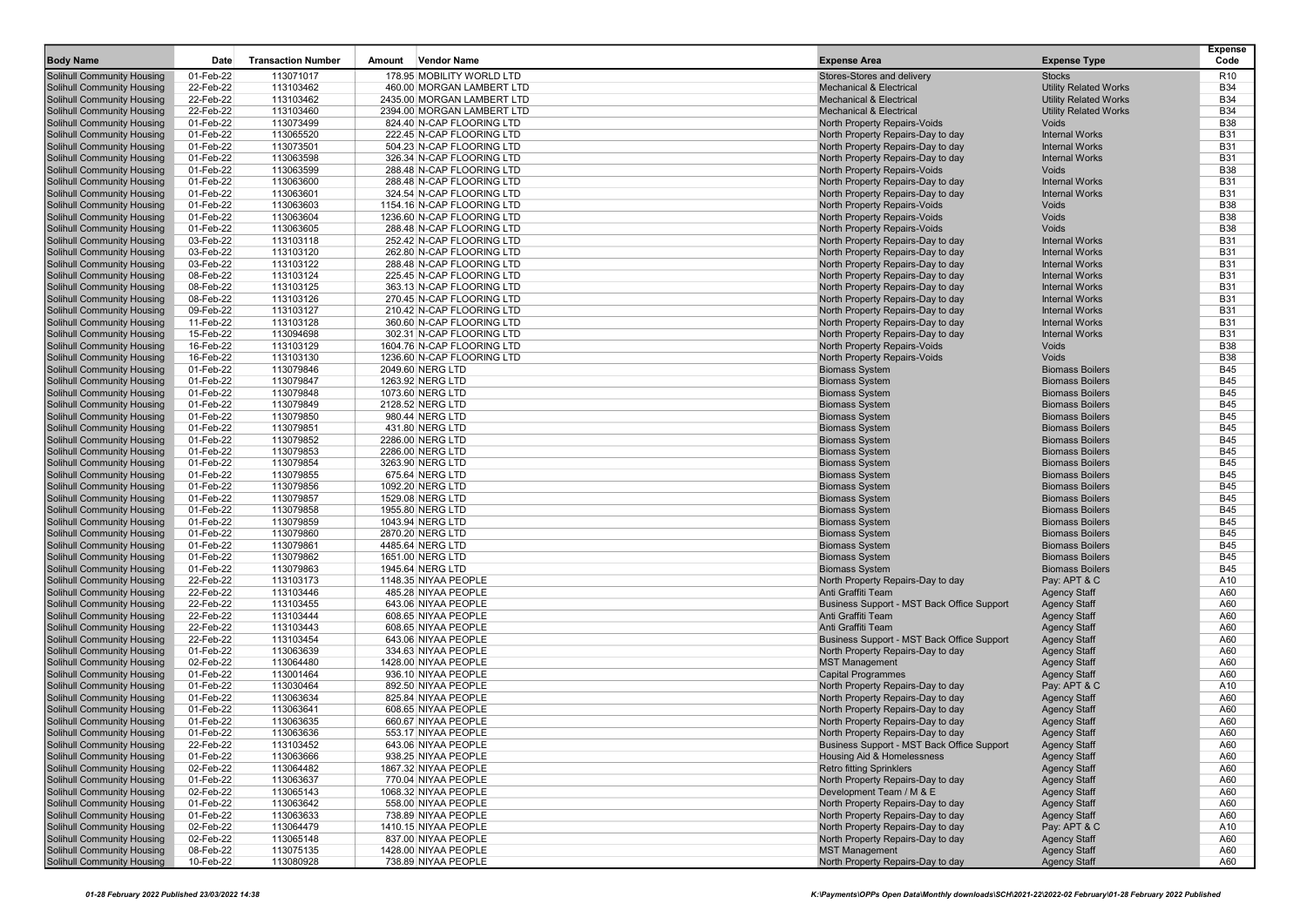| Body Name | Date | Transaction Number | Amount | Vendor Name | Expense Area | Expense Type | Expense Code |
|---|---|---|---|---|---|---|---|
| Solihull Community Housing | 01-Feb-22 | 113071017 | 178.95 | MOBILITY WORLD LTD | Stores-Stores and delivery | Stocks | R10 |
| Solihull Community Housing | 22-Feb-22 | 113103462 | 460.00 | MORGAN LAMBERT LTD | Mechanical & Electrical | Utility Related Works | B34 |
| Solihull Community Housing | 22-Feb-22 | 113103462 | 2435.00 | MORGAN LAMBERT LTD | Mechanical & Electrical | Utility Related Works | B34 |
| Solihull Community Housing | 22-Feb-22 | 113103460 | 2394.00 | MORGAN LAMBERT LTD | Mechanical & Electrical | Utility Related Works | B34 |
| Solihull Community Housing | 01-Feb-22 | 113073499 | 824.40 | N-CAP FLOORING LTD | North Property Repairs-Voids | Voids | B38 |
| Solihull Community Housing | 01-Feb-22 | 113065520 | 222.45 | N-CAP FLOORING LTD | North Property Repairs-Day to day | Internal Works | B31 |
| Solihull Community Housing | 01-Feb-22 | 113073501 | 504.23 | N-CAP FLOORING LTD | North Property Repairs-Day to day | Internal Works | B31 |
| Solihull Community Housing | 01-Feb-22 | 113063598 | 326.34 | N-CAP FLOORING LTD | North Property Repairs-Day to day | Internal Works | B31 |
| Solihull Community Housing | 01-Feb-22 | 113063599 | 288.48 | N-CAP FLOORING LTD | North Property Repairs-Voids | Voids | B38 |
| Solihull Community Housing | 01-Feb-22 | 113063600 | 288.48 | N-CAP FLOORING LTD | North Property Repairs-Day to day | Internal Works | B31 |
| Solihull Community Housing | 01-Feb-22 | 113063601 | 324.54 | N-CAP FLOORING LTD | North Property Repairs-Day to day | Internal Works | B31 |
| Solihull Community Housing | 01-Feb-22 | 113063603 | 1154.16 | N-CAP FLOORING LTD | North Property Repairs-Voids | Voids | B38 |
| Solihull Community Housing | 01-Feb-22 | 113063604 | 1236.60 | N-CAP FLOORING LTD | North Property Repairs-Voids | Voids | B38 |
| Solihull Community Housing | 01-Feb-22 | 113063605 | 288.48 | N-CAP FLOORING LTD | North Property Repairs-Voids | Voids | B38 |
| Solihull Community Housing | 03-Feb-22 | 113103118 | 252.42 | N-CAP FLOORING LTD | North Property Repairs-Day to day | Internal Works | B31 |
| Solihull Community Housing | 03-Feb-22 | 113103120 | 262.80 | N-CAP FLOORING LTD | North Property Repairs-Day to day | Internal Works | B31 |
| Solihull Community Housing | 03-Feb-22 | 113103122 | 288.48 | N-CAP FLOORING LTD | North Property Repairs-Day to day | Internal Works | B31 |
| Solihull Community Housing | 08-Feb-22 | 113103124 | 225.45 | N-CAP FLOORING LTD | North Property Repairs-Day to day | Internal Works | B31 |
| Solihull Community Housing | 08-Feb-22 | 113103125 | 363.13 | N-CAP FLOORING LTD | North Property Repairs-Day to day | Internal Works | B31 |
| Solihull Community Housing | 08-Feb-22 | 113103126 | 270.45 | N-CAP FLOORING LTD | North Property Repairs-Day to day | Internal Works | B31 |
| Solihull Community Housing | 09-Feb-22 | 113103127 | 210.42 | N-CAP FLOORING LTD | North Property Repairs-Day to day | Internal Works | B31 |
| Solihull Community Housing | 11-Feb-22 | 113103128 | 360.60 | N-CAP FLOORING LTD | North Property Repairs-Day to day | Internal Works | B31 |
| Solihull Community Housing | 15-Feb-22 | 113094698 | 302.31 | N-CAP FLOORING LTD | North Property Repairs-Day to day | Internal Works | B31 |
| Solihull Community Housing | 16-Feb-22 | 113103129 | 1604.76 | N-CAP FLOORING LTD | North Property Repairs-Voids | Voids | B38 |
| Solihull Community Housing | 16-Feb-22 | 113103130 | 1236.60 | N-CAP FLOORING LTD | North Property Repairs-Voids | Voids | B38 |
| Solihull Community Housing | 01-Feb-22 | 113079846 | 2049.60 | NERG LTD | Biomass System | Biomass Boilers | B45 |
| Solihull Community Housing | 01-Feb-22 | 113079847 | 1263.92 | NERG LTD | Biomass System | Biomass Boilers | B45 |
| Solihull Community Housing | 01-Feb-22 | 113079848 | 1073.60 | NERG LTD | Biomass System | Biomass Boilers | B45 |
| Solihull Community Housing | 01-Feb-22 | 113079849 | 2128.52 | NERG LTD | Biomass System | Biomass Boilers | B45 |
| Solihull Community Housing | 01-Feb-22 | 113079850 | 980.44 | NERG LTD | Biomass System | Biomass Boilers | B45 |
| Solihull Community Housing | 01-Feb-22 | 113079851 | 431.80 | NERG LTD | Biomass System | Biomass Boilers | B45 |
| Solihull Community Housing | 01-Feb-22 | 113079852 | 2286.00 | NERG LTD | Biomass System | Biomass Boilers | B45 |
| Solihull Community Housing | 01-Feb-22 | 113079853 | 2286.00 | NERG LTD | Biomass System | Biomass Boilers | B45 |
| Solihull Community Housing | 01-Feb-22 | 113079854 | 3263.90 | NERG LTD | Biomass System | Biomass Boilers | B45 |
| Solihull Community Housing | 01-Feb-22 | 113079855 | 675.64 | NERG LTD | Biomass System | Biomass Boilers | B45 |
| Solihull Community Housing | 01-Feb-22 | 113079856 | 1092.20 | NERG LTD | Biomass System | Biomass Boilers | B45 |
| Solihull Community Housing | 01-Feb-22 | 113079857 | 1529.08 | NERG LTD | Biomass System | Biomass Boilers | B45 |
| Solihull Community Housing | 01-Feb-22 | 113079858 | 1955.80 | NERG LTD | Biomass System | Biomass Boilers | B45 |
| Solihull Community Housing | 01-Feb-22 | 113079859 | 1043.94 | NERG LTD | Biomass System | Biomass Boilers | B45 |
| Solihull Community Housing | 01-Feb-22 | 113079860 | 2870.20 | NERG LTD | Biomass System | Biomass Boilers | B45 |
| Solihull Community Housing | 01-Feb-22 | 113079861 | 4485.64 | NERG LTD | Biomass System | Biomass Boilers | B45 |
| Solihull Community Housing | 01-Feb-22 | 113079862 | 1651.00 | NERG LTD | Biomass System | Biomass Boilers | B45 |
| Solihull Community Housing | 01-Feb-22 | 113079863 | 1945.64 | NERG LTD | Biomass System | Biomass Boilers | B45 |
| Solihull Community Housing | 22-Feb-22 | 113103173 | 1148.35 | NIYAA PEOPLE | North Property Repairs-Day to day | Pay: APT & C | A10 |
| Solihull Community Housing | 22-Feb-22 | 113103446 | 485.28 | NIYAA PEOPLE | Anti Graffiti Team | Agency Staff | A60 |
| Solihull Community Housing | 22-Feb-22 | 113103455 | 643.06 | NIYAA PEOPLE | Business Support - MST Back Office Support | Agency Staff | A60 |
| Solihull Community Housing | 22-Feb-22 | 113103444 | 608.65 | NIYAA PEOPLE | Anti Graffiti Team | Agency Staff | A60 |
| Solihull Community Housing | 22-Feb-22 | 113103443 | 608.65 | NIYAA PEOPLE | Anti Graffiti Team | Agency Staff | A60 |
| Solihull Community Housing | 22-Feb-22 | 113103454 | 643.06 | NIYAA PEOPLE | Business Support - MST Back Office Support | Agency Staff | A60 |
| Solihull Community Housing | 01-Feb-22 | 113063639 | 334.63 | NIYAA PEOPLE | North Property Repairs-Day to day | Agency Staff | A60 |
| Solihull Community Housing | 02-Feb-22 | 113064480 | 1428.00 | NIYAA PEOPLE | MST Management | Agency Staff | A60 |
| Solihull Community Housing | 01-Feb-22 | 113001464 | 936.10 | NIYAA PEOPLE | Capital Programmes | Agency Staff | A60 |
| Solihull Community Housing | 01-Feb-22 | 113030464 | 892.50 | NIYAA PEOPLE | North Property Repairs-Day to day | Pay: APT & C | A10 |
| Solihull Community Housing | 01-Feb-22 | 113063634 | 825.84 | NIYAA PEOPLE | North Property Repairs-Day to day | Agency Staff | A60 |
| Solihull Community Housing | 01-Feb-22 | 113063641 | 608.65 | NIYAA PEOPLE | North Property Repairs-Day to day | Agency Staff | A60 |
| Solihull Community Housing | 01-Feb-22 | 113063635 | 660.67 | NIYAA PEOPLE | North Property Repairs-Day to day | Agency Staff | A60 |
| Solihull Community Housing | 01-Feb-22 | 113063636 | 553.17 | NIYAA PEOPLE | North Property Repairs-Day to day | Agency Staff | A60 |
| Solihull Community Housing | 22-Feb-22 | 113103452 | 643.06 | NIYAA PEOPLE | Business Support - MST Back Office Support | Agency Staff | A60 |
| Solihull Community Housing | 01-Feb-22 | 113063666 | 938.25 | NIYAA PEOPLE | Housing Aid & Homelessness | Agency Staff | A60 |
| Solihull Community Housing | 02-Feb-22 | 113064482 | 1867.32 | NIYAA PEOPLE | Retro fitting Sprinklers | Agency Staff | A60 |
| Solihull Community Housing | 01-Feb-22 | 113063637 | 770.04 | NIYAA PEOPLE | North Property Repairs-Day to day | Agency Staff | A60 |
| Solihull Community Housing | 02-Feb-22 | 113065143 | 1068.32 | NIYAA PEOPLE | Development Team / M & E | Agency Staff | A60 |
| Solihull Community Housing | 01-Feb-22 | 113063642 | 558.00 | NIYAA PEOPLE | North Property Repairs-Day to day | Agency Staff | A60 |
| Solihull Community Housing | 01-Feb-22 | 113063633 | 738.89 | NIYAA PEOPLE | North Property Repairs-Day to day | Agency Staff | A60 |
| Solihull Community Housing | 02-Feb-22 | 113064479 | 1410.15 | NIYAA PEOPLE | North Property Repairs-Day to day | Pay: APT & C | A10 |
| Solihull Community Housing | 02-Feb-22 | 113065148 | 837.00 | NIYAA PEOPLE | North Property Repairs-Day to day | Agency Staff | A60 |
| Solihull Community Housing | 08-Feb-22 | 113075135 | 1428.00 | NIYAA PEOPLE | MST Management | Agency Staff | A60 |
| Solihull Community Housing | 10-Feb-22 | 113080928 | 738.89 | NIYAA PEOPLE | North Property Repairs-Day to day | Agency Staff | A60 |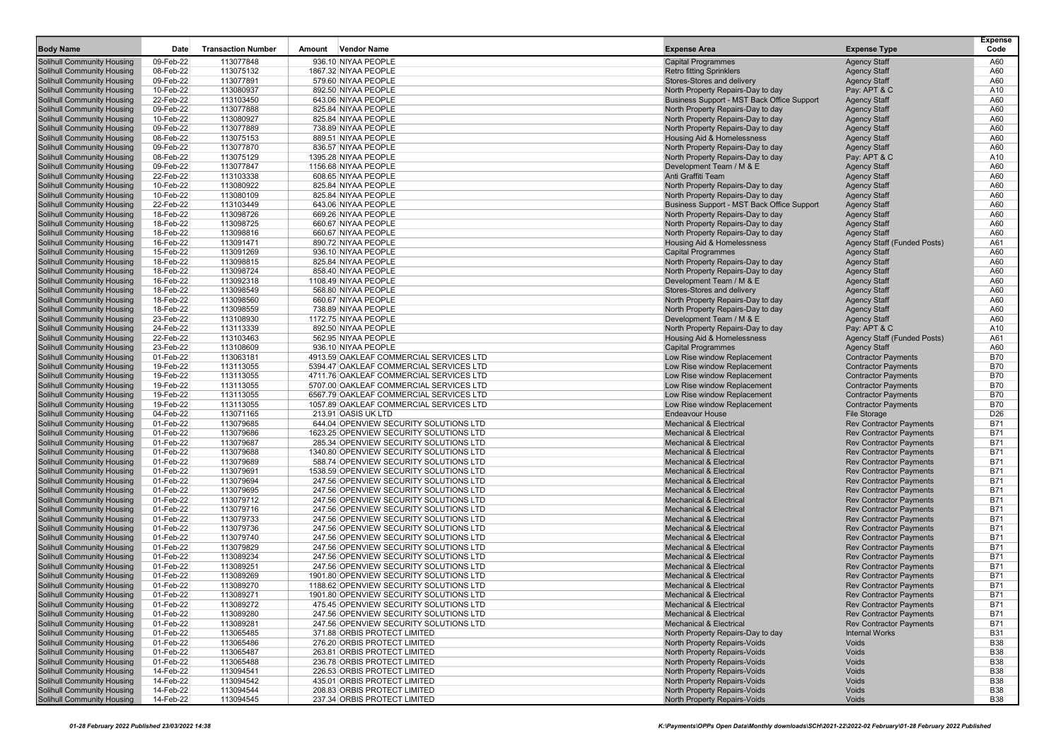| Body Name | Date | Transaction Number | Amount | Vendor Name | Expense Area | Expense Type | Expense Code |
|---|---|---|---|---|---|---|---|
| Solihull Community Housing | 09-Feb-22 | 113077848 | 936.10 | NIYAA PEOPLE | Capital Programmes | Agency Staff | A60 |
| Solihull Community Housing | 08-Feb-22 | 113075132 | 1867.32 | NIYAA PEOPLE | Retro fitting Sprinklers | Agency Staff | A60 |
| Solihull Community Housing | 09-Feb-22 | 113077891 | 579.60 | NIYAA PEOPLE | Stores-Stores and delivery | Agency Staff | A60 |
| Solihull Community Housing | 10-Feb-22 | 113080937 | 892.50 | NIYAA PEOPLE | North Property Repairs-Day to day | Pay: APT & C | A10 |
| Solihull Community Housing | 22-Feb-22 | 113103450 | 643.06 | NIYAA PEOPLE | Business Support - MST Back Office Support | Agency Staff | A60 |
| Solihull Community Housing | 09-Feb-22 | 113077888 | 825.84 | NIYAA PEOPLE | North Property Repairs-Day to day | Agency Staff | A60 |
| Solihull Community Housing | 10-Feb-22 | 113080927 | 825.84 | NIYAA PEOPLE | North Property Repairs-Day to day | Agency Staff | A60 |
| Solihull Community Housing | 09-Feb-22 | 113077889 | 738.89 | NIYAA PEOPLE | North Property Repairs-Day to day | Agency Staff | A60 |
| Solihull Community Housing | 08-Feb-22 | 113075153 | 889.51 | NIYAA PEOPLE | Housing Aid & Homelessness | Agency Staff | A60 |
| Solihull Community Housing | 09-Feb-22 | 113077870 | 836.57 | NIYAA PEOPLE | North Property Repairs-Day to day | Agency Staff | A60 |
| Solihull Community Housing | 08-Feb-22 | 113075129 | 1395.28 | NIYAA PEOPLE | North Property Repairs-Day to day | Pay: APT & C | A10 |
| Solihull Community Housing | 09-Feb-22 | 113077847 | 1156.68 | NIYAA PEOPLE | Development Team / M & E | Agency Staff | A60 |
| Solihull Community Housing | 22-Feb-22 | 113103338 | 608.65 | NIYAA PEOPLE | Anti Graffiti Team | Agency Staff | A60 |
| Solihull Community Housing | 10-Feb-22 | 113080922 | 825.84 | NIYAA PEOPLE | North Property Repairs-Day to day | Agency Staff | A60 |
| Solihull Community Housing | 10-Feb-22 | 113080109 | 825.84 | NIYAA PEOPLE | North Property Repairs-Day to day | Agency Staff | A60 |
| Solihull Community Housing | 22-Feb-22 | 113103449 | 643.06 | NIYAA PEOPLE | Business Support - MST Back Office Support | Agency Staff | A60 |
| Solihull Community Housing | 18-Feb-22 | 113098726 | 669.26 | NIYAA PEOPLE | North Property Repairs-Day to day | Agency Staff | A60 |
| Solihull Community Housing | 18-Feb-22 | 113098725 | 660.67 | NIYAA PEOPLE | North Property Repairs-Day to day | Agency Staff | A60 |
| Solihull Community Housing | 18-Feb-22 | 113098816 | 660.67 | NIYAA PEOPLE | North Property Repairs-Day to day | Agency Staff | A60 |
| Solihull Community Housing | 16-Feb-22 | 113091471 | 890.72 | NIYAA PEOPLE | Housing Aid & Homelessness | Agency Staff (Funded Posts) | A61 |
| Solihull Community Housing | 15-Feb-22 | 113091269 | 936.10 | NIYAA PEOPLE | Capital Programmes | Agency Staff | A60 |
| Solihull Community Housing | 18-Feb-22 | 113098815 | 825.84 | NIYAA PEOPLE | North Property Repairs-Day to day | Agency Staff | A60 |
| Solihull Community Housing | 18-Feb-22 | 113098724 | 858.40 | NIYAA PEOPLE | North Property Repairs-Day to day | Agency Staff | A60 |
| Solihull Community Housing | 16-Feb-22 | 113092318 | 1108.49 | NIYAA PEOPLE | Development Team / M & E | Agency Staff | A60 |
| Solihull Community Housing | 18-Feb-22 | 113098549 | 568.80 | NIYAA PEOPLE | Stores-Stores and delivery | Agency Staff | A60 |
| Solihull Community Housing | 18-Feb-22 | 113098560 | 660.67 | NIYAA PEOPLE | North Property Repairs-Day to day | Agency Staff | A60 |
| Solihull Community Housing | 18-Feb-22 | 113098559 | 738.89 | NIYAA PEOPLE | North Property Repairs-Day to day | Agency Staff | A60 |
| Solihull Community Housing | 23-Feb-22 | 113108930 | 1172.75 | NIYAA PEOPLE | Development Team / M & E | Agency Staff | A60 |
| Solihull Community Housing | 24-Feb-22 | 113113339 | 892.50 | NIYAA PEOPLE | North Property Repairs-Day to day | Pay: APT & C | A10 |
| Solihull Community Housing | 22-Feb-22 | 113103463 | 562.95 | NIYAA PEOPLE | Housing Aid & Homelessness | Agency Staff (Funded Posts) | A61 |
| Solihull Community Housing | 23-Feb-22 | 113108609 | 936.10 | NIYAA PEOPLE | Capital Programmes | Agency Staff | A60 |
| Solihull Community Housing | 01-Feb-22 | 113063181 | 4913.59 | OAKLEAF COMMERCIAL SERVICES LTD | Low Rise window Replacement | Contractor Payments | B70 |
| Solihull Community Housing | 19-Feb-22 | 113113055 | 5394.47 | OAKLEAF COMMERCIAL SERVICES LTD | Low Rise window Replacement | Contractor Payments | B70 |
| Solihull Community Housing | 19-Feb-22 | 113113055 | 4711.76 | OAKLEAF COMMERCIAL SERVICES LTD | Low Rise window Replacement | Contractor Payments | B70 |
| Solihull Community Housing | 19-Feb-22 | 113113055 | 5707.00 | OAKLEAF COMMERCIAL SERVICES LTD | Low Rise window Replacement | Contractor Payments | B70 |
| Solihull Community Housing | 19-Feb-22 | 113113055 | 6567.79 | OAKLEAF COMMERCIAL SERVICES LTD | Low Rise window Replacement | Contractor Payments | B70 |
| Solihull Community Housing | 19-Feb-22 | 113113055 | 1057.89 | OAKLEAF COMMERCIAL SERVICES LTD | Low Rise window Replacement | Contractor Payments | B70 |
| Solihull Community Housing | 04-Feb-22 | 113071165 | 213.91 | OASIS UK LTD | Endeavour House | File Storage | D26 |
| Solihull Community Housing | 01-Feb-22 | 113079685 | 644.04 | OPENVIEW SECURITY SOLUTIONS LTD | Mechanical & Electrical | Rev Contractor Payments | B71 |
| Solihull Community Housing | 01-Feb-22 | 113079686 | 1623.25 | OPENVIEW SECURITY SOLUTIONS LTD | Mechanical & Electrical | Rev Contractor Payments | B71 |
| Solihull Community Housing | 01-Feb-22 | 113079687 | 285.34 | OPENVIEW SECURITY SOLUTIONS LTD | Mechanical & Electrical | Rev Contractor Payments | B71 |
| Solihull Community Housing | 01-Feb-22 | 113079688 | 1340.80 | OPENVIEW SECURITY SOLUTIONS LTD | Mechanical & Electrical | Rev Contractor Payments | B71 |
| Solihull Community Housing | 01-Feb-22 | 113079689 | 588.74 | OPENVIEW SECURITY SOLUTIONS LTD | Mechanical & Electrical | Rev Contractor Payments | B71 |
| Solihull Community Housing | 01-Feb-22 | 113079691 | 1538.59 | OPENVIEW SECURITY SOLUTIONS LTD | Mechanical & Electrical | Rev Contractor Payments | B71 |
| Solihull Community Housing | 01-Feb-22 | 113079694 | 247.56 | OPENVIEW SECURITY SOLUTIONS LTD | Mechanical & Electrical | Rev Contractor Payments | B71 |
| Solihull Community Housing | 01-Feb-22 | 113079695 | 247.56 | OPENVIEW SECURITY SOLUTIONS LTD | Mechanical & Electrical | Rev Contractor Payments | B71 |
| Solihull Community Housing | 01-Feb-22 | 113079712 | 247.56 | OPENVIEW SECURITY SOLUTIONS LTD | Mechanical & Electrical | Rev Contractor Payments | B71 |
| Solihull Community Housing | 01-Feb-22 | 113079716 | 247.56 | OPENVIEW SECURITY SOLUTIONS LTD | Mechanical & Electrical | Rev Contractor Payments | B71 |
| Solihull Community Housing | 01-Feb-22 | 113079733 | 247.56 | OPENVIEW SECURITY SOLUTIONS LTD | Mechanical & Electrical | Rev Contractor Payments | B71 |
| Solihull Community Housing | 01-Feb-22 | 113079736 | 247.56 | OPENVIEW SECURITY SOLUTIONS LTD | Mechanical & Electrical | Rev Contractor Payments | B71 |
| Solihull Community Housing | 01-Feb-22 | 113079740 | 247.56 | OPENVIEW SECURITY SOLUTIONS LTD | Mechanical & Electrical | Rev Contractor Payments | B71 |
| Solihull Community Housing | 01-Feb-22 | 113079829 | 247.56 | OPENVIEW SECURITY SOLUTIONS LTD | Mechanical & Electrical | Rev Contractor Payments | B71 |
| Solihull Community Housing | 01-Feb-22 | 113089234 | 247.56 | OPENVIEW SECURITY SOLUTIONS LTD | Mechanical & Electrical | Rev Contractor Payments | B71 |
| Solihull Community Housing | 01-Feb-22 | 113089251 | 247.56 | OPENVIEW SECURITY SOLUTIONS LTD | Mechanical & Electrical | Rev Contractor Payments | B71 |
| Solihull Community Housing | 01-Feb-22 | 113089269 | 1901.80 | OPENVIEW SECURITY SOLUTIONS LTD | Mechanical & Electrical | Rev Contractor Payments | B71 |
| Solihull Community Housing | 01-Feb-22 | 113089270 | 1188.62 | OPENVIEW SECURITY SOLUTIONS LTD | Mechanical & Electrical | Rev Contractor Payments | B71 |
| Solihull Community Housing | 01-Feb-22 | 113089271 | 1901.80 | OPENVIEW SECURITY SOLUTIONS LTD | Mechanical & Electrical | Rev Contractor Payments | B71 |
| Solihull Community Housing | 01-Feb-22 | 113089272 | 475.45 | OPENVIEW SECURITY SOLUTIONS LTD | Mechanical & Electrical | Rev Contractor Payments | B71 |
| Solihull Community Housing | 01-Feb-22 | 113089280 | 247.56 | OPENVIEW SECURITY SOLUTIONS LTD | Mechanical & Electrical | Rev Contractor Payments | B71 |
| Solihull Community Housing | 01-Feb-22 | 113089281 | 247.56 | OPENVIEW SECURITY SOLUTIONS LTD | Mechanical & Electrical | Rev Contractor Payments | B71 |
| Solihull Community Housing | 01-Feb-22 | 113065485 | 371.88 | ORBIS PROTECT LIMITED | North Property Repairs-Day to day | Internal Works | B31 |
| Solihull Community Housing | 01-Feb-22 | 113065486 | 276.20 | ORBIS PROTECT LIMITED | North Property Repairs-Voids | Voids | B38 |
| Solihull Community Housing | 01-Feb-22 | 113065487 | 263.81 | ORBIS PROTECT LIMITED | North Property Repairs-Voids | Voids | B38 |
| Solihull Community Housing | 01-Feb-22 | 113065488 | 236.78 | ORBIS PROTECT LIMITED | North Property Repairs-Voids | Voids | B38 |
| Solihull Community Housing | 14-Feb-22 | 113094541 | 226.53 | ORBIS PROTECT LIMITED | North Property Repairs-Voids | Voids | B38 |
| Solihull Community Housing | 14-Feb-22 | 113094542 | 435.01 | ORBIS PROTECT LIMITED | North Property Repairs-Voids | Voids | B38 |
| Solihull Community Housing | 14-Feb-22 | 113094544 | 208.83 | ORBIS PROTECT LIMITED | North Property Repairs-Voids | Voids | B38 |
| Solihull Community Housing | 14-Feb-22 | 113094545 | 237.34 | ORBIS PROTECT LIMITED | North Property Repairs-Voids | Voids | B38 |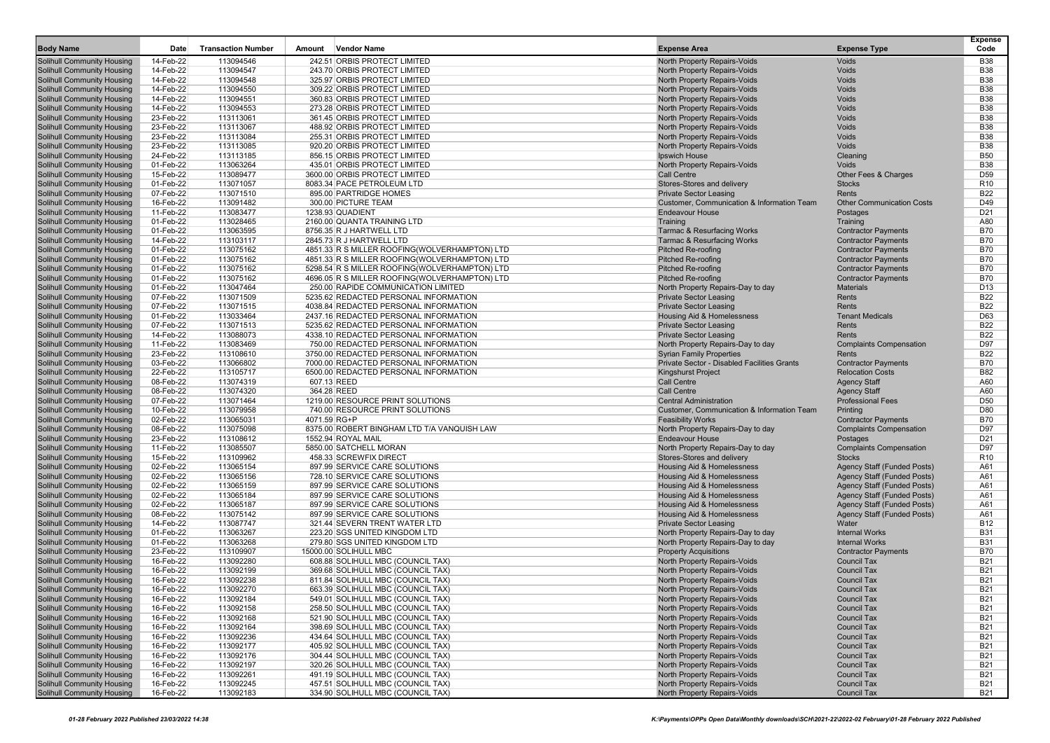| Body Name | Date | Transaction Number | Amount | Vendor Name | Expense Area | Expense Type | Expense Code |
|---|---|---|---|---|---|---|---|
| Solihull Community Housing | 14-Feb-22 | 113094546 | 242.51 | ORBIS PROTECT LIMITED | North Property Repairs-Voids | Voids | B38 |
| Solihull Community Housing | 14-Feb-22 | 113094547 | 243.70 | ORBIS PROTECT LIMITED | North Property Repairs-Voids | Voids | B38 |
| Solihull Community Housing | 14-Feb-22 | 113094548 | 325.97 | ORBIS PROTECT LIMITED | North Property Repairs-Voids | Voids | B38 |
| Solihull Community Housing | 14-Feb-22 | 113094550 | 309.22 | ORBIS PROTECT LIMITED | North Property Repairs-Voids | Voids | B38 |
| Solihull Community Housing | 14-Feb-22 | 113094551 | 360.83 | ORBIS PROTECT LIMITED | North Property Repairs-Voids | Voids | B38 |
| Solihull Community Housing | 14-Feb-22 | 113094553 | 273.28 | ORBIS PROTECT LIMITED | North Property Repairs-Voids | Voids | B38 |
| Solihull Community Housing | 23-Feb-22 | 113113061 | 361.45 | ORBIS PROTECT LIMITED | North Property Repairs-Voids | Voids | B38 |
| Solihull Community Housing | 23-Feb-22 | 113113067 | 488.92 | ORBIS PROTECT LIMITED | North Property Repairs-Voids | Voids | B38 |
| Solihull Community Housing | 23-Feb-22 | 113113084 | 255.31 | ORBIS PROTECT LIMITED | North Property Repairs-Voids | Voids | B38 |
| Solihull Community Housing | 23-Feb-22 | 113113085 | 920.20 | ORBIS PROTECT LIMITED | North Property Repairs-Voids | Voids | B38 |
| Solihull Community Housing | 24-Feb-22 | 113113185 | 856.15 | ORBIS PROTECT LIMITED | Ipswich House | Cleaning | B50 |
| Solihull Community Housing | 01-Feb-22 | 113063264 | 435.01 | ORBIS PROTECT LIMITED | North Property Repairs-Voids | Voids | B38 |
| Solihull Community Housing | 15-Feb-22 | 113089477 | 3600.00 | ORBIS PROTECT LIMITED | Call Centre | Other Fees & Charges | D59 |
| Solihull Community Housing | 01-Feb-22 | 113071057 | 8083.34 | PACE PETROLEUM LTD | Stores-Stores and delivery | Stocks | R10 |
| Solihull Community Housing | 07-Feb-22 | 113071510 | 895.00 | PARTRIDGE HOMES | Private Sector Leasing | Rents | B22 |
| Solihull Community Housing | 16-Feb-22 | 113091482 | 300.00 | PICTURE TEAM | Customer, Communication & Information Team | Other Communication Costs | D49 |
| Solihull Community Housing | 11-Feb-22 | 113083477 | 1238.93 | QUADIENT | Endeavour House | Postages | D21 |
| Solihull Community Housing | 01-Feb-22 | 113028465 | 2160.00 | QUANTA TRAINING LTD | Training | Training | A80 |
| Solihull Community Housing | 01-Feb-22 | 113063595 | 8756.35 | R J HARTWELL LTD | Tarmac & Resurfacing Works | Contractor Payments | B70 |
| Solihull Community Housing | 14-Feb-22 | 113103117 | 2845.73 | R J HARTWELL LTD | Tarmac & Resurfacing Works | Contractor Payments | B70 |
| Solihull Community Housing | 01-Feb-22 | 113075162 | 4851.33 | R S MILLER ROOFING(WOLVERHAMPTON) LTD | Pitched Re-roofing | Contractor Payments | B70 |
| Solihull Community Housing | 01-Feb-22 | 113075162 | 4851.33 | R S MILLER ROOFING(WOLVERHAMPTON) LTD | Pitched Re-roofing | Contractor Payments | B70 |
| Solihull Community Housing | 01-Feb-22 | 113075162 | 5298.54 | R S MILLER ROOFING(WOLVERHAMPTON) LTD | Pitched Re-roofing | Contractor Payments | B70 |
| Solihull Community Housing | 01-Feb-22 | 113075162 | 4696.05 | R S MILLER ROOFING(WOLVERHAMPTON) LTD | Pitched Re-roofing | Contractor Payments | B70 |
| Solihull Community Housing | 01-Feb-22 | 113047464 | 250.00 | RAPIDE COMMUNICATION LIMITED | North Property Repairs-Day to day | Materials | D13 |
| Solihull Community Housing | 07-Feb-22 | 113071509 | 5235.62 | REDACTED PERSONAL INFORMATION | Private Sector Leasing | Rents | B22 |
| Solihull Community Housing | 07-Feb-22 | 113071515 | 4038.84 | REDACTED PERSONAL INFORMATION | Private Sector Leasing | Rents | B22 |
| Solihull Community Housing | 01-Feb-22 | 113033464 | 2437.16 | REDACTED PERSONAL INFORMATION | Housing Aid & Homelessness | Tenant Medicals | D63 |
| Solihull Community Housing | 07-Feb-22 | 113071513 | 5235.62 | REDACTED PERSONAL INFORMATION | Private Sector Leasing | Rents | B22 |
| Solihull Community Housing | 14-Feb-22 | 113088073 | 4338.10 | REDACTED PERSONAL INFORMATION | Private Sector Leasing | Rents | B22 |
| Solihull Community Housing | 11-Feb-22 | 113083469 | 750.00 | REDACTED PERSONAL INFORMATION | North Property Repairs-Day to day | Complaints Compensation | D97 |
| Solihull Community Housing | 23-Feb-22 | 113108610 | 3750.00 | REDACTED PERSONAL INFORMATION | Syrian Family Properties | Rents | B22 |
| Solihull Community Housing | 03-Feb-22 | 113066802 | 7000.00 | REDACTED PERSONAL INFORMATION | Private Sector - Disabled Facilities Grants | Contractor Payments | B70 |
| Solihull Community Housing | 22-Feb-22 | 113105717 | 6500.00 | REDACTED PERSONAL INFORMATION | Kingshurst Project | Relocation Costs | B82 |
| Solihull Community Housing | 08-Feb-22 | 113074319 | 607.13 | REED | Call Centre | Agency Staff | A60 |
| Solihull Community Housing | 08-Feb-22 | 113074320 | 364.28 | REED | Call Centre | Agency Staff | A60 |
| Solihull Community Housing | 07-Feb-22 | 113071464 | 1219.00 | RESOURCE PRINT SOLUTIONS | Central Administration | Professional Fees | D50 |
| Solihull Community Housing | 10-Feb-22 | 113079958 | 740.00 | RESOURCE PRINT SOLUTIONS | Customer, Communication & Information Team | Printing | D80 |
| Solihull Community Housing | 02-Feb-22 | 113065031 | 4071.59 | RG+P | Feasibility Works | Contractor Payments | B70 |
| Solihull Community Housing | 08-Feb-22 | 113075098 | 8375.00 | ROBERT BINGHAM LTD T/A VANQUISH LAW | North Property Repairs-Day to day | Complaints Compensation | D97 |
| Solihull Community Housing | 23-Feb-22 | 113108612 | 1552.94 | ROYAL MAIL | Endeavour House | Postages | D21 |
| Solihull Community Housing | 11-Feb-22 | 113085507 | 5850.00 | SATCHELL MORAN | North Property Repairs-Day to day | Complaints Compensation | D97 |
| Solihull Community Housing | 15-Feb-22 | 113109962 | 458.33 | SCREWFIX DIRECT | Stores-Stores and delivery | Stocks | R10 |
| Solihull Community Housing | 02-Feb-22 | 113065154 | 897.99 | SERVICE CARE SOLUTIONS | Housing Aid & Homelessness | Agency Staff (Funded Posts) | A61 |
| Solihull Community Housing | 02-Feb-22 | 113065156 | 728.10 | SERVICE CARE SOLUTIONS | Housing Aid & Homelessness | Agency Staff (Funded Posts) | A61 |
| Solihull Community Housing | 02-Feb-22 | 113065159 | 897.99 | SERVICE CARE SOLUTIONS | Housing Aid & Homelessness | Agency Staff (Funded Posts) | A61 |
| Solihull Community Housing | 02-Feb-22 | 113065184 | 897.99 | SERVICE CARE SOLUTIONS | Housing Aid & Homelessness | Agency Staff (Funded Posts) | A61 |
| Solihull Community Housing | 02-Feb-22 | 113065187 | 897.99 | SERVICE CARE SOLUTIONS | Housing Aid & Homelessness | Agency Staff (Funded Posts) | A61 |
| Solihull Community Housing | 08-Feb-22 | 113075142 | 897.99 | SERVICE CARE SOLUTIONS | Housing Aid & Homelessness | Agency Staff (Funded Posts) | A61 |
| Solihull Community Housing | 14-Feb-22 | 113087747 | 321.44 | SEVERN TRENT WATER LTD | Private Sector Leasing | Water | B12 |
| Solihull Community Housing | 01-Feb-22 | 113063267 | 223.20 | SGS UNITED KINGDOM LTD | North Property Repairs-Day to day | Internal Works | B31 |
| Solihull Community Housing | 01-Feb-22 | 113063268 | 279.80 | SGS UNITED KINGDOM LTD | North Property Repairs-Day to day | Internal Works | B31 |
| Solihull Community Housing | 23-Feb-22 | 113109907 | 15000.00 | SOLIHULL MBC | Property Acquisitions | Contractor Payments | B70 |
| Solihull Community Housing | 16-Feb-22 | 113092280 | 608.88 | SOLIHULL MBC (COUNCIL TAX) | North Property Repairs-Voids | Council Tax | B21 |
| Solihull Community Housing | 16-Feb-22 | 113092199 | 369.68 | SOLIHULL MBC (COUNCIL TAX) | North Property Repairs-Voids | Council Tax | B21 |
| Solihull Community Housing | 16-Feb-22 | 113092238 | 811.84 | SOLIHULL MBC (COUNCIL TAX) | North Property Repairs-Voids | Council Tax | B21 |
| Solihull Community Housing | 16-Feb-22 | 113092270 | 663.39 | SOLIHULL MBC (COUNCIL TAX) | North Property Repairs-Voids | Council Tax | B21 |
| Solihull Community Housing | 16-Feb-22 | 113092184 | 549.01 | SOLIHULL MBC (COUNCIL TAX) | North Property Repairs-Voids | Council Tax | B21 |
| Solihull Community Housing | 16-Feb-22 | 113092158 | 258.50 | SOLIHULL MBC (COUNCIL TAX) | North Property Repairs-Voids | Council Tax | B21 |
| Solihull Community Housing | 16-Feb-22 | 113092168 | 521.90 | SOLIHULL MBC (COUNCIL TAX) | North Property Repairs-Voids | Council Tax | B21 |
| Solihull Community Housing | 16-Feb-22 | 113092164 | 398.69 | SOLIHULL MBC (COUNCIL TAX) | North Property Repairs-Voids | Council Tax | B21 |
| Solihull Community Housing | 16-Feb-22 | 113092236 | 434.64 | SOLIHULL MBC (COUNCIL TAX) | North Property Repairs-Voids | Council Tax | B21 |
| Solihull Community Housing | 16-Feb-22 | 113092177 | 405.92 | SOLIHULL MBC (COUNCIL TAX) | North Property Repairs-Voids | Council Tax | B21 |
| Solihull Community Housing | 16-Feb-22 | 113092176 | 304.44 | SOLIHULL MBC (COUNCIL TAX) | North Property Repairs-Voids | Council Tax | B21 |
| Solihull Community Housing | 16-Feb-22 | 113092197 | 320.26 | SOLIHULL MBC (COUNCIL TAX) | North Property Repairs-Voids | Council Tax | B21 |
| Solihull Community Housing | 16-Feb-22 | 113092261 | 491.19 | SOLIHULL MBC (COUNCIL TAX) | North Property Repairs-Voids | Council Tax | B21 |
| Solihull Community Housing | 16-Feb-22 | 113092245 | 457.51 | SOLIHULL MBC (COUNCIL TAX) | North Property Repairs-Voids | Council Tax | B21 |
| Solihull Community Housing | 16-Feb-22 | 113092183 | 334.90 | SOLIHULL MBC (COUNCIL TAX) | North Property Repairs-Voids | Council Tax | B21 |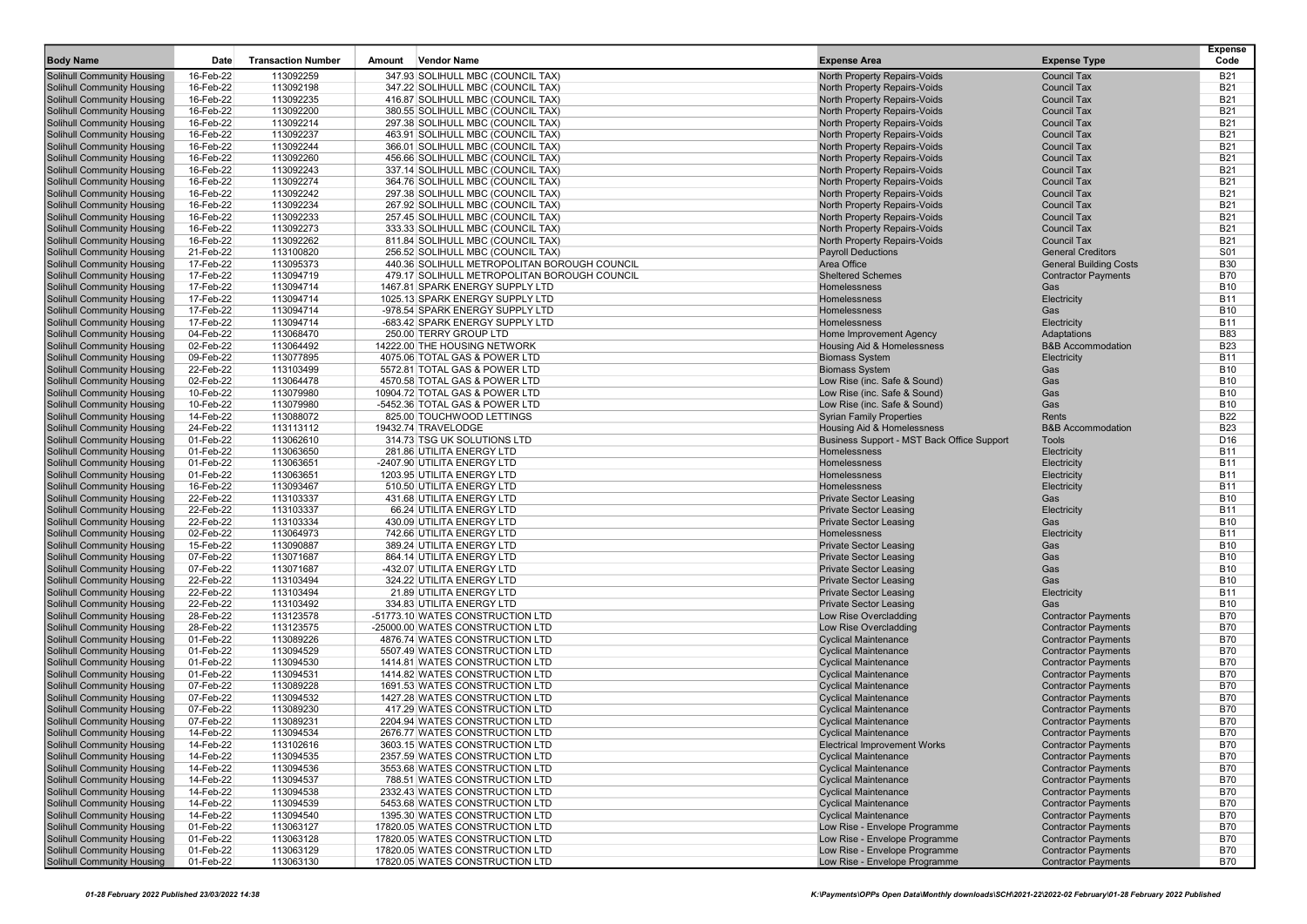| Body Name | Date | Transaction Number | Amount | Vendor Name | Expense Area | Expense Type | Expense Code |
|---|---|---|---|---|---|---|---|
| Solihull Community Housing | 16-Feb-22 | 113092259 | 347.93 | SOLIHULL MBC (COUNCIL TAX) | North Property Repairs-Voids | Council Tax | B21 |
| Solihull Community Housing | 16-Feb-22 | 113092198 | 347.22 | SOLIHULL MBC (COUNCIL TAX) | North Property Repairs-Voids | Council Tax | B21 |
| Solihull Community Housing | 16-Feb-22 | 113092235 | 416.87 | SOLIHULL MBC (COUNCIL TAX) | North Property Repairs-Voids | Council Tax | B21 |
| Solihull Community Housing | 16-Feb-22 | 113092200 | 380.55 | SOLIHULL MBC (COUNCIL TAX) | North Property Repairs-Voids | Council Tax | B21 |
| Solihull Community Housing | 16-Feb-22 | 113092214 | 297.38 | SOLIHULL MBC (COUNCIL TAX) | North Property Repairs-Voids | Council Tax | B21 |
| Solihull Community Housing | 16-Feb-22 | 113092237 | 463.91 | SOLIHULL MBC (COUNCIL TAX) | North Property Repairs-Voids | Council Tax | B21 |
| Solihull Community Housing | 16-Feb-22 | 113092244 | 366.01 | SOLIHULL MBC (COUNCIL TAX) | North Property Repairs-Voids | Council Tax | B21 |
| Solihull Community Housing | 16-Feb-22 | 113092260 | 456.66 | SOLIHULL MBC (COUNCIL TAX) | North Property Repairs-Voids | Council Tax | B21 |
| Solihull Community Housing | 16-Feb-22 | 113092243 | 337.14 | SOLIHULL MBC (COUNCIL TAX) | North Property Repairs-Voids | Council Tax | B21 |
| Solihull Community Housing | 16-Feb-22 | 113092274 | 364.76 | SOLIHULL MBC (COUNCIL TAX) | North Property Repairs-Voids | Council Tax | B21 |
| Solihull Community Housing | 16-Feb-22 | 113092242 | 297.38 | SOLIHULL MBC (COUNCIL TAX) | North Property Repairs-Voids | Council Tax | B21 |
| Solihull Community Housing | 16-Feb-22 | 113092234 | 267.92 | SOLIHULL MBC (COUNCIL TAX) | North Property Repairs-Voids | Council Tax | B21 |
| Solihull Community Housing | 16-Feb-22 | 113092233 | 257.45 | SOLIHULL MBC (COUNCIL TAX) | North Property Repairs-Voids | Council Tax | B21 |
| Solihull Community Housing | 16-Feb-22 | 113092273 | 333.33 | SOLIHULL MBC (COUNCIL TAX) | North Property Repairs-Voids | Council Tax | B21 |
| Solihull Community Housing | 16-Feb-22 | 113092262 | 811.84 | SOLIHULL MBC (COUNCIL TAX) | North Property Repairs-Voids | Council Tax | B21 |
| Solihull Community Housing | 21-Feb-22 | 113100820 | 256.52 | SOLIHULL MBC (COUNCIL TAX) | Payroll Deductions | General Creditors | S01 |
| Solihull Community Housing | 17-Feb-22 | 113095373 | 440.36 | SOLIHULL METROPOLITAN BOROUGH COUNCIL | Area Office | General Building Costs | B30 |
| Solihull Community Housing | 17-Feb-22 | 113094719 | 479.17 | SOLIHULL METROPOLITAN BOROUGH COUNCIL | Sheltered Schemes | Contractor Payments | B70 |
| Solihull Community Housing | 17-Feb-22 | 113094714 | 1467.81 | SPARK ENERGY SUPPLY LTD | Homelessness | Gas | B10 |
| Solihull Community Housing | 17-Feb-22 | 113094714 | 1025.13 | SPARK ENERGY SUPPLY LTD | Homelessness | Electricity | B11 |
| Solihull Community Housing | 17-Feb-22 | 113094714 | -978.54 | SPARK ENERGY SUPPLY LTD | Homelessness | Gas | B10 |
| Solihull Community Housing | 17-Feb-22 | 113094714 | -683.42 | SPARK ENERGY SUPPLY LTD | Homelessness | Electricity | B11 |
| Solihull Community Housing | 04-Feb-22 | 113068470 | 250.00 | TERRY GROUP LTD | Home Improvement Agency | Adaptations | B83 |
| Solihull Community Housing | 02-Feb-22 | 113064492 | 14222.00 | THE HOUSING NETWORK | Housing Aid & Homelessness | B&B Accommodation | B23 |
| Solihull Community Housing | 09-Feb-22 | 113077895 | 4075.06 | TOTAL GAS & POWER LTD | Biomass System | Electricity | B11 |
| Solihull Community Housing | 22-Feb-22 | 113103499 | 5572.81 | TOTAL GAS & POWER LTD | Biomass System | Gas | B10 |
| Solihull Community Housing | 02-Feb-22 | 113064478 | 4570.58 | TOTAL GAS & POWER LTD | Low Rise (inc. Safe & Sound) | Gas | B10 |
| Solihull Community Housing | 10-Feb-22 | 113079980 | 10904.72 | TOTAL GAS & POWER LTD | Low Rise (inc. Safe & Sound) | Gas | B10 |
| Solihull Community Housing | 10-Feb-22 | 113079980 | -5452.36 | TOTAL GAS & POWER LTD | Low Rise (inc. Safe & Sound) | Gas | B10 |
| Solihull Community Housing | 14-Feb-22 | 113088072 | 825.00 | TOUCHWOOD LETTINGS | Syrian Family Properties | Rents | B22 |
| Solihull Community Housing | 24-Feb-22 | 113113112 | 19432.74 | TRAVELODGE | Housing Aid & Homelessness | B&B Accommodation | B23 |
| Solihull Community Housing | 01-Feb-22 | 113062610 | 314.73 | TSG UK SOLUTIONS LTD | Business Support - MST Back Office Support | Tools | D16 |
| Solihull Community Housing | 01-Feb-22 | 113063650 | 281.86 | UTILITA ENERGY LTD | Homelessness | Electricity | B11 |
| Solihull Community Housing | 01-Feb-22 | 113063651 | -2407.90 | UTILITA ENERGY LTD | Homelessness | Electricity | B11 |
| Solihull Community Housing | 01-Feb-22 | 113063651 | 1203.95 | UTILITA ENERGY LTD | Homelessness | Electricity | B11 |
| Solihull Community Housing | 16-Feb-22 | 113093467 | 510.50 | UTILITA ENERGY LTD | Homelessness | Electricity | B11 |
| Solihull Community Housing | 22-Feb-22 | 113103337 | 431.68 | UTILITA ENERGY LTD | Private Sector Leasing | Gas | B10 |
| Solihull Community Housing | 22-Feb-22 | 113103337 | 66.24 | UTILITA ENERGY LTD | Private Sector Leasing | Electricity | B11 |
| Solihull Community Housing | 22-Feb-22 | 113103334 | 430.09 | UTILITA ENERGY LTD | Private Sector Leasing | Gas | B10 |
| Solihull Community Housing | 02-Feb-22 | 113064973 | 742.66 | UTILITA ENERGY LTD | Homelessness | Electricity | B11 |
| Solihull Community Housing | 15-Feb-22 | 113090887 | 389.24 | UTILITA ENERGY LTD | Private Sector Leasing | Gas | B10 |
| Solihull Community Housing | 07-Feb-22 | 113071687 | 864.14 | UTILITA ENERGY LTD | Private Sector Leasing | Gas | B10 |
| Solihull Community Housing | 07-Feb-22 | 113071687 | -432.07 | UTILITA ENERGY LTD | Private Sector Leasing | Gas | B10 |
| Solihull Community Housing | 22-Feb-22 | 113103494 | 324.22 | UTILITA ENERGY LTD | Private Sector Leasing | Gas | B10 |
| Solihull Community Housing | 22-Feb-22 | 113103494 | 21.89 | UTILITA ENERGY LTD | Private Sector Leasing | Electricity | B11 |
| Solihull Community Housing | 22-Feb-22 | 113103492 | 334.83 | UTILITA ENERGY LTD | Private Sector Leasing | Gas | B10 |
| Solihull Community Housing | 28-Feb-22 | 113123578 | -51773.10 | WATES CONSTRUCTION LTD | Low Rise Overcladding | Contractor Payments | B70 |
| Solihull Community Housing | 28-Feb-22 | 113123575 | -25000.00 | WATES CONSTRUCTION LTD | Low Rise Overcladding | Contractor Payments | B70 |
| Solihull Community Housing | 01-Feb-22 | 113089226 | 4876.74 | WATES CONSTRUCTION LTD | Cyclical Maintenance | Contractor Payments | B70 |
| Solihull Community Housing | 01-Feb-22 | 113094529 | 5507.49 | WATES CONSTRUCTION LTD | Cyclical Maintenance | Contractor Payments | B70 |
| Solihull Community Housing | 01-Feb-22 | 113094530 | 1414.81 | WATES CONSTRUCTION LTD | Cyclical Maintenance | Contractor Payments | B70 |
| Solihull Community Housing | 01-Feb-22 | 113094531 | 1414.82 | WATES CONSTRUCTION LTD | Cyclical Maintenance | Contractor Payments | B70 |
| Solihull Community Housing | 07-Feb-22 | 113089228 | 1691.53 | WATES CONSTRUCTION LTD | Cyclical Maintenance | Contractor Payments | B70 |
| Solihull Community Housing | 07-Feb-22 | 113094532 | 1427.28 | WATES CONSTRUCTION LTD | Cyclical Maintenance | Contractor Payments | B70 |
| Solihull Community Housing | 07-Feb-22 | 113089230 | 417.29 | WATES CONSTRUCTION LTD | Cyclical Maintenance | Contractor Payments | B70 |
| Solihull Community Housing | 07-Feb-22 | 113089231 | 2204.94 | WATES CONSTRUCTION LTD | Cyclical Maintenance | Contractor Payments | B70 |
| Solihull Community Housing | 14-Feb-22 | 113094534 | 2676.77 | WATES CONSTRUCTION LTD | Cyclical Maintenance | Contractor Payments | B70 |
| Solihull Community Housing | 14-Feb-22 | 113102616 | 3603.15 | WATES CONSTRUCTION LTD | Electrical Improvement Works | Contractor Payments | B70 |
| Solihull Community Housing | 14-Feb-22 | 113094535 | 2357.59 | WATES CONSTRUCTION LTD | Cyclical Maintenance | Contractor Payments | B70 |
| Solihull Community Housing | 14-Feb-22 | 113094536 | 3553.68 | WATES CONSTRUCTION LTD | Cyclical Maintenance | Contractor Payments | B70 |
| Solihull Community Housing | 14-Feb-22 | 113094537 | 788.51 | WATES CONSTRUCTION LTD | Cyclical Maintenance | Contractor Payments | B70 |
| Solihull Community Housing | 14-Feb-22 | 113094538 | 2332.43 | WATES CONSTRUCTION LTD | Cyclical Maintenance | Contractor Payments | B70 |
| Solihull Community Housing | 14-Feb-22 | 113094539 | 5453.68 | WATES CONSTRUCTION LTD | Cyclical Maintenance | Contractor Payments | B70 |
| Solihull Community Housing | 14-Feb-22 | 113094540 | 1395.30 | WATES CONSTRUCTION LTD | Cyclical Maintenance | Contractor Payments | B70 |
| Solihull Community Housing | 01-Feb-22 | 113063127 | 17820.05 | WATES CONSTRUCTION LTD | Low Rise - Envelope Programme | Contractor Payments | B70 |
| Solihull Community Housing | 01-Feb-22 | 113063128 | 17820.05 | WATES CONSTRUCTION LTD | Low Rise - Envelope Programme | Contractor Payments | B70 |
| Solihull Community Housing | 01-Feb-22 | 113063129 | 17820.05 | WATES CONSTRUCTION LTD | Low Rise - Envelope Programme | Contractor Payments | B70 |
| Solihull Community Housing | 01-Feb-22 | 113063130 | 17820.05 | WATES CONSTRUCTION LTD | Low Rise - Envelope Programme | Contractor Payments | B70 |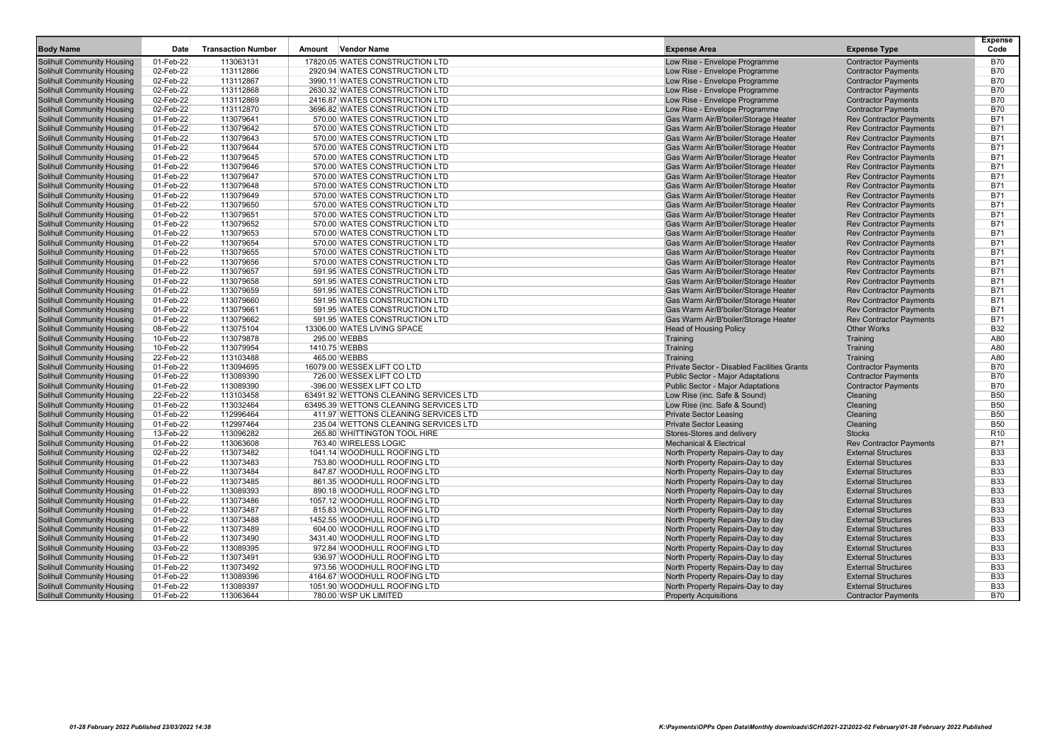| Body Name | Date | Transaction Number | Amount | Vendor Name | Expense Area | Expense Type | Expense Code |
|---|---|---|---|---|---|---|---|
| Solihull Community Housing | 01-Feb-22 | 113063131 | 17820.05 | WATES CONSTRUCTION LTD | Low Rise - Envelope Programme | Contractor Payments | B70 |
| Solihull Community Housing | 02-Feb-22 | 113112866 | 2920.94 | WATES CONSTRUCTION LTD | Low Rise - Envelope Programme | Contractor Payments | B70 |
| Solihull Community Housing | 02-Feb-22 | 113112867 | 3990.11 | WATES CONSTRUCTION LTD | Low Rise - Envelope Programme | Contractor Payments | B70 |
| Solihull Community Housing | 02-Feb-22 | 113112868 | 2630.32 | WATES CONSTRUCTION LTD | Low Rise - Envelope Programme | Contractor Payments | B70 |
| Solihull Community Housing | 02-Feb-22 | 113112869 | 2416.87 | WATES CONSTRUCTION LTD | Low Rise - Envelope Programme | Contractor Payments | B70 |
| Solihull Community Housing | 02-Feb-22 | 113112870 | 3696.82 | WATES CONSTRUCTION LTD | Low Rise - Envelope Programme | Contractor Payments | B70 |
| Solihull Community Housing | 01-Feb-22 | 113079641 | 570.00 | WATES CONSTRUCTION LTD | Gas Warm Air/B'boiler/Storage Heater | Rev Contractor Payments | B71 |
| Solihull Community Housing | 01-Feb-22 | 113079642 | 570.00 | WATES CONSTRUCTION LTD | Gas Warm Air/B'boiler/Storage Heater | Rev Contractor Payments | B71 |
| Solihull Community Housing | 01-Feb-22 | 113079643 | 570.00 | WATES CONSTRUCTION LTD | Gas Warm Air/B'boiler/Storage Heater | Rev Contractor Payments | B71 |
| Solihull Community Housing | 01-Feb-22 | 113079644 | 570.00 | WATES CONSTRUCTION LTD | Gas Warm Air/B'boiler/Storage Heater | Rev Contractor Payments | B71 |
| Solihull Community Housing | 01-Feb-22 | 113079645 | 570.00 | WATES CONSTRUCTION LTD | Gas Warm Air/B'boiler/Storage Heater | Rev Contractor Payments | B71 |
| Solihull Community Housing | 01-Feb-22 | 113079646 | 570.00 | WATES CONSTRUCTION LTD | Gas Warm Air/B'boiler/Storage Heater | Rev Contractor Payments | B71 |
| Solihull Community Housing | 01-Feb-22 | 113079647 | 570.00 | WATES CONSTRUCTION LTD | Gas Warm Air/B'boiler/Storage Heater | Rev Contractor Payments | B71 |
| Solihull Community Housing | 01-Feb-22 | 113079648 | 570.00 | WATES CONSTRUCTION LTD | Gas Warm Air/B'boiler/Storage Heater | Rev Contractor Payments | B71 |
| Solihull Community Housing | 01-Feb-22 | 113079649 | 570.00 | WATES CONSTRUCTION LTD | Gas Warm Air/B'boiler/Storage Heater | Rev Contractor Payments | B71 |
| Solihull Community Housing | 01-Feb-22 | 113079650 | 570.00 | WATES CONSTRUCTION LTD | Gas Warm Air/B'boiler/Storage Heater | Rev Contractor Payments | B71 |
| Solihull Community Housing | 01-Feb-22 | 113079651 | 570.00 | WATES CONSTRUCTION LTD | Gas Warm Air/B'boiler/Storage Heater | Rev Contractor Payments | B71 |
| Solihull Community Housing | 01-Feb-22 | 113079652 | 570.00 | WATES CONSTRUCTION LTD | Gas Warm Air/B'boiler/Storage Heater | Rev Contractor Payments | B71 |
| Solihull Community Housing | 01-Feb-22 | 113079653 | 570.00 | WATES CONSTRUCTION LTD | Gas Warm Air/B'boiler/Storage Heater | Rev Contractor Payments | B71 |
| Solihull Community Housing | 01-Feb-22 | 113079654 | 570.00 | WATES CONSTRUCTION LTD | Gas Warm Air/B'boiler/Storage Heater | Rev Contractor Payments | B71 |
| Solihull Community Housing | 01-Feb-22 | 113079655 | 570.00 | WATES CONSTRUCTION LTD | Gas Warm Air/B'boiler/Storage Heater | Rev Contractor Payments | B71 |
| Solihull Community Housing | 01-Feb-22 | 113079656 | 570.00 | WATES CONSTRUCTION LTD | Gas Warm Air/B'boiler/Storage Heater | Rev Contractor Payments | B71 |
| Solihull Community Housing | 01-Feb-22 | 113079657 | 591.95 | WATES CONSTRUCTION LTD | Gas Warm Air/B'boiler/Storage Heater | Rev Contractor Payments | B71 |
| Solihull Community Housing | 01-Feb-22 | 113079658 | 591.95 | WATES CONSTRUCTION LTD | Gas Warm Air/B'boiler/Storage Heater | Rev Contractor Payments | B71 |
| Solihull Community Housing | 01-Feb-22 | 113079659 | 591.95 | WATES CONSTRUCTION LTD | Gas Warm Air/B'boiler/Storage Heater | Rev Contractor Payments | B71 |
| Solihull Community Housing | 01-Feb-22 | 113079660 | 591.95 | WATES CONSTRUCTION LTD | Gas Warm Air/B'boiler/Storage Heater | Rev Contractor Payments | B71 |
| Solihull Community Housing | 01-Feb-22 | 113079661 | 591.95 | WATES CONSTRUCTION LTD | Gas Warm Air/B'boiler/Storage Heater | Rev Contractor Payments | B71 |
| Solihull Community Housing | 01-Feb-22 | 113079662 | 591.95 | WATES CONSTRUCTION LTD | Gas Warm Air/B'boiler/Storage Heater | Rev Contractor Payments | B71 |
| Solihull Community Housing | 08-Feb-22 | 113075104 | 13306.00 | WATES LIVING SPACE | Head of Housing Policy | Other Works | B32 |
| Solihull Community Housing | 10-Feb-22 | 113079878 | 295.00 | WEBBS | Training | Training | A80 |
| Solihull Community Housing | 10-Feb-22 | 113079954 | 1410.75 | WEBBS | Training | Training | A80 |
| Solihull Community Housing | 22-Feb-22 | 113103488 | 465.00 | WEBBS | Training | Training | A80 |
| Solihull Community Housing | 01-Feb-22 | 113094695 | 16079.00 | WESSEX LIFT CO LTD | Private Sector - Disabled Facilities Grants | Contractor Payments | B70 |
| Solihull Community Housing | 01-Feb-22 | 113089390 | 726.00 | WESSEX LIFT CO LTD | Public Sector - Major Adaptations | Contractor Payments | B70 |
| Solihull Community Housing | 01-Feb-22 | 113089390 | -396.00 | WESSEX LIFT CO LTD | Public Sector - Major Adaptations | Contractor Payments | B70 |
| Solihull Community Housing | 22-Feb-22 | 113103458 | 63491.92 | WETTONS CLEANING SERVICES LTD | Low Rise (inc. Safe & Sound) | Cleaning | B50 |
| Solihull Community Housing | 01-Feb-22 | 113032464 | 63495.39 | WETTONS CLEANING SERVICES LTD | Low Rise (inc. Safe & Sound) | Cleaning | B50 |
| Solihull Community Housing | 01-Feb-22 | 112996464 | 411.97 | WETTONS CLEANING SERVICES LTD | Private Sector Leasing | Cleaning | B50 |
| Solihull Community Housing | 01-Feb-22 | 112997464 | 235.04 | WETTONS CLEANING SERVICES LTD | Private Sector Leasing | Cleaning | B50 |
| Solihull Community Housing | 13-Feb-22 | 113096282 | 265.80 | WHITTINGTON TOOL HIRE | Stores-Stores and delivery | Stocks | R10 |
| Solihull Community Housing | 01-Feb-22 | 113063608 | 763.40 | WIRELESS LOGIC | Mechanical & Electrical | Rev Contractor Payments | B71 |
| Solihull Community Housing | 02-Feb-22 | 113073482 | 1041.14 | WOODHULL ROOFING LTD | North Property Repairs-Day to day | External Structures | B33 |
| Solihull Community Housing | 01-Feb-22 | 113073483 | 753.80 | WOODHULL ROOFING LTD | North Property Repairs-Day to day | External Structures | B33 |
| Solihull Community Housing | 01-Feb-22 | 113073484 | 847.87 | WOODHULL ROOFING LTD | North Property Repairs-Day to day | External Structures | B33 |
| Solihull Community Housing | 01-Feb-22 | 113073485 | 861.35 | WOODHULL ROOFING LTD | North Property Repairs-Day to day | External Structures | B33 |
| Solihull Community Housing | 01-Feb-22 | 113089393 | 890.18 | WOODHULL ROOFING LTD | North Property Repairs-Day to day | External Structures | B33 |
| Solihull Community Housing | 01-Feb-22 | 113073486 | 1057.12 | WOODHULL ROOFING LTD | North Property Repairs-Day to day | External Structures | B33 |
| Solihull Community Housing | 01-Feb-22 | 113073487 | 815.83 | WOODHULL ROOFING LTD | North Property Repairs-Day to day | External Structures | B33 |
| Solihull Community Housing | 01-Feb-22 | 113073488 | 1452.55 | WOODHULL ROOFING LTD | North Property Repairs-Day to day | External Structures | B33 |
| Solihull Community Housing | 01-Feb-22 | 113073489 | 604.00 | WOODHULL ROOFING LTD | North Property Repairs-Day to day | External Structures | B33 |
| Solihull Community Housing | 01-Feb-22 | 113073490 | 3431.40 | WOODHULL ROOFING LTD | North Property Repairs-Day to day | External Structures | B33 |
| Solihull Community Housing | 03-Feb-22 | 113089395 | 972.84 | WOODHULL ROOFING LTD | North Property Repairs-Day to day | External Structures | B33 |
| Solihull Community Housing | 01-Feb-22 | 113073491 | 936.97 | WOODHULL ROOFING LTD | North Property Repairs-Day to day | External Structures | B33 |
| Solihull Community Housing | 01-Feb-22 | 113073492 | 973.56 | WOODHULL ROOFING LTD | North Property Repairs-Day to day | External Structures | B33 |
| Solihull Community Housing | 01-Feb-22 | 113089396 | 4164.67 | WOODHULL ROOFING LTD | North Property Repairs-Day to day | External Structures | B33 |
| Solihull Community Housing | 01-Feb-22 | 113089397 | 1051.90 | WOODHULL ROOFING LTD | North Property Repairs-Day to day | External Structures | B33 |
| Solihull Community Housing | 01-Feb-22 | 113063644 | 780.00 | WSP UK LIMITED | Property Acquisitions | Contractor Payments | B70 |